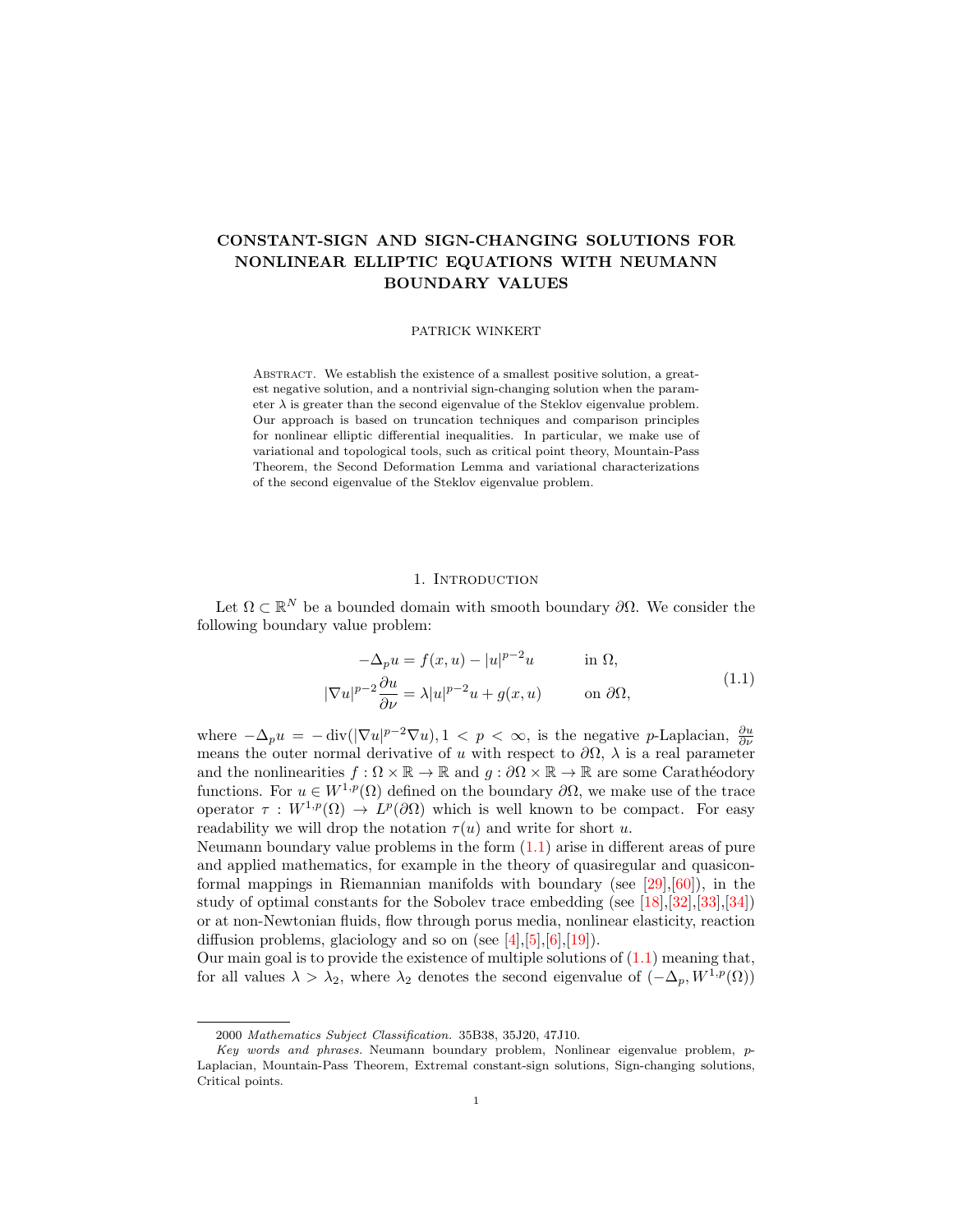# CONSTANT-SIGN AND SIGN-CHANGING SOLUTIONS FOR NONLINEAR ELLIPTIC EQUATIONS WITH NEUMANN BOUNDARY VALUES

PATRICK WINKERT

Abstract. We establish the existence of a smallest positive solution, a greatest negative solution, and a nontrivial sign-changing solution when the parameter $\lambda$ is greater than the second eigenvalue of the Steklov eigenvalue problem. Our approach is based on truncation techniques and comparison principles for nonlinear elliptic differential inequalities. In particular, we make use of variational and topological tools, such as critical point theory, Mountain-Pass Theorem, the Second Deformation Lemma and variational characterizations of the second eigenvalue of the Steklov eigenvalue problem.

## 1. Introduction

Let $\Omega \subset \mathbb{R}^N$ be a bounded domain with smooth boundary $\partial\Omega$. We consider the following boundary value problem:

$$
\begin{aligned}
-\Delta_p u &= f(x,u) - |u|^{p-2}u \qquad &&\text{in } \Omega,\\
|\nabla u|^{p-2}\frac{\partial u}{\partial \nu} &= \lambda |u|^{p-2}u + g(x,u) \qquad &&\text{on } \partial\Omega,
\end{aligned}
\tag{1.1}
$$

where $-\Delta_p u = -\operatorname{div}(|\nabla u|^{p-2}\nabla u), 1 < p < \infty$, is the negative $p$-Laplacian, $\frac{\partial u}{\partial \nu}$ means the outer normal derivative of $u$ with respect to $\partial\Omega$, $\lambda$ is a real parameter and the nonlinearities $f : \Omega \times \mathbb{R} \to \mathbb{R}$ and $g : \partial\Omega \times \mathbb{R} \to \mathbb{R}$ are some Carathéodory functions. For $u \in W^{1,p}(\Omega)$ defined on the boundary $\partial\Omega$, we make use of the trace operator $\tau : W^{1,p}(\Omega) \to L^p(\partial\Omega)$ which is well known to be compact. For easy readability we will drop the notation $\tau(u)$ and write for short $u$.

Neumann boundary value problems in the form (1.1) arise in different areas of pure and applied mathematics, for example in the theory of quasiregular and quasiconformal mappings in Riemannian manifolds with boundary (see [29],[60]), in the study of optimal constants for the Sobolev trace embedding (see [18],[32],[33],[34]) or at non-Newtonian fluids, flow through porus media, nonlinear elasticity, reaction diffusion problems, glaciology and so on (see [4],[5],[6],[19]).

Our main goal is to provide the existence of multiple solutions of (1.1) meaning that, for all values $\lambda > \lambda_2$, where $\lambda_2$ denotes the second eigenvalue of $(-\Delta_p, W^{1,p}(\Omega))$

2000 *Mathematics Subject Classification.* 35B38, 35J20, 47J10.

*Key words and phrases.* Neumann boundary problem, Nonlinear eigenvalue problem, $p$-Laplacian, Mountain-Pass Theorem, Extremal constant-sign solutions, Sign-changing solutions, Critical points.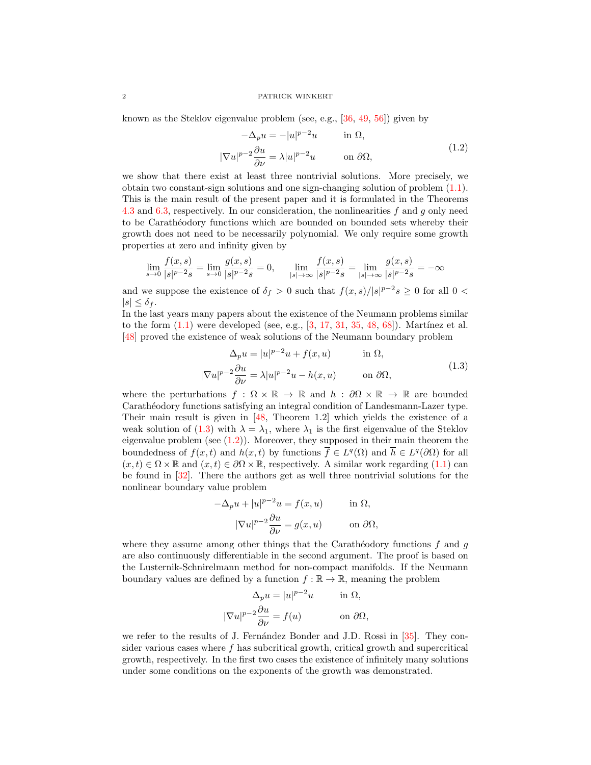known as the Steklov eigenvalue problem (see, e.g., [36, 49, 56]) given by

$$
\begin{aligned}
-\Delta_p u &= -|u|^{p-2}u && \text{in } \Omega,\\
|\nabla u|^{p-2}\frac{\partial u}{\partial \nu} &= \lambda |u|^{p-2}u && \text{on } \partial\Omega,
\end{aligned}
\tag{1.2}
$$

we show that there exist at least three nontrivial solutions. More precisely, we obtain two constant-sign solutions and one sign-changing solution of problem (1.1). This is the main result of the present paper and it is formulated in the Theorems 4.3 and 6.3, respectively. In our consideration, the nonlinearities $f$ and $g$ only need to be Carathéodory functions which are bounded on bounded sets whereby their growth does not need to be necessarily polynomial. We only require some growth properties at zero and infinity given by

$$
\lim_{s\to 0}\frac{f(x,s)}{|s|^{p-2}s} = \lim_{s\to 0}\frac{g(x,s)}{|s|^{p-2}s} = 0, \qquad \lim_{|s|\to\infty}\frac{f(x,s)}{|s|^{p-2}s} = \lim_{|s|\to\infty}\frac{g(x,s)}{|s|^{p-2}s} = -\infty
$$

and we suppose the existence of $\delta_f > 0$ such that $f(x,s)/|s|^{p-2}s \geq 0$ for all $0 < |s| \leq \delta_f$.

In the last years many papers about the existence of the Neumann problems similar to the form (1.1) were developed (see, e.g., [3, 17, 31, 35, 48, 68]). Martínez et al. [48] proved the existence of weak solutions of the Neumann boundary problem

$$
\begin{aligned}
\Delta_p u &= |u|^{p-2}u + f(x,u) && \text{in } \Omega,\\
|\nabla u|^{p-2}\frac{\partial u}{\partial \nu} &= \lambda |u|^{p-2}u - h(x,u) && \text{on } \partial\Omega,
\end{aligned}
\tag{1.3}
$$

where the perturbations $f : \Omega \times \mathbb{R} \to \mathbb{R}$ and $h : \partial\Omega \times \mathbb{R} \to \mathbb{R}$ are bounded Carathéodory functions satisfying an integral condition of Landesmann-Lazer type. Their main result is given in [48, Theorem 1.2] which yields the existence of a weak solution of (1.3) with $\lambda = \lambda_1$, where $\lambda_1$ is the first eigenvalue of the Steklov eigenvalue problem (see (1.2)). Moreover, they supposed in their main theorem the boundedness of $f(x,t)$ and $h(x,t)$ by functions $\overline{f} \in L^q(\Omega)$ and $\overline{h} \in L^q(\partial\Omega)$ for all $(x,t) \in \Omega \times \mathbb{R}$ and $(x,t) \in \partial\Omega \times \mathbb{R}$, respectively. A similar work regarding (1.1) can be found in [32]. There the authors get as well three nontrivial solutions for the nonlinear boundary value problem

$$
\begin{aligned}
-\Delta_p u + |u|^{p-2}u &= f(x,u) && \text{in } \Omega,\\
|\nabla u|^{p-2}\frac{\partial u}{\partial \nu} &= g(x,u) && \text{on } \partial\Omega,
\end{aligned}
$$

where they assume among other things that the Carathéodory functions $f$ and $g$ are also continuously differentiable in the second argument. The proof is based on the Lusternik-Schnirelmann method for non-compact manifolds. If the Neumann boundary values are defined by a function $f : \mathbb{R} \to \mathbb{R}$, meaning the problem

$$
\begin{aligned}
\Delta_p u &= |u|^{p-2}u && \text{in } \Omega,\\
|\nabla u|^{p-2}\frac{\partial u}{\partial \nu} &= f(u) && \text{on } \partial\Omega,
\end{aligned}
$$

we refer to the results of J. Fernández Bonder and J.D. Rossi in [35]. They consider various cases where $f$ has subcritical growth, critical growth and supercritical growth, respectively. In the first two cases the existence of infinitely many solutions under some conditions on the exponents of the growth was demonstrated.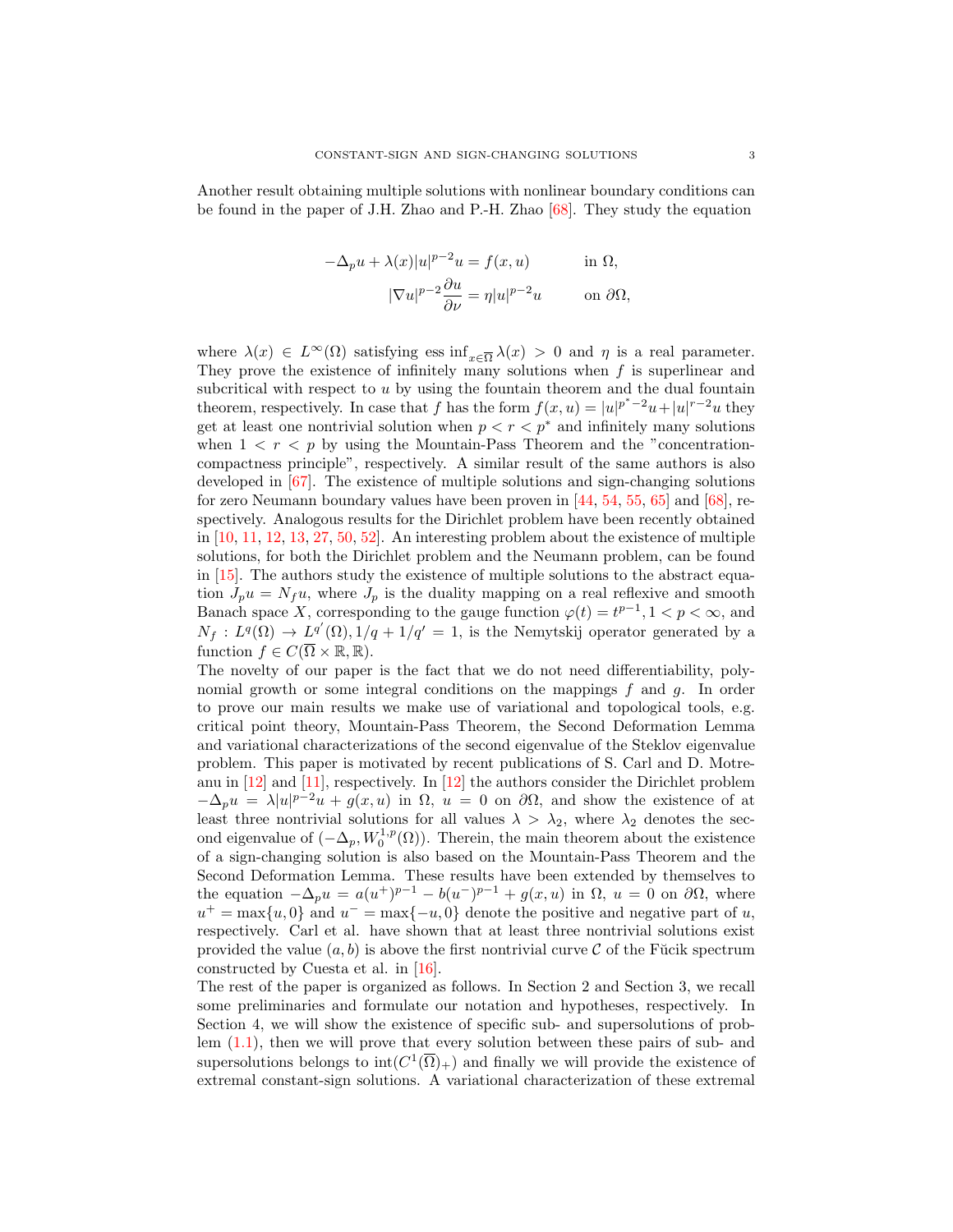Another result obtaining multiple solutions with nonlinear boundary conditions can be found in the paper of J.H. Zhao and P.-H. Zhao [68]. They study the equation

$$
\begin{aligned}
-\Delta_p u + \lambda(x)|u|^{p-2}u &= f(x,u) \qquad && \text{in } \Omega, \\
|\nabla u|^{p-2}\frac{\partial u}{\partial \nu} &= \eta |u|^{p-2}u \qquad && \text{on } \partial\Omega,
\end{aligned}
$$

where $\lambda(x) \in L^\infty(\Omega)$ satisfying ess $\inf_{x\in\overline{\Omega}} \lambda(x) > 0$ and $\eta$ is a real parameter. They prove the existence of infinitely many solutions when $f$ is superlinear and subcritical with respect to $u$ by using the fountain theorem and the dual fountain theorem, respectively. In case that $f$ has the form $f(x,u) = |u|^{p^*-2}u + |u|^{r-2}u$ they get at least one nontrivial solution when $p < r < p^*$ and infinitely many solutions when $1 < r < p$ by using the Mountain-Pass Theorem and the "concentration-compactness principle", respectively. A similar result of the same authors is also developed in [67]. The existence of multiple solutions and sign-changing solutions for zero Neumann boundary values have been proven in [44, 54, 55, 65] and [68], respectively. Analogous results for the Dirichlet problem have been recently obtained in [10, 11, 12, 13, 27, 50, 52]. An interesting problem about the existence of multiple solutions, for both the Dirichlet problem and the Neumann problem, can be found in [15]. The authors study the existence of multiple solutions to the abstract equation $J_p u = N_f u$, where $J_p$ is the duality mapping on a real reflexive and smooth Banach space $X$, corresponding to the gauge function $\varphi(t) = t^{p-1}, 1 < p < \infty$, and $N_f : L^q(\Omega) \to L^{q'}(\Omega), 1/q + 1/q' = 1$, is the Nemytskij operator generated by a function $f \in C(\overline{\Omega} \times \mathbb{R}, \mathbb{R})$.

The novelty of our paper is the fact that we do not need differentiability, polynomial growth or some integral conditions on the mappings $f$ and $g$. In order to prove our main results we make use of variational and topological tools, e.g. critical point theory, Mountain-Pass Theorem, the Second Deformation Lemma and variational characterizations of the second eigenvalue of the Steklov eigenvalue problem. This paper is motivated by recent publications of S. Carl and D. Motreanu in [12] and [11], respectively. In [12] the authors consider the Dirichlet problem $-\Delta_p u = \lambda |u|^{p-2}u + g(x,u)$ in $\Omega$, $u = 0$ on $\partial\Omega$, and show the existence of at least three nontrivial solutions for all values $\lambda > \lambda_2$, where $\lambda_2$ denotes the second eigenvalue of $(-\Delta_p, W_0^{1,p}(\Omega))$. Therein, the main theorem about the existence of a sign-changing solution is also based on the Mountain-Pass Theorem and the Second Deformation Lemma. These results have been extended by themselves to the equation $-\Delta_p u = a(u^+)^{p-1} - b(u^-)^{p-1} + g(x,u)$ in $\Omega$, $u = 0$ on $\partial\Omega$, where $u^+ = \max\{u, 0\}$ and $u^- = \max\{-u, 0\}$ denote the positive and negative part of $u$, respectively. Carl et al. have shown that at least three nontrivial solutions exist provided the value $(a,b)$ is above the first nontrivial curve $\mathcal{C}$ of the Fŭcik spectrum constructed by Cuesta et al. in [16].

The rest of the paper is organized as follows. In Section 2 and Section 3, we recall some preliminaries and formulate our notation and hypotheses, respectively. In Section 4, we will show the existence of specific sub- and supersolutions of problem (1.1), then we will prove that every solution between these pairs of sub- and supersolutions belongs to $\text{int}(C^1(\overline{\Omega})_+)$ and finally we will provide the existence of extremal constant-sign solutions. A variational characterization of these extremal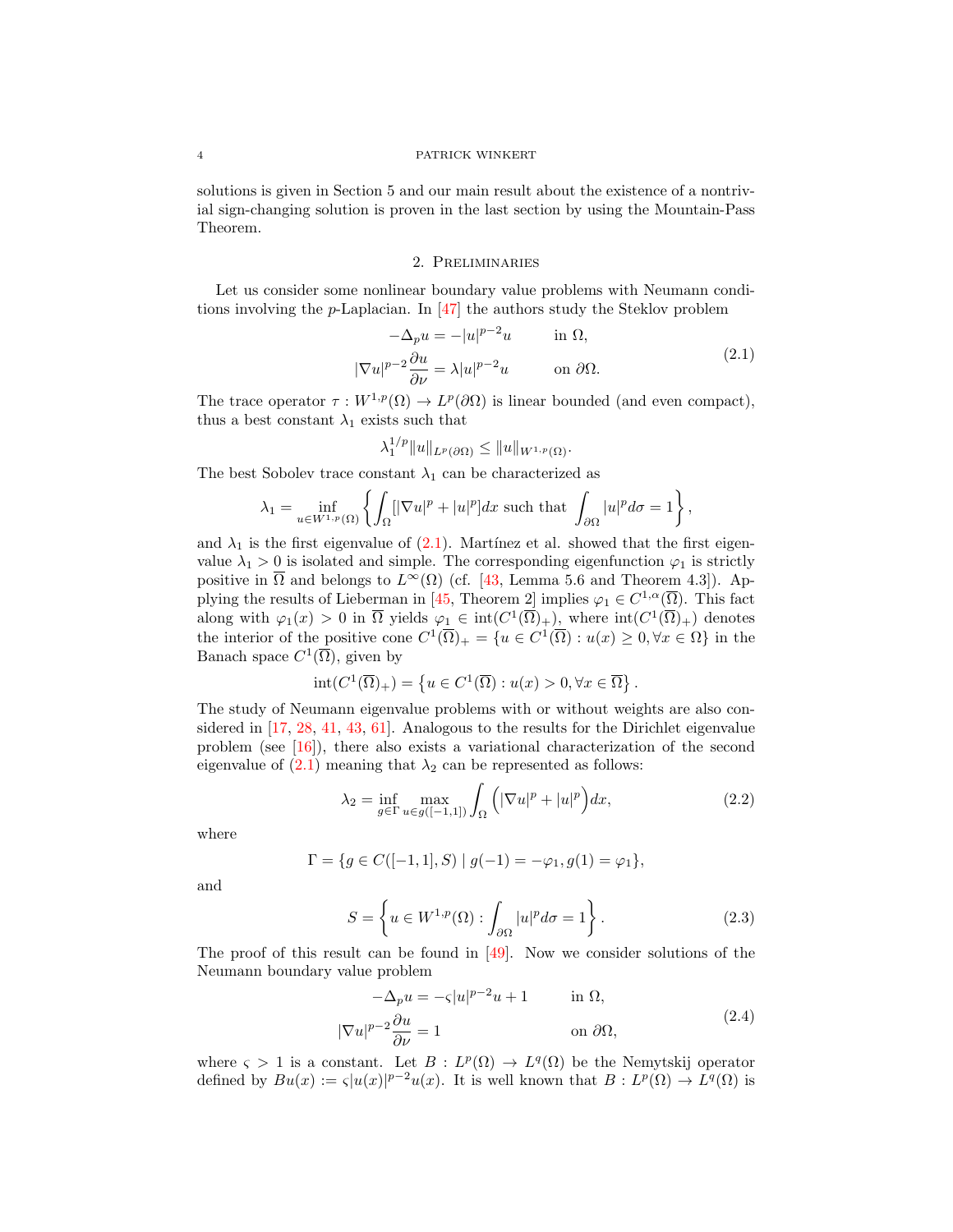solutions is given in Section 5 and our main result about the existence of a nontrivial sign-changing solution is proven in the last section by using the Mountain-Pass Theorem.

## 2. Preliminaries

Let us consider some nonlinear boundary value problems with Neumann conditions involving the $p$-Laplacian. In [47] the authors study the Steklov problem

$$
\begin{aligned}
-\Delta_p u &= -|u|^{p-2}u \qquad &&\text{in } \Omega,\\
|\nabla u|^{p-2}\frac{\partial u}{\partial \nu} &= \lambda |u|^{p-2}u &&\text{on } \partial\Omega.
\end{aligned}
\tag{2.1}
$$

The trace operator $\tau : W^{1,p}(\Omega) \to L^p(\partial\Omega)$ is linear bounded (and even compact), thus a best constant $\lambda_1$ exists such that

$$
\lambda_1^{1/p}\|u\|_{L^p(\partial\Omega)} \leq \|u\|_{W^{1,p}(\Omega)}.
$$

The best Sobolev trace constant $\lambda_1$ can be characterized as

$$
\lambda_1 = \inf_{u\in W^{1,p}(\Omega)} \left\{ \int_\Omega [|\nabla u|^p + |u|^p]dx \text{ such that } \int_{\partial\Omega} |u|^p d\sigma = 1 \right\},
$$

and $\lambda_1$ is the first eigenvalue of (2.1). Martínez et al. showed that the first eigenvalue $\lambda_1 > 0$ is isolated and simple. The corresponding eigenfunction $\varphi_1$ is strictly positive in $\overline{\Omega}$ and belongs to $L^\infty(\Omega)$ (cf. [43, Lemma 5.6 and Theorem 4.3]). Applying the results of Lieberman in [45, Theorem 2] implies $\varphi_1 \in C^{1,\alpha}(\overline{\Omega})$. This fact along with $\varphi_1(x) > 0$ in $\overline{\Omega}$ yields $\varphi_1 \in \operatorname{int}(C^1(\overline{\Omega})_+)$, where $\operatorname{int}(C^1(\overline{\Omega})_+)$ denotes the interior of the positive cone $C^1(\overline{\Omega})_+ = \{u \in C^1(\overline{\Omega}) : u(x) \geq 0, \forall x \in \Omega\}$ in the Banach space $C^1(\overline{\Omega})$, given by

$$
\operatorname{int}(C^1(\overline{\Omega})_+) = \left\{ u \in C^1(\overline{\Omega}) : u(x) > 0, \forall x \in \overline{\Omega} \right\}.
$$

The study of Neumann eigenvalue problems with or without weights are also considered in [17, 28, 41, 43, 61]. Analogous to the results for the Dirichlet eigenvalue problem (see [16]), there also exists a variational characterization of the second eigenvalue of (2.1) meaning that $\lambda_2$ can be represented as follows:

$$
\lambda_2 = \inf_{g\in\Gamma} \max_{u\in g([-1,1])} \int_\Omega \Big(|\nabla u|^p + |u|^p\Big)dx,
\tag{2.2}
$$

where

$$
\Gamma = \{g \in C([-1,1], S) \mid g(-1) = -\varphi_1, g(1) = \varphi_1\},
$$

and

$$
S = \left\{ u \in W^{1,p}(\Omega) : \int_{\partial\Omega} |u|^p d\sigma = 1 \right\}.
\tag{2.3}
$$

The proof of this result can be found in [49]. Now we consider solutions of the Neumann boundary value problem

$$
\begin{aligned}
-\Delta_p u &= -\varsigma |u|^{p-2}u + 1 \qquad &&\text{in } \Omega,\\
|\nabla u|^{p-2}\frac{\partial u}{\partial \nu} &= 1 &&\text{on } \partial\Omega,
\end{aligned}
\tag{2.4}
$$

where $\varsigma > 1$ is a constant. Let $B : L^p(\Omega) \to L^q(\Omega)$ be the Nemytskij operator defined by $Bu(x) := \varsigma |u(x)|^{p-2}u(x)$. It is well known that $B : L^p(\Omega) \to L^q(\Omega)$ is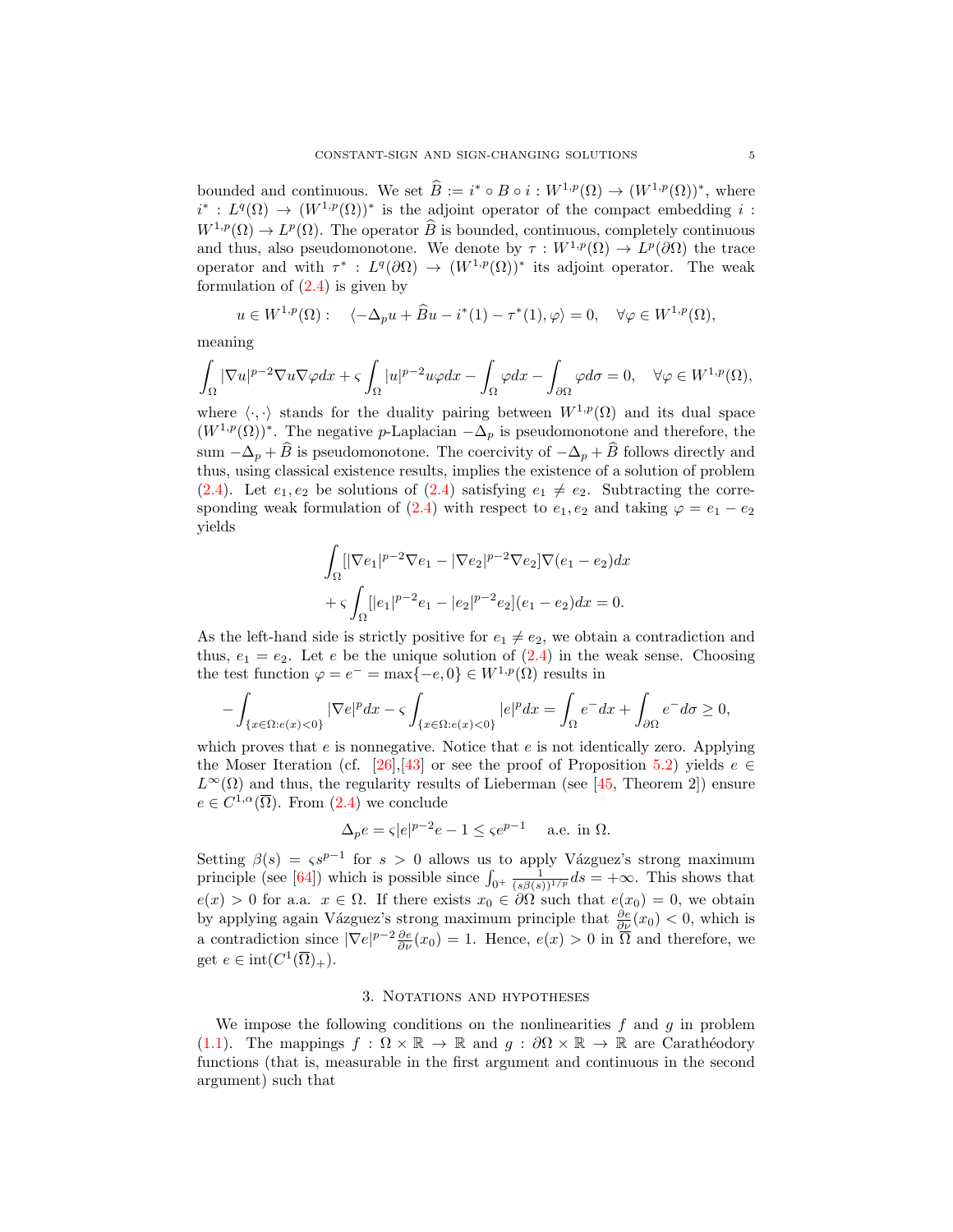bounded and continuous. We set $\widehat{B} := i^* \circ B \circ i : W^{1,p}(\Omega) \to (W^{1,p}(\Omega))^*$, where $i^* : L^q(\Omega) \to (W^{1,p}(\Omega))^*$ is the adjoint operator of the compact embedding $i : W^{1,p}(\Omega) \to L^p(\Omega)$. The operator $\widehat{B}$ is bounded, continuous, completely continuous and thus, also pseudomonotone. We denote by $\tau : W^{1,p}(\Omega) \to L^p(\partial\Omega)$ the trace operator and with $\tau^* : L^q(\partial\Omega) \to (W^{1,p}(\Omega))^*$ its adjoint operator. The weak formulation of (2.4) is given by

$$u \in W^{1,p}(\Omega) : \quad \langle -\Delta_p u + \widehat{B}u - i^*(1) - \tau^*(1), \varphi \rangle = 0, \quad \forall \varphi \in W^{1,p}(\Omega),$$

meaning

$$\int_\Omega |\nabla u|^{p-2} \nabla u \nabla \varphi dx + \varsigma \int_\Omega |u|^{p-2} u \varphi dx - \int_\Omega \varphi dx - \int_{\partial\Omega} \varphi d\sigma = 0, \quad \forall \varphi \in W^{1,p}(\Omega),$$

where $\langle \cdot, \cdot \rangle$ stands for the duality pairing between $W^{1,p}(\Omega)$ and its dual space $(W^{1,p}(\Omega))^*$. The negative $p$-Laplacian $-\Delta_p$ is pseudomonotone and therefore, the sum $-\Delta_p + \widehat{B}$ is pseudomonotone. The coercivity of $-\Delta_p + \widehat{B}$ follows directly and thus, using classical existence results, implies the existence of a solution of problem (2.4). Let $e_1, e_2$ be solutions of (2.4) satisfying $e_1 \neq e_2$. Subtracting the corresponding weak formulation of (2.4) with respect to $e_1, e_2$ and taking $\varphi = e_1 - e_2$ yields

$$\begin{aligned}
&\int_\Omega [|\nabla e_1|^{p-2} \nabla e_1 - |\nabla e_2|^{p-2} \nabla e_2] \nabla (e_1 - e_2) dx \\
&+ \varsigma \int_\Omega [|e_1|^{p-2} e_1 - |e_2|^{p-2} e_2](e_1 - e_2) dx = 0.
\end{aligned}$$

As the left-hand side is strictly positive for $e_1 \neq e_2$, we obtain a contradiction and thus, $e_1 = e_2$. Let $e$ be the unique solution of (2.4) in the weak sense. Choosing the test function $\varphi = e^- = \max\{-e, 0\} \in W^{1,p}(\Omega)$ results in

$$-\int_{\{x \in \Omega : e(x) < 0\}} |\nabla e|^p dx - \varsigma \int_{\{x \in \Omega : e(x) < 0\}} |e|^p dx = \int_\Omega e^- dx + \int_{\partial\Omega} e^- d\sigma \geq 0,$$

which proves that $e$ is nonnegative. Notice that $e$ is not identically zero. Applying the Moser Iteration (cf. [26],[43] or see the proof of Proposition 5.2) yields $e \in L^\infty(\Omega)$ and thus, the regularity results of Lieberman (see [45, Theorem 2]) ensure $e \in C^{1,\alpha}(\overline{\Omega})$. From (2.4) we conclude

$$\Delta_p e = \varsigma |e|^{p-2} e - 1 \leq \varsigma e^{p-1} \quad \text{ a.e. in } \Omega.$$

Setting $\beta(s) = \varsigma s^{p-1}$ for $s > 0$ allows us to apply Vázquez's strong maximum principle (see [64]) which is possible since $\int_{0^+} \frac{1}{(s\beta(s))^{1/p}} ds = +\infty$. This shows that $e(x) > 0$ for a.a. $x \in \Omega$. If there exists $x_0 \in \partial\Omega$ such that $e(x_0) = 0$, we obtain by applying again Vázquez's strong maximum principle that $\frac{\partial e}{\partial \nu}(x_0) < 0$, which is a contradiction since $|\nabla e|^{p-2} \frac{\partial e}{\partial \nu}(x_0) = 1$. Hence, $e(x) > 0$ in $\overline{\Omega}$ and therefore, we get $e \in \operatorname{int}(C^1(\overline{\Omega})_+)$.

## 3. Notations and hypotheses

We impose the following conditions on the nonlinearities $f$ and $g$ in problem (1.1). The mappings $f : \Omega \times \mathbb{R} \to \mathbb{R}$ and $g : \partial\Omega \times \mathbb{R} \to \mathbb{R}$ are Carathéodory functions (that is, measurable in the first argument and continuous in the second argument) such that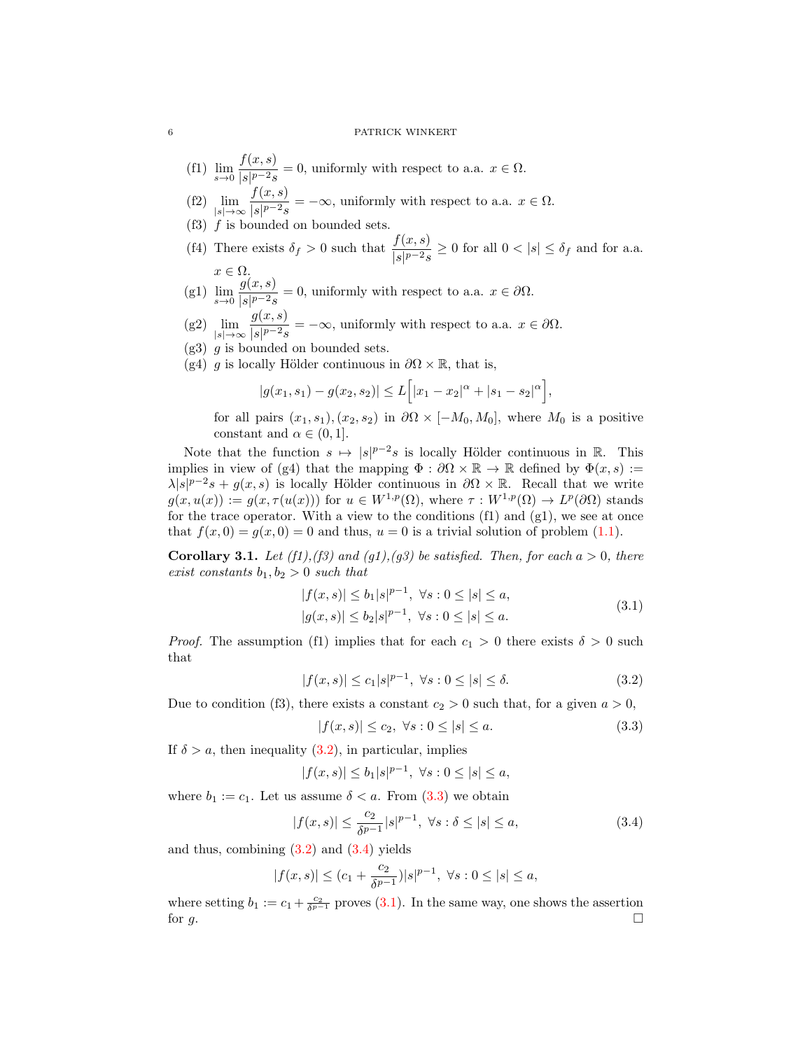(f1) $\lim_{s \to 0} \dfrac{f(x,s)}{|s|^{p-2}s} = 0$, uniformly with respect to a.a. $x \in \Omega$.

(f2) $\lim_{|s| \to \infty} \dfrac{f(x,s)}{|s|^{p-2}s} = -\infty$, uniformly with respect to a.a. $x \in \Omega$.

(f3) $f$ is bounded on bounded sets.

(f4) There exists $\delta_f > 0$ such that $\dfrac{f(x,s)}{|s|^{p-2}s} \geq 0$ for all $0 < |s| \leq \delta_f$ and for a.a. $x \in \Omega$.

(g1) $\lim_{s \to 0} \dfrac{g(x,s)}{|s|^{p-2}s} = 0$, uniformly with respect to a.a. $x \in \partial\Omega$.

(g2) $\lim_{|s| \to \infty} \dfrac{g(x,s)}{|s|^{p-2}s} = -\infty$, uniformly with respect to a.a. $x \in \partial\Omega$.

(g3) $g$ is bounded on bounded sets.

(g4) $g$ is locally Hölder continuous in $\partial\Omega \times \mathbb{R}$, that is,

$$|g(x_1, s_1) - g(x_2, s_2)| \leq L\Big[|x_1 - x_2|^\alpha + |s_1 - s_2|^\alpha\Big],$$

for all pairs $(x_1, s_1), (x_2, s_2)$ in $\partial\Omega \times [-M_0, M_0]$, where $M_0$ is a positive constant and $\alpha \in (0, 1]$.

Note that the function $s \mapsto |s|^{p-2}s$ is locally Hölder continuous in $\mathbb{R}$. This implies in view of (g4) that the mapping $\Phi : \partial\Omega \times \mathbb{R} \to \mathbb{R}$ defined by $\Phi(x,s) := \lambda|s|^{p-2}s + g(x,s)$ is locally Hölder continuous in $\partial\Omega \times \mathbb{R}$. Recall that we write $g(x, u(x)) := g(x, \tau(u(x)))$ for $u \in W^{1,p}(\Omega)$, where $\tau : W^{1,p}(\Omega) \to L^p(\partial\Omega)$ stands for the trace operator. With a view to the conditions (f1) and (g1), we see at once that $f(x,0) = g(x,0) = 0$ and thus, $u = 0$ is a trivial solution of problem (1.1).

**Corollary 3.1.** *Let (f1),(f3) and (g1),(g3) be satisfied. Then, for each $a > 0$, there exist constants $b_1, b_2 > 0$ such that*

$$
\begin{aligned}
|f(x,s)| &\leq b_1|s|^{p-1}, \ \forall s : 0 \leq |s| \leq a, \\
|g(x,s)| &\leq b_2|s|^{p-1}, \ \forall s : 0 \leq |s| \leq a.
\end{aligned}
\tag{3.1}
$$

*Proof.* The assumption (f1) implies that for each $c_1 > 0$ there exists $\delta > 0$ such that

$$|f(x,s)| \leq c_1|s|^{p-1}, \ \forall s : 0 \leq |s| \leq \delta. \tag{3.2}$$

Due to condition (f3), there exists a constant $c_2 > 0$ such that, for a given $a > 0$,

$$|f(x,s)| \leq c_2, \ \forall s : 0 \leq |s| \leq a. \tag{3.3}$$

If $\delta > a$, then inequality (3.2), in particular, implies

$$|f(x,s)| \leq b_1|s|^{p-1}, \ \forall s : 0 \leq |s| \leq a,$$

where $b_1 := c_1$. Let us assume $\delta < a$. From (3.3) we obtain

$$|f(x,s)| \leq \frac{c_2}{\delta^{p-1}}|s|^{p-1}, \ \forall s : \delta \leq |s| \leq a, \tag{3.4}$$

and thus, combining (3.2) and (3.4) yields

$$|f(x,s)| \leq (c_1 + \frac{c_2}{\delta^{p-1}})|s|^{p-1}, \ \forall s : 0 \leq |s| \leq a,$$

where setting $b_1 := c_1 + \frac{c_2}{\delta^{p-1}}$ proves (3.1). In the same way, one shows the assertion for $g$. □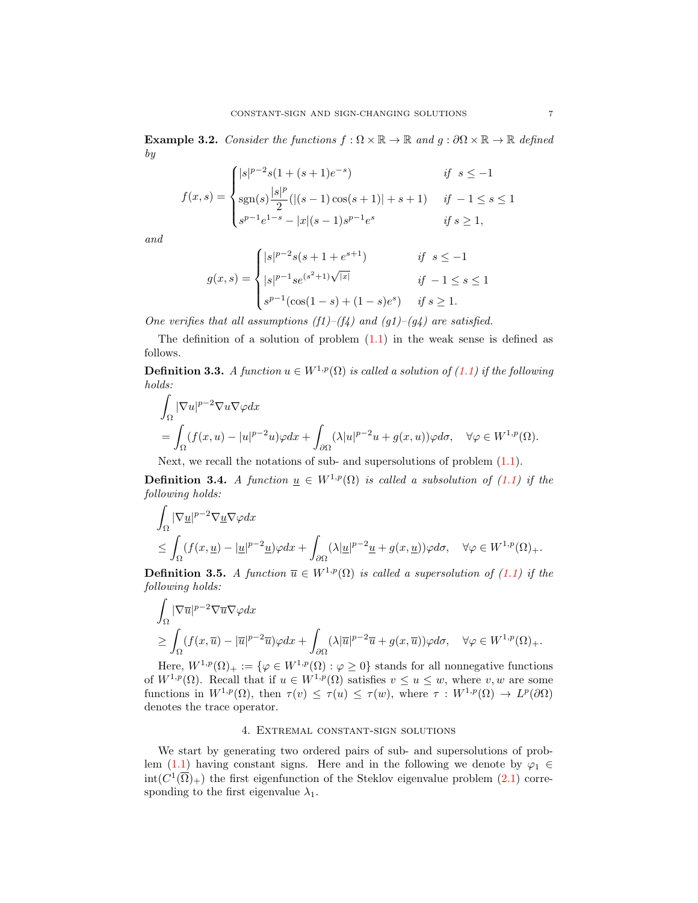**Example 3.2.** *Consider the functions $f : \Omega \times \mathbb{R} \to \mathbb{R}$ and $g : \partial\Omega \times \mathbb{R} \to \mathbb{R}$ defined by*

$$
f(x,s) = \begin{cases} |s|^{p-2}s(1+(s+1)e^{-s}) & \text{if } \ s \leq -1 \\ \operatorname{sgn}(s)\dfrac{|s|^p}{2}(|(s-1)\cos(s+1)| + s + 1) & \text{if } -1 \leq s \leq 1 \\ s^{p-1}e^{1-s} - |x|(s-1)s^{p-1}e^s & \text{if } s \geq 1, \end{cases}
$$

*and*

$$
g(x,s) = \begin{cases} |s|^{p-2}s(s+1+e^{s+1}) & \text{if } \ s \leq -1 \\ |s|^{p-1}se^{(s^2+1)\sqrt{|x|}} & \text{if } -1 \leq s \leq 1 \\ s^{p-1}(\cos(1-s) + (1-s)e^s) & \text{if } s \geq 1. \end{cases}
$$

*One verifies that all assumptions (f1)–(f4) and (g1)–(g4) are satisfied.*

The definition of a solution of problem (1.1) in the weak sense is defined as follows.

**Definition 3.3.** *A function $u \in W^{1,p}(\Omega)$ is called a solution of (1.1) if the following holds:*

$$
\begin{aligned}
&\int_\Omega |\nabla u|^{p-2}\nabla u \nabla\varphi dx \\
&= \int_\Omega (f(x,u) - |u|^{p-2}u)\varphi dx + \int_{\partial\Omega} (\lambda|u|^{p-2}u + g(x,u))\varphi d\sigma, \quad \forall \varphi \in W^{1,p}(\Omega).
\end{aligned}
$$

Next, we recall the notations of sub- and supersolutions of problem (1.1).

**Definition 3.4.** *A function $\underline{u} \in W^{1,p}(\Omega)$ is called a subsolution of (1.1) if the following holds:*

$$
\begin{aligned}
&\int_\Omega |\nabla \underline{u}|^{p-2}\nabla \underline{u} \nabla\varphi dx \\
&\leq \int_\Omega (f(x,\underline{u}) - |\underline{u}|^{p-2}\underline{u})\varphi dx + \int_{\partial\Omega} (\lambda|\underline{u}|^{p-2}\underline{u} + g(x,\underline{u}))\varphi d\sigma, \quad \forall \varphi \in W^{1,p}(\Omega)_+.
\end{aligned}
$$

**Definition 3.5.** *A function $\overline{u} \in W^{1,p}(\Omega)$ is called a supersolution of (1.1) if the following holds:*

$$
\begin{aligned}
&\int_\Omega |\nabla \overline{u}|^{p-2}\nabla \overline{u} \nabla\varphi dx \\
&\geq \int_\Omega (f(x,\overline{u}) - |\overline{u}|^{p-2}\overline{u})\varphi dx + \int_{\partial\Omega} (\lambda|\overline{u}|^{p-2}\overline{u} + g(x,\overline{u}))\varphi d\sigma, \quad \forall \varphi \in W^{1,p}(\Omega)_+.
\end{aligned}
$$

Here, $W^{1,p}(\Omega)_+ := \{\varphi \in W^{1,p}(\Omega) : \varphi \geq 0\}$ stands for all nonnegative functions of $W^{1,p}(\Omega)$. Recall that if $u \in W^{1,p}(\Omega)$ satisfies $v \leq u \leq w$, where $v, w$ are some functions in $W^{1,p}(\Omega)$, then $\tau(v) \leq \tau(u) \leq \tau(w)$, where $\tau : W^{1,p}(\Omega) \to L^p(\partial\Omega)$ denotes the trace operator.

## 4. Extremal constant-sign solutions

We start by generating two ordered pairs of sub- and supersolutions of problem (1.1) having constant signs. Here and in the following we denote by $\varphi_1 \in \operatorname{int}(C^1(\overline{\Omega})_+)$ the first eigenfunction of the Steklov eigenvalue problem (2.1) corresponding to the first eigenvalue $\lambda_1$.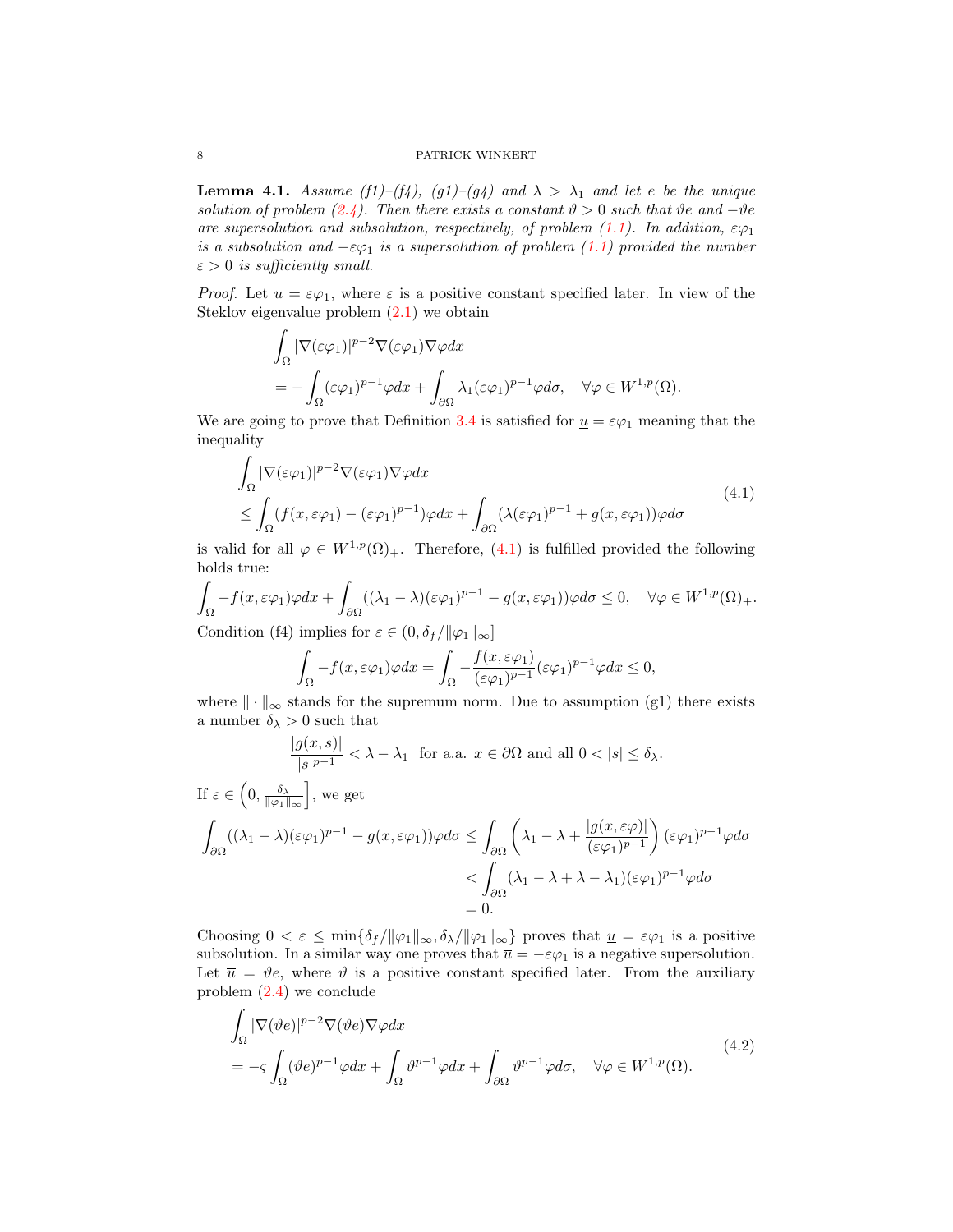**Lemma 4.1.** *Assume (f1)–(f4), (g1)–(g4) and $\lambda > \lambda_1$ and let $e$ be the unique solution of problem (2.4). Then there exists a constant $\vartheta > 0$ such that $\vartheta e$ and $-\vartheta e$ are supersolution and subsolution, respectively, of problem (1.1). In addition, $\varepsilon\varphi_1$ is a subsolution and $-\varepsilon\varphi_1$ is a supersolution of problem (1.1) provided the number $\varepsilon > 0$ is sufficiently small.*

*Proof.* Let $\underline{u} = \varepsilon\varphi_1$, where $\varepsilon$ is a positive constant specified later. In view of the Steklov eigenvalue problem (2.1) we obtain

$$
\begin{aligned}
&\int_\Omega |\nabla(\varepsilon\varphi_1)|^{p-2}\nabla(\varepsilon\varphi_1)\nabla\varphi dx \\
&= -\int_\Omega (\varepsilon\varphi_1)^{p-1}\varphi dx + \int_{\partial\Omega} \lambda_1(\varepsilon\varphi_1)^{p-1}\varphi d\sigma, \quad \forall \varphi \in W^{1,p}(\Omega).
\end{aligned}
$$

We are going to prove that Definition 3.4 is satisfied for $\underline{u} = \varepsilon\varphi_1$ meaning that the inequality

$$
\begin{aligned}
&\int_\Omega |\nabla(\varepsilon\varphi_1)|^{p-2}\nabla(\varepsilon\varphi_1)\nabla\varphi dx \\
&\leq \int_\Omega (f(x,\varepsilon\varphi_1) - (\varepsilon\varphi_1)^{p-1})\varphi dx + \int_{\partial\Omega} (\lambda(\varepsilon\varphi_1)^{p-1} + g(x,\varepsilon\varphi_1))\varphi d\sigma
\end{aligned}
\tag{4.1}
$$

is valid for all $\varphi \in W^{1,p}(\Omega)_+$. Therefore, (4.1) is fulfilled provided the following holds true:

$$
\int_\Omega -f(x,\varepsilon\varphi_1)\varphi dx + \int_{\partial\Omega} ((\lambda_1 - \lambda)(\varepsilon\varphi_1)^{p-1} - g(x,\varepsilon\varphi_1))\varphi d\sigma \leq 0, \quad \forall \varphi \in W^{1,p}(\Omega)_+.
$$

Condition (f4) implies for $\varepsilon \in (0, \delta_f/\|\varphi_1\|_\infty]$

$$
\int_\Omega -f(x,\varepsilon\varphi_1)\varphi dx = \int_\Omega -\frac{f(x,\varepsilon\varphi_1)}{(\varepsilon\varphi_1)^{p-1}}(\varepsilon\varphi_1)^{p-1}\varphi dx \leq 0,
$$

where $\|\cdot\|_\infty$ stands for the supremum norm. Due to assumption (g1) there exists a number $\delta_\lambda > 0$ such that

$$
\frac{|g(x,s)|}{|s|^{p-1}} < \lambda - \lambda_1 \quad \text{for a.a. } x \in \partial\Omega \text{ and all } 0 < |s| \leq \delta_\lambda.
$$

If $\varepsilon \in \left(0, \frac{\delta_\lambda}{\|\varphi_1\|_\infty}\right]$, we get

$$
\begin{aligned}
\int_{\partial\Omega} ((\lambda_1 - \lambda)(\varepsilon\varphi_1)^{p-1} - g(x,\varepsilon\varphi_1))\varphi d\sigma &\leq \int_{\partial\Omega} \left(\lambda_1 - \lambda + \frac{|g(x,\varepsilon\varphi)|}{(\varepsilon\varphi_1)^{p-1}}\right)(\varepsilon\varphi_1)^{p-1}\varphi d\sigma \\
&< \int_{\partial\Omega} (\lambda_1 - \lambda + \lambda - \lambda_1)(\varepsilon\varphi_1)^{p-1}\varphi d\sigma \\
&= 0.
\end{aligned}
$$

Choosing $0 < \varepsilon \leq \min\{\delta_f/\|\varphi_1\|_\infty, \delta_\lambda/\|\varphi_1\|_\infty\}$ proves that $\underline{u} = \varepsilon\varphi_1$ is a positive subsolution. In a similar way one proves that $\overline{u} = -\varepsilon\varphi_1$ is a negative supersolution. Let $\overline{u} = \vartheta e$, where $\vartheta$ is a positive constant specified later. From the auxiliary problem (2.4) we conclude

$$
\begin{aligned}
&\int_\Omega |\nabla(\vartheta e)|^{p-2}\nabla(\vartheta e)\nabla\varphi dx \\
&= -\varsigma\int_\Omega (\vartheta e)^{p-1}\varphi dx + \int_\Omega \vartheta^{p-1}\varphi dx + \int_{\partial\Omega} \vartheta^{p-1}\varphi d\sigma, \quad \forall \varphi \in W^{1,p}(\Omega).
\end{aligned}
\tag{4.2}
$$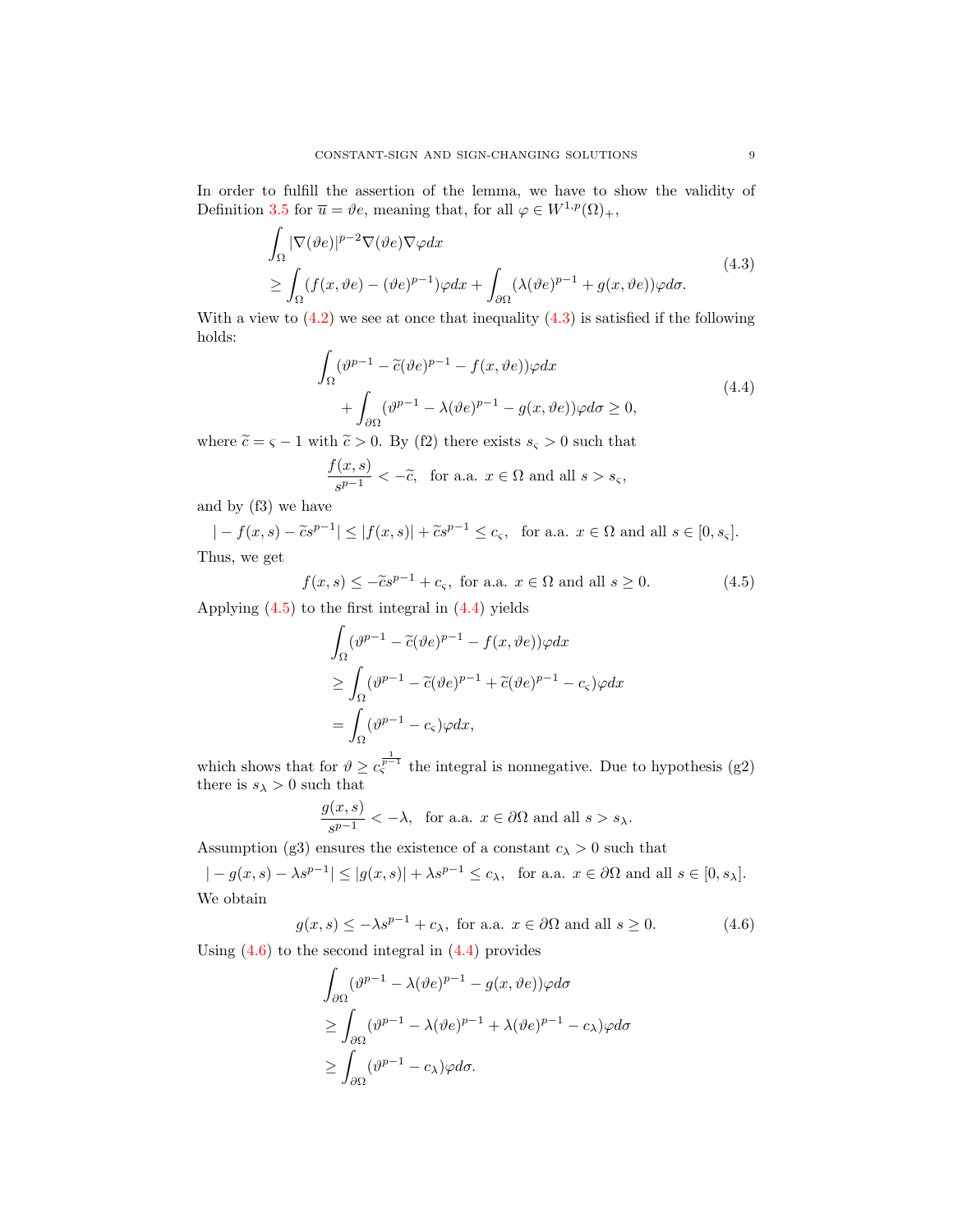In order to fulfill the assertion of the lemma, we have to show the validity of Definition 3.5 for $\overline{u} = \vartheta e$, meaning that, for all $\varphi \in W^{1,p}(\Omega)_+$,

$$\begin{aligned}
&\int_\Omega |\nabla(\vartheta e)|^{p-2}\nabla(\vartheta e)\nabla\varphi dx \\
&\geq \int_\Omega (f(x,\vartheta e) - (\vartheta e)^{p-1})\varphi dx + \int_{\partial\Omega} (\lambda(\vartheta e)^{p-1} + g(x,\vartheta e))\varphi d\sigma.
\end{aligned} \tag{4.3}$$

With a view to (4.2) we see at once that inequality (4.3) is satisfied if the following holds:

$$\begin{aligned}
&\int_\Omega (\vartheta^{p-1} - \widetilde{c}(\vartheta e)^{p-1} - f(x,\vartheta e))\varphi dx \\
&\qquad + \int_{\partial\Omega} (\vartheta^{p-1} - \lambda(\vartheta e)^{p-1} - g(x,\vartheta e))\varphi d\sigma \geq 0,
\end{aligned} \tag{4.4}$$

where $\widetilde{c} = \varsigma - 1$ with $\widetilde{c} > 0$. By (f2) there exists $s_\varsigma > 0$ such that

$$\frac{f(x,s)}{s^{p-1}} < -\widetilde{c}, \quad \text{for a.a. } x \in \Omega \text{ and all } s > s_\varsigma,$$

and by (f3) we have

$$|-f(x,s) - \widetilde{c}s^{p-1}| \leq |f(x,s)| + \widetilde{c}s^{p-1} \leq c_\varsigma, \quad \text{for a.a. } x \in \Omega \text{ and all } s \in [0,s_\varsigma].$$

Thus, we get

$$f(x,s) \leq -\widetilde{c}s^{p-1} + c_\varsigma, \text{ for a.a. } x \in \Omega \text{ and all } s \geq 0. \tag{4.5}$$

Applying (4.5) to the first integral in (4.4) yields

$$\begin{aligned}
&\int_\Omega (\vartheta^{p-1} - \widetilde{c}(\vartheta e)^{p-1} - f(x,\vartheta e))\varphi dx \\
&\geq \int_\Omega (\vartheta^{p-1} - \widetilde{c}(\vartheta e)^{p-1} + \widetilde{c}(\vartheta e)^{p-1} - c_\varsigma)\varphi dx \\
&= \int_\Omega (\vartheta^{p-1} - c_\varsigma)\varphi dx,
\end{aligned}$$

which shows that for $\vartheta \geq c_\varsigma^{\frac{1}{p-1}}$ the integral is nonnegative. Due to hypothesis (g2) there is $s_\lambda > 0$ such that

$$\frac{g(x,s)}{s^{p-1}} < -\lambda, \quad \text{for a.a. } x \in \partial\Omega \text{ and all } s > s_\lambda.$$

Assumption (g3) ensures the existence of a constant $c_\lambda > 0$ such that

$$|-g(x,s) - \lambda s^{p-1}| \leq |g(x,s)| + \lambda s^{p-1} \leq c_\lambda, \quad \text{for a.a. } x \in \partial\Omega \text{ and all } s \in [0,s_\lambda].$$

We obtain

$$g(x,s) \leq -\lambda s^{p-1} + c_\lambda, \text{ for a.a. } x \in \partial\Omega \text{ and all } s \geq 0. \tag{4.6}$$

Using (4.6) to the second integral in (4.4) provides

$$\begin{aligned}
&\int_{\partial\Omega} (\vartheta^{p-1} - \lambda(\vartheta e)^{p-1} - g(x,\vartheta e))\varphi d\sigma \\
&\geq \int_{\partial\Omega} (\vartheta^{p-1} - \lambda(\vartheta e)^{p-1} + \lambda(\vartheta e)^{p-1} - c_\lambda)\varphi d\sigma \\
&\geq \int_{\partial\Omega} (\vartheta^{p-1} - c_\lambda)\varphi d\sigma.
\end{aligned}$$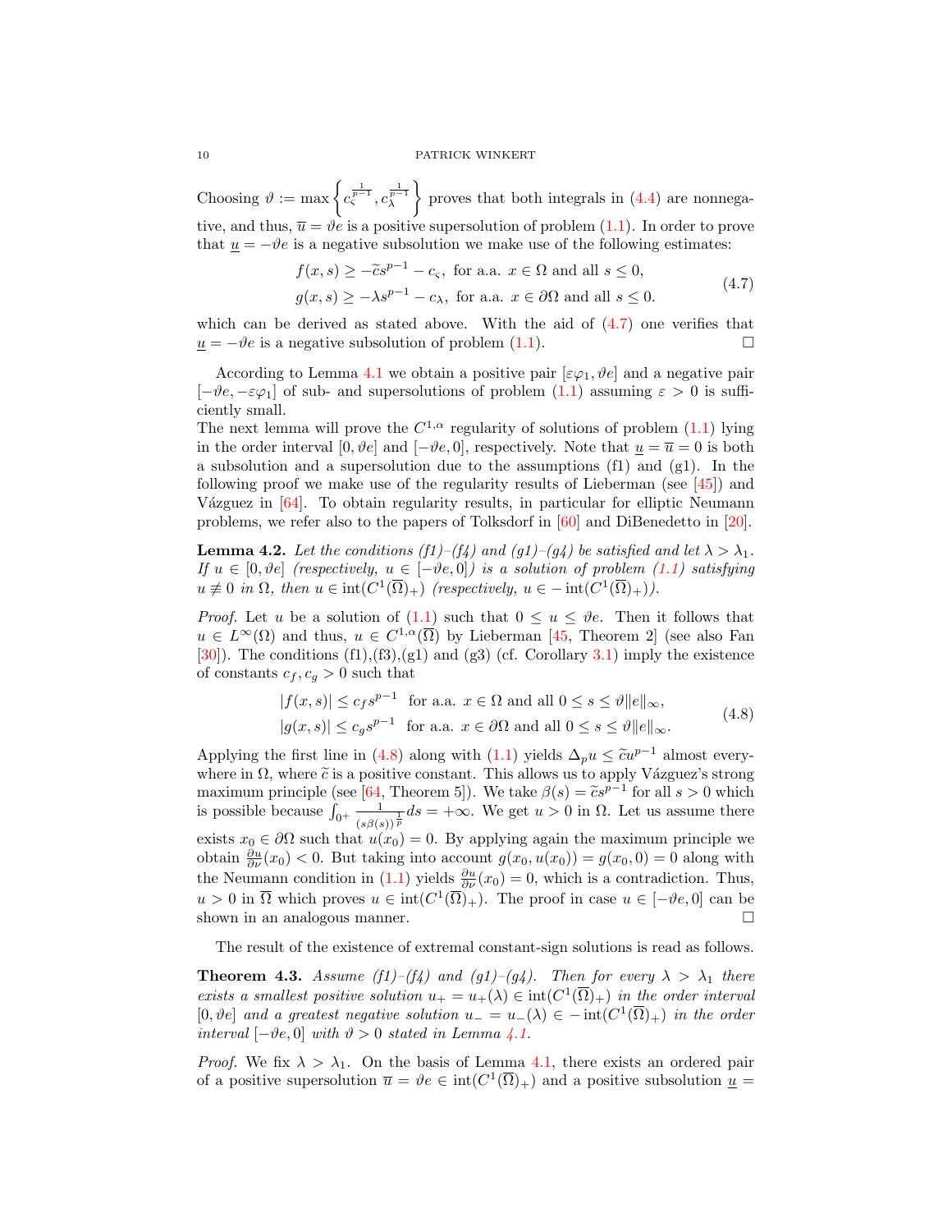Choosing $\vartheta := \max\left\{c_\varsigma^{\frac{1}{p-1}}, c_\lambda^{\frac{1}{p-1}}\right\}$ proves that both integrals in (4.4) are nonnegative, and thus, $\overline{u} = \vartheta e$ is a positive supersolution of problem (1.1). In order to prove that $\underline{u} = -\vartheta e$ is a negative subsolution we make use of the following estimates:

$$
\begin{aligned}
f(x,s) &\geq -\widetilde{c} s^{p-1} - c_\varsigma, \text{ for a.a. } x \in \Omega \text{ and all } s \leq 0,\\
g(x,s) &\geq -\lambda s^{p-1} - c_\lambda, \text{ for a.a. } x \in \partial\Omega \text{ and all } s \leq 0.
\end{aligned}
\tag{4.7}
$$

which can be derived as stated above. With the aid of (4.7) one verifies that $\underline{u} = -\vartheta e$ is a negative subsolution of problem (1.1). $\square$

According to Lemma 4.1 we obtain a positive pair $[\varepsilon\varphi_1, \vartheta e]$ and a negative pair $[-\vartheta e, -\varepsilon\varphi_1]$ of sub- and supersolutions of problem (1.1) assuming $\varepsilon > 0$ is sufficiently small.
The next lemma will prove the $C^{1,\alpha}$ regularity of solutions of problem (1.1) lying in the order interval $[0, \vartheta e]$ and $[-\vartheta e, 0]$, respectively. Note that $\underline{u} = \overline{u} = 0$ is both a subsolution and a supersolution due to the assumptions (f1) and (g1). In the following proof we make use of the regularity results of Lieberman (see [45]) and Vázguez in [64]. To obtain regularity results, in particular for elliptic Neumann problems, we refer also to the papers of Tolksdorf in [60] and DiBenedetto in [20].

**Lemma 4.2.** *Let the conditions (f1)–(f4) and (g1)–(g4) be satisfied and let $\lambda > \lambda_1$. If $u \in [0, \vartheta e]$ (respectively, $u \in [-\vartheta e, 0]$) is a solution of problem (1.1) satisfying $u \not\equiv 0$ in $\Omega$, then $u \in \operatorname{int}(C^1(\overline{\Omega})_+)$ (respectively, $u \in -\operatorname{int}(C^1(\overline{\Omega})_+)$).*

*Proof.* Let $u$ be a solution of (1.1) such that $0 \leq u \leq \vartheta e$. Then it follows that $u \in L^\infty(\Omega)$ and thus, $u \in C^{1,\alpha}(\overline{\Omega})$ by Lieberman [45, Theorem 2] (see also Fan [30]). The conditions (f1),(f3),(g1) and (g3) (cf. Corollary 3.1) imply the existence of constants $c_f, c_g > 0$ such that

$$
\begin{aligned}
|f(x,s)| &\leq c_f s^{p-1} \quad \text{for a.a. } x \in \Omega \text{ and all } 0 \leq s \leq \vartheta\|e\|_\infty,\\
|g(x,s)| &\leq c_g s^{p-1} \quad \text{for a.a. } x \in \partial\Omega \text{ and all } 0 \leq s \leq \vartheta\|e\|_\infty.
\end{aligned}
\tag{4.8}
$$

Applying the first line in (4.8) along with (1.1) yields $\Delta_p u \leq \widetilde{c} u^{p-1}$ almost everywhere in $\Omega$, where $\widetilde{c}$ is a positive constant. This allows us to apply Vázguez's strong maximum principle (see [64, Theorem 5]). We take $\beta(s) = \widetilde{c} s^{p-1}$ for all $s > 0$ which is possible because $\int_{0^+} \frac{1}{(s\beta(s))^{\frac{1}{p}}} ds = +\infty$. We get $u > 0$ in $\Omega$. Let us assume there exists $x_0 \in \partial\Omega$ such that $u(x_0) = 0$. By applying again the maximum principle we obtain $\frac{\partial u}{\partial \nu}(x_0) < 0$. But taking into account $g(x_0, u(x_0)) = g(x_0, 0) = 0$ along with the Neumann condition in (1.1) yields $\frac{\partial u}{\partial \nu}(x_0) = 0$, which is a contradiction. Thus, $u > 0$ in $\overline{\Omega}$ which proves $u \in \operatorname{int}(C^1(\overline{\Omega})_+)$. The proof in case $u \in [-\vartheta e, 0]$ can be shown in an analogous manner. $\square$

The result of the existence of extremal constant-sign solutions is read as follows.

**Theorem 4.3.** *Assume (f1)–(f4) and (g1)–(g4). Then for every $\lambda > \lambda_1$ there exists a smallest positive solution $u_+ = u_+(\lambda) \in \operatorname{int}(C^1(\overline{\Omega})_+)$ in the order interval $[0, \vartheta e]$ and a greatest negative solution $u_- = u_-(\lambda) \in -\operatorname{int}(C^1(\overline{\Omega})_+)$ in the order interval $[-\vartheta e, 0]$ with $\vartheta > 0$ stated in Lemma 4.1.*

*Proof.* We fix $\lambda > \lambda_1$. On the basis of Lemma 4.1, there exists an ordered pair of a positive supersolution $\overline{u} = \vartheta e \in \operatorname{int}(C^1(\overline{\Omega})_+)$ and a positive subsolution $\underline{u} =$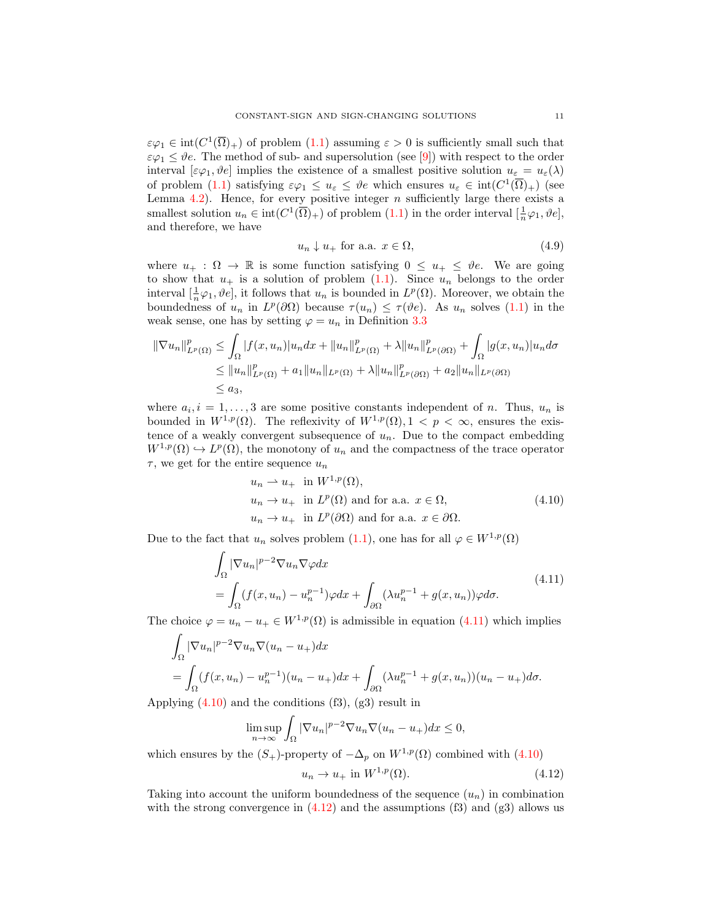$\varepsilon\varphi_1 \in \operatorname{int}(C^1(\overline{\Omega})_+)$ of problem (1.1) assuming $\varepsilon > 0$ is sufficiently small such that $\varepsilon\varphi_1 \leq \vartheta e$. The method of sub- and supersolution (see [9]) with respect to the order interval $[\varepsilon\varphi_1, \vartheta e]$ implies the existence of a smallest positive solution $u_\varepsilon = u_\varepsilon(\lambda)$ of problem (1.1) satisfying $\varepsilon\varphi_1 \leq u_\varepsilon \leq \vartheta e$ which ensures $u_\varepsilon \in \operatorname{int}(C^1(\overline{\Omega})_+)$ (see Lemma 4.2). Hence, for every positive integer $n$ sufficiently large there exists a smallest solution $u_n \in \operatorname{int}(C^1(\overline{\Omega})_+)$ of problem (1.1) in the order interval $[\frac{1}{n}\varphi_1, \vartheta e]$, and therefore, we have

$$u_n \downarrow u_+ \text{ for a.a. } x \in \Omega, \tag{4.9}$$

where $u_+ : \Omega \to \mathbb{R}$ is some function satisfying $0 \leq u_+ \leq \vartheta e$. We are going to show that $u_+$ is a solution of problem (1.1). Since $u_n$ belongs to the order interval $[\frac{1}{n}\varphi_1, \vartheta e]$, it follows that $u_n$ is bounded in $L^p(\Omega)$. Moreover, we obtain the boundedness of $u_n$ in $L^p(\partial\Omega)$ because $\tau(u_n) \leq \tau(\vartheta e)$. As $u_n$ solves (1.1) in the weak sense, one has by setting $\varphi = u_n$ in Definition 3.3

$$\begin{aligned}
\|\nabla u_n\|^p_{L^p(\Omega)} &\leq \int_\Omega |f(x,u_n)|u_n dx + \|u_n\|^p_{L^p(\Omega)} + \lambda\|u_n\|^p_{L^p(\partial\Omega)} + \int_\Omega |g(x,u_n)|u_n d\sigma \\
&\leq \|u_n\|^p_{L^p(\Omega)} + a_1\|u_n\|_{L^p(\Omega)} + \lambda\|u_n\|^p_{L^p(\partial\Omega)} + a_2\|u_n\|_{L^p(\partial\Omega)} \\
&\leq a_3,
\end{aligned}$$

where $a_i, i = 1, \dots, 3$ are some positive constants independent of $n$. Thus, $u_n$ is bounded in $W^{1,p}(\Omega)$. The reflexivity of $W^{1,p}(\Omega), 1 < p < \infty$, ensures the existence of a weakly convergent subsequence of $u_n$. Due to the compact embedding $W^{1,p}(\Omega) \hookrightarrow L^p(\Omega)$, the monotony of $u_n$ and the compactness of the trace operator $\tau$, we get for the entire sequence $u_n$

$$\begin{aligned}
&u_n \rightharpoonup u_+ \quad \text{in } W^{1,p}(\Omega), \\
&u_n \to u_+ \quad \text{in } L^p(\Omega) \text{ and for a.a. } x \in \Omega, \\
&u_n \to u_+ \quad \text{in } L^p(\partial\Omega) \text{ and for a.a. } x \in \partial\Omega.
\end{aligned} \tag{4.10}$$

Due to the fact that $u_n$ solves problem (1.1), one has for all $\varphi \in W^{1,p}(\Omega)$

$$\begin{aligned}
&\int_\Omega |\nabla u_n|^{p-2}\nabla u_n \nabla\varphi dx \\
&= \int_\Omega (f(x,u_n) - u_n^{p-1})\varphi dx + \int_{\partial\Omega} (\lambda u_n^{p-1} + g(x,u_n))\varphi d\sigma.
\end{aligned} \tag{4.11}$$

The choice $\varphi = u_n - u_+ \in W^{1,p}(\Omega)$ is admissible in equation (4.11) which implies

$$\begin{aligned}
&\int_\Omega |\nabla u_n|^{p-2}\nabla u_n \nabla(u_n - u_+)dx \\
&= \int_\Omega (f(x,u_n) - u_n^{p-1})(u_n - u_+)dx + \int_{\partial\Omega} (\lambda u_n^{p-1} + g(x,u_n))(u_n - u_+)d\sigma.
\end{aligned}$$

Applying (4.10) and the conditions (f3), (g3) result in

$$\limsup_{n\to\infty} \int_\Omega |\nabla u_n|^{p-2}\nabla u_n \nabla(u_n - u_+)dx \leq 0,$$

which ensures by the $(S_+)$-property of $-\Delta_p$ on $W^{1,p}(\Omega)$ combined with (4.10)

$$u_n \to u_+ \text{ in } W^{1,p}(\Omega). \tag{4.12}$$

Taking into account the uniform boundedness of the sequence $(u_n)$ in combination with the strong convergence in (4.12) and the assumptions (f3) and (g3) allows us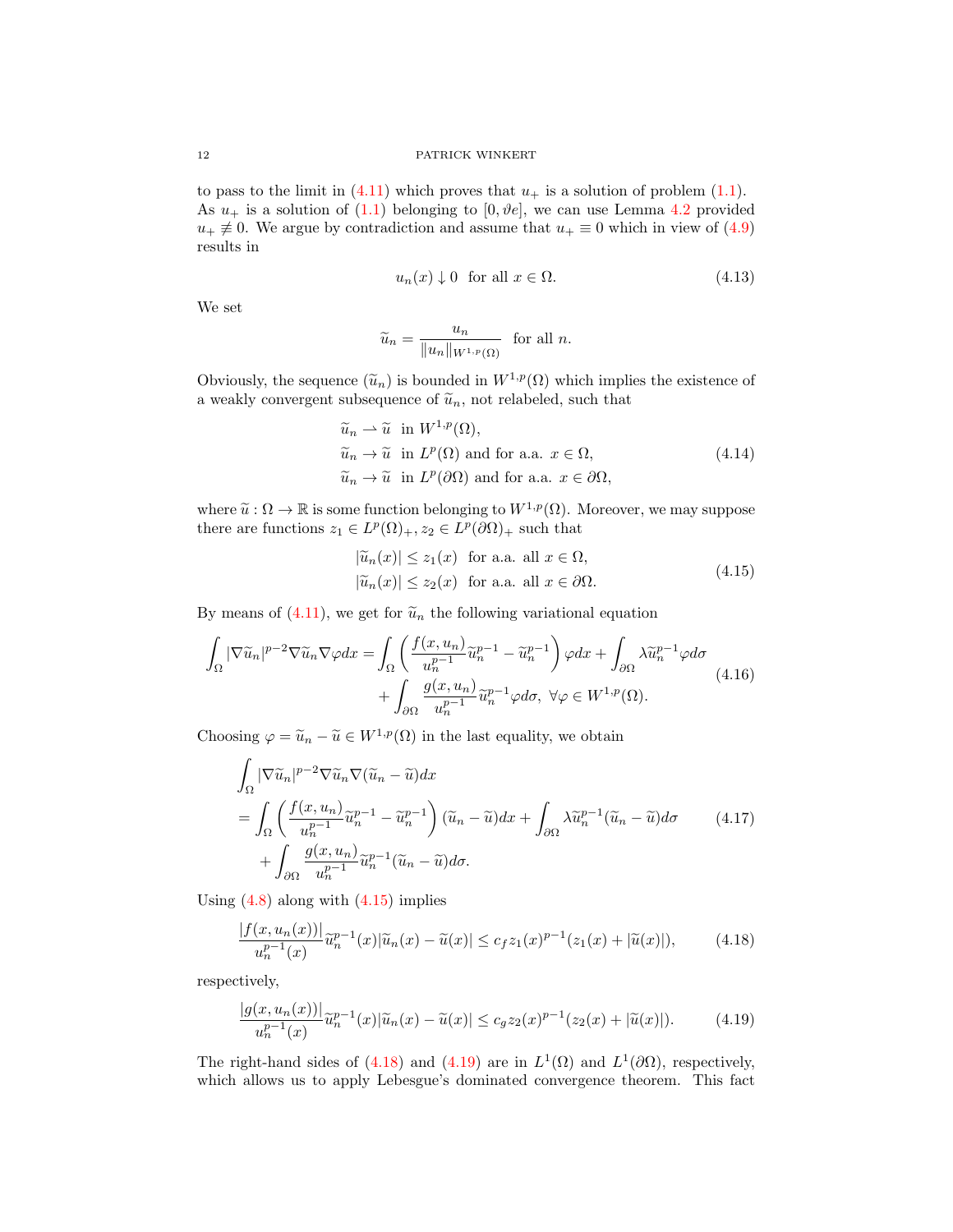to pass to the limit in (4.11) which proves that $u_+$ is a solution of problem (1.1). As $u_+$ is a solution of (1.1) belonging to $[0, \vartheta e]$, we can use Lemma 4.2 provided $u_+ \not\equiv 0$. We argue by contradiction and assume that $u_+ \equiv 0$ which in view of (4.9) results in

$$u_n(x) \downarrow 0 \quad \text{for all } x \in \Omega. \tag{4.13}$$

We set

$$\widetilde{u}_n = \frac{u_n}{\|u_n\|_{W^{1,p}(\Omega)}} \quad \text{for all } n.$$

Obviously, the sequence $(\widetilde{u}_n)$ is bounded in $W^{1,p}(\Omega)$ which implies the existence of a weakly convergent subsequence of $\widetilde{u}_n$, not relabeled, such that

$$\begin{aligned}
&\widetilde{u}_n \rightharpoonup \widetilde{u} \quad \text{in } W^{1,p}(\Omega),\\
&\widetilde{u}_n \to \widetilde{u} \quad \text{in } L^p(\Omega) \text{ and for a.a. } x \in \Omega,\\
&\widetilde{u}_n \to \widetilde{u} \quad \text{in } L^p(\partial\Omega) \text{ and for a.a. } x \in \partial\Omega,
\end{aligned} \tag{4.14}$$

where $\widetilde{u} : \Omega \to \mathbb{R}$ is some function belonging to $W^{1,p}(\Omega)$. Moreover, we may suppose there are functions $z_1 \in L^p(\Omega)_+$, $z_2 \in L^p(\partial\Omega)_+$ such that

$$\begin{aligned}
&|\widetilde{u}_n(x)| \le z_1(x) \quad \text{for a.a. all } x \in \Omega,\\
&|\widetilde{u}_n(x)| \le z_2(x) \quad \text{for a.a. all } x \in \partial\Omega.
\end{aligned} \tag{4.15}$$

By means of (4.11), we get for $\widetilde{u}_n$ the following variational equation

$$\begin{aligned}
\int_\Omega |\nabla \widetilde{u}_n|^{p-2} \nabla \widetilde{u}_n \nabla \varphi dx = &\int_\Omega \left( \frac{f(x,u_n)}{u_n^{p-1}} \widetilde{u}_n^{p-1} - \widetilde{u}_n^{p-1} \right) \varphi dx + \int_{\partial\Omega} \lambda \widetilde{u}_n^{p-1} \varphi d\sigma \\
&+ \int_{\partial\Omega} \frac{g(x,u_n)}{u_n^{p-1}} \widetilde{u}_n^{p-1} \varphi d\sigma, \ \forall \varphi \in W^{1,p}(\Omega).
\end{aligned} \tag{4.16}$$

Choosing $\varphi = \widetilde{u}_n - \widetilde{u} \in W^{1,p}(\Omega)$ in the last equality, we obtain

$$\begin{aligned}
&\int_\Omega |\nabla \widetilde{u}_n|^{p-2} \nabla \widetilde{u}_n \nabla (\widetilde{u}_n - \widetilde{u}) dx \\
&= \int_\Omega \left( \frac{f(x,u_n)}{u_n^{p-1}} \widetilde{u}_n^{p-1} - \widetilde{u}_n^{p-1} \right) (\widetilde{u}_n - \widetilde{u}) dx + \int_{\partial\Omega} \lambda \widetilde{u}_n^{p-1} (\widetilde{u}_n - \widetilde{u}) d\sigma \\
&\quad + \int_{\partial\Omega} \frac{g(x,u_n)}{u_n^{p-1}} \widetilde{u}_n^{p-1} (\widetilde{u}_n - \widetilde{u}) d\sigma.
\end{aligned} \tag{4.17}$$

Using (4.8) along with (4.15) implies

$$\frac{|f(x,u_n(x))|}{u_n^{p-1}(x)} \widetilde{u}_n^{p-1}(x) |\widetilde{u}_n(x) - \widetilde{u}(x)| \le c_f z_1(x)^{p-1} (z_1(x) + |\widetilde{u}(x)|), \tag{4.18}$$

respectively,

$$\frac{|g(x,u_n(x))|}{u_n^{p-1}(x)} \widetilde{u}_n^{p-1}(x) |\widetilde{u}_n(x) - \widetilde{u}(x)| \le c_g z_2(x)^{p-1} (z_2(x) + |\widetilde{u}(x)|). \tag{4.19}$$

The right-hand sides of (4.18) and (4.19) are in $L^1(\Omega)$ and $L^1(\partial\Omega)$, respectively, which allows us to apply Lebesgue's dominated convergence theorem. This fact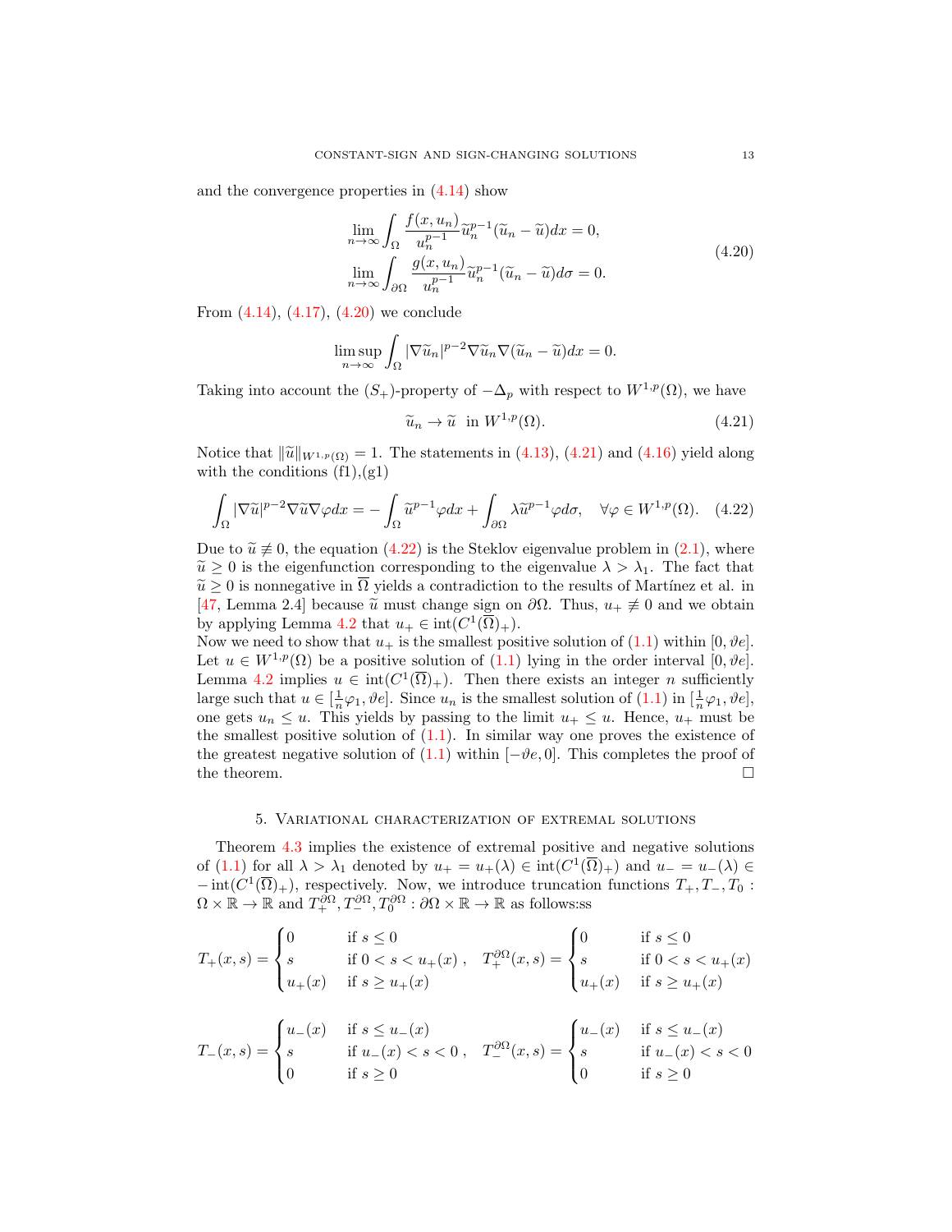and the convergence properties in (4.14) show

$$
\begin{aligned}
&\lim_{n\to\infty}\int_\Omega \frac{f(x,u_n)}{u_n^{p-1}}\widetilde{u}_n^{p-1}(\widetilde{u}_n-\widetilde{u})dx=0,\\
&\lim_{n\to\infty}\int_{\partial\Omega} \frac{g(x,u_n)}{u_n^{p-1}}\widetilde{u}_n^{p-1}(\widetilde{u}_n-\widetilde{u})d\sigma=0.
\end{aligned}
\tag{4.20}
$$

From (4.14), (4.17), (4.20) we conclude

$$
\limsup_{n\to\infty}\int_\Omega |\nabla\widetilde{u}_n|^{p-2}\nabla\widetilde{u}_n\nabla(\widetilde{u}_n-\widetilde{u})dx=0.
$$

Taking into account the $(S_+)$-property of $-\Delta_p$ with respect to $W^{1,p}(\Omega)$, we have

$$
\widetilde{u}_n\to\widetilde{u} \ \text{ in } W^{1,p}(\Omega). \tag{4.21}
$$

Notice that $\|\widetilde{u}\|_{W^{1,p}(\Omega)}=1$. The statements in (4.13), (4.21) and (4.16) yield along with the conditions (f1),(g1)

$$
\int_\Omega |\nabla\widetilde{u}|^{p-2}\nabla\widetilde{u}\nabla\varphi dx=-\int_\Omega \widetilde{u}^{p-1}\varphi dx+\int_{\partial\Omega}\lambda\widetilde{u}^{p-1}\varphi d\sigma,\quad \forall\varphi\in W^{1,p}(\Omega). \tag{4.22}
$$

Due to $\widetilde{u}\not\equiv 0$, the equation (4.22) is the Steklov eigenvalue problem in (2.1), where $\widetilde{u}\geq 0$ is the eigenfunction corresponding to the eigenvalue $\lambda>\lambda_1$. The fact that $\widetilde{u}\geq 0$ is nonnegative in $\overline{\Omega}$ yields a contradiction to the results of Martínez et al. in [47, Lemma 2.4] because $\widetilde{u}$ must change sign on $\partial\Omega$. Thus, $u_+\not\equiv 0$ and we obtain by applying Lemma 4.2 that $u_+\in \operatorname{int}(C^1(\overline{\Omega})_+)$.
Now we need to show that $u_+$ is the smallest positive solution of (1.1) within $[0,\vartheta e]$. Let $u\in W^{1,p}(\Omega)$ be a positive solution of (1.1) lying in the order interval $[0,\vartheta e]$. Lemma 4.2 implies $u\in \operatorname{int}(C^1(\overline{\Omega})_+)$. Then there exists an integer $n$ sufficiently large such that $u\in[\frac{1}{n}\varphi_1,\vartheta e]$. Since $u_n$ is the smallest solution of (1.1) in $[\frac{1}{n}\varphi_1,\vartheta e]$, one gets $u_n\leq u$. This yields by passing to the limit $u_+\leq u$. Hence, $u_+$ must be the smallest positive solution of (1.1). In similar way one proves the existence of the greatest negative solution of (1.1) within $[-\vartheta e,0]$. This completes the proof of the theorem. □

## 5. Variational characterization of extremal solutions

Theorem 4.3 implies the existence of extremal positive and negative solutions of (1.1) for all $\lambda>\lambda_1$ denoted by $u_+=u_+(\lambda)\in\operatorname{int}(C^1(\overline{\Omega})_+)$ and $u_-=u_-(\lambda)\in -\operatorname{int}(C^1(\overline{\Omega})_+)$, respectively. Now, we introduce truncation functions $T_+,T_-,T_0:\Omega\times\mathbb{R}\to\mathbb{R}$ and $T_+^{\partial\Omega},T_-^{\partial\Omega},T_0^{\partial\Omega}:\partial\Omega\times\mathbb{R}\to\mathbb{R}$ as follows:ss

$$
T_+(x,s)=\begin{cases}0 & \text{if } s\leq 0\\ s & \text{if } 0<s<u_+(x)\\ u_+(x) & \text{if } s\geq u_+(x)\end{cases},\quad T_+^{\partial\Omega}(x,s)=\begin{cases}0 & \text{if } s\leq 0\\ s & \text{if } 0<s<u_+(x)\\ u_+(x) & \text{if } s\geq u_+(x)\end{cases}
$$

$$
T_-(x,s)=\begin{cases}u_-(x) & \text{if } s\leq u_-(x)\\ s & \text{if } u_-(x)<s<0\\ 0 & \text{if } s\geq 0\end{cases},\quad T_-^{\partial\Omega}(x,s)=\begin{cases}u_-(x) & \text{if } s\leq u_-(x)\\ s & \text{if } u_-(x)<s<0\\ 0 & \text{if } s\geq 0\end{cases}
$$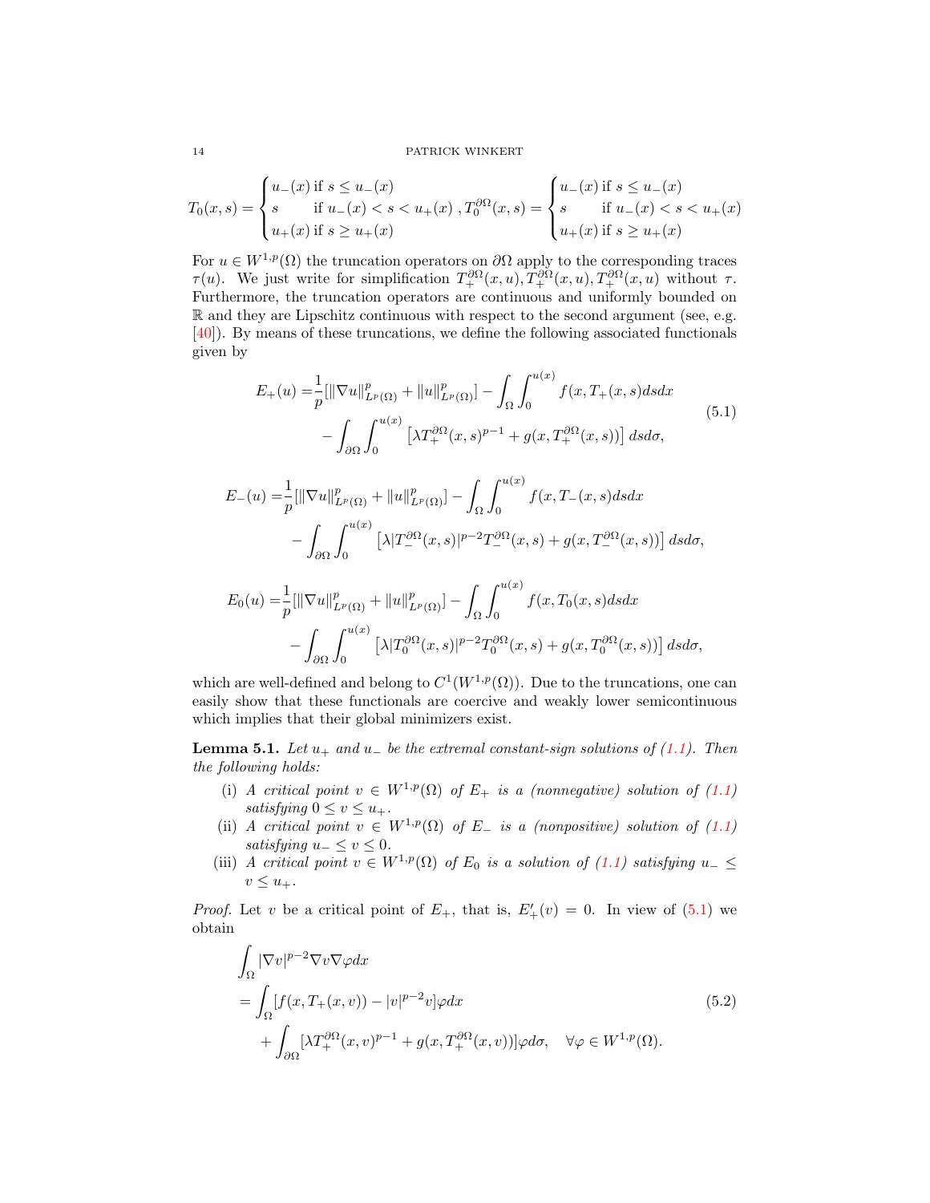$$T_0(x,s) = \begin{cases} u_-(x) \text{ if } s \le u_-(x) \\ s \qquad \text{ if } u_-(x) < s < u_+(x) \\ u_+(x) \text{ if } s \ge u_+(x) \end{cases}, T_0^{\partial\Omega}(x,s) = \begin{cases} u_-(x) \text{ if } s \le u_-(x) \\ s \qquad \text{ if } u_-(x) < s < u_+(x) \\ u_+(x) \text{ if } s \ge u_+(x) \end{cases}$$

For $u \in W^{1,p}(\Omega)$ the truncation operators on $\partial\Omega$ apply to the corresponding traces $\tau(u)$. We just write for simplification $T_+^{\partial\Omega}(x,u), T_+^{\partial\Omega}(x,u), T_+^{\partial\Omega}(x,u)$ without $\tau$. Furthermore, the truncation operators are continuous and uniformly bounded on $\mathbb{R}$ and they are Lipschitz continuous with respect to the second argument (see, e.g. [40]). By means of these truncations, we define the following associated functionals given by

$$\begin{aligned} E_+(u) =& \frac{1}{p}[\|\nabla u\|_{L^p(\Omega)}^p + \|u\|_{L^p(\Omega)}^p] - \int_\Omega \int_0^{u(x)} f(x, T_+(x,s)dsdx \\ & - \int_{\partial\Omega} \int_0^{u(x)} \left[ \lambda T_+^{\partial\Omega}(x,s)^{p-1} + g(x, T_+^{\partial\Omega}(x,s)) \right] dsd\sigma, \end{aligned} \tag{5.1}$$

$$\begin{aligned} E_-(u) =& \frac{1}{p}[\|\nabla u\|_{L^p(\Omega)}^p + \|u\|_{L^p(\Omega)}^p] - \int_\Omega \int_0^{u(x)} f(x, T_-(x,s)dsdx \\ & - \int_{\partial\Omega} \int_0^{u(x)} \left[ \lambda |T_-^{\partial\Omega}(x,s)|^{p-2} T_-^{\partial\Omega}(x,s) + g(x, T_-^{\partial\Omega}(x,s)) \right] dsd\sigma, \end{aligned}$$

$$\begin{aligned} E_0(u) =& \frac{1}{p}[\|\nabla u\|_{L^p(\Omega)}^p + \|u\|_{L^p(\Omega)}^p] - \int_\Omega \int_0^{u(x)} f(x, T_0(x,s)dsdx \\ & - \int_{\partial\Omega} \int_0^{u(x)} \left[ \lambda |T_0^{\partial\Omega}(x,s)|^{p-2} T_0^{\partial\Omega}(x,s) + g(x, T_0^{\partial\Omega}(x,s)) \right] dsd\sigma, \end{aligned}$$

which are well-defined and belong to $C^1(W^{1,p}(\Omega))$. Due to the truncations, one can easily show that these functionals are coercive and weakly lower semicontinuous which implies that their global minimizers exist.

**Lemma 5.1.** *Let $u_+$ and $u_-$ be the extremal constant-sign solutions of (1.1). Then the following holds:*

(i) *A critical point $v \in W^{1,p}(\Omega)$ of $E_+$ is a (nonnegative) solution of (1.1) satisfying $0 \le v \le u_+$.*
(ii) *A critical point $v \in W^{1,p}(\Omega)$ of $E_-$ is a (nonpositive) solution of (1.1) satisfying $u_- \le v \le 0$.*
(iii) *A critical point $v \in W^{1,p}(\Omega)$ of $E_0$ is a solution of (1.1) satisfying $u_- \le v \le u_+$.*

*Proof.* Let $v$ be a critical point of $E_+$, that is, $E_+'(v) = 0$. In view of (5.1) we obtain

$$\begin{aligned} & \int_\Omega |\nabla v|^{p-2} \nabla v \nabla \varphi dx \\ & = \int_\Omega [f(x, T_+(x,v)) - |v|^{p-2}v] \varphi dx \\ & \quad + \int_{\partial\Omega} [\lambda T_+^{\partial\Omega}(x,v)^{p-1} + g(x, T_+^{\partial\Omega}(x,v))] \varphi d\sigma, \quad \forall \varphi \in W^{1,p}(\Omega). \end{aligned} \tag{5.2}$$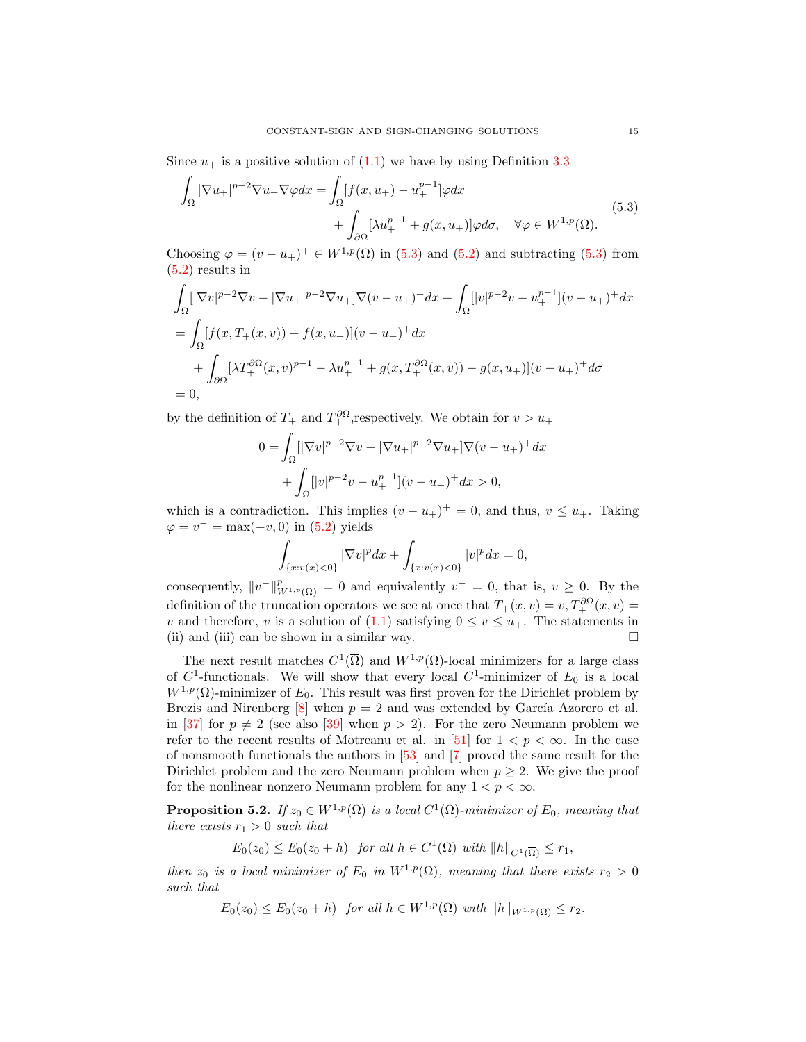Since $u_+$ is a positive solution of (1.1) we have by using Definition 3.3

$$
\begin{aligned}
\int_\Omega |\nabla u_+|^{p-2}\nabla u_+ \nabla\varphi dx &= \int_\Omega [f(x,u_+) - u_+^{p-1}]\varphi dx \\
&\quad + \int_{\partial\Omega} [\lambda u_+^{p-1} + g(x,u_+)]\varphi d\sigma, \quad \forall \varphi \in W^{1,p}(\Omega).
\end{aligned}
\tag{5.3}
$$

Choosing $\varphi = (v-u_+)^+ \in W^{1,p}(\Omega)$ in (5.3) and (5.2) and subtracting (5.3) from (5.2) results in

$$
\begin{aligned}
&\int_\Omega [|\nabla v|^{p-2}\nabla v - |\nabla u_+|^{p-2}\nabla u_+]\nabla(v-u_+)^+ dx + \int_\Omega [|v|^{p-2}v - u_+^{p-1}](v-u_+)^+ dx \\
&= \int_\Omega [f(x,T_+(x,v)) - f(x,u_+)](v-u_+)^+ dx \\
&\quad + \int_{\partial\Omega} [\lambda T_+^{\partial\Omega}(x,v)^{p-1} - \lambda u_+^{p-1} + g(x,T_+^{\partial\Omega}(x,v)) - g(x,u_+)](v-u_+)^+ d\sigma \\
&= 0,
\end{aligned}
$$

by the definition of $T_+$ and $T_+^{\partial\Omega}$,respectively. We obtain for $v > u_+$

$$
\begin{aligned}
0 = &\int_\Omega [|\nabla v|^{p-2}\nabla v - |\nabla u_+|^{p-2}\nabla u_+]\nabla(v-u_+)^+ dx \\
&+ \int_\Omega [|v|^{p-2}v - u_+^{p-1}](v-u_+)^+ dx > 0,
\end{aligned}
$$

which is a contradiction. This implies $(v-u_+)^+ = 0$, and thus, $v \le u_+$. Taking $\varphi = v^- = \max(-v,0)$ in (5.2) yields

$$
\int_{\{x:v(x)<0\}} |\nabla v|^p dx + \int_{\{x:v(x)<0\}} |v|^p dx = 0,
$$

consequently, $\|v^-\|^p_{W^{1,p}(\Omega)} = 0$ and equivalently $v^- = 0$, that is, $v \ge 0$. By the definition of the truncation operators we see at once that $T_+(x,v) = v, T_+^{\partial\Omega}(x,v) = v$ and therefore, $v$ is a solution of (1.1) satisfying $0 \le v \le u_+$. The statements in (ii) and (iii) can be shown in a similar way. $\square$

The next result matches $C^1(\overline{\Omega})$ and $W^{1,p}(\Omega)$-local minimizers for a large class of $C^1$-functionals. We will show that every local $C^1$-minimizer of $E_0$ is a local $W^{1,p}(\Omega)$-minimizer of $E_0$. This result was first proven for the Dirichlet problem by Brezis and Nirenberg [8] when $p = 2$ and was extended by García Azorero et al. in [37] for $p \neq 2$ (see also [39] when $p > 2$). For the zero Neumann problem we refer to the recent results of Motreanu et al. in [51] for $1 < p < \infty$. In the case of nonsmooth functionals the authors in [53] and [7] proved the same result for the Dirichlet problem and the zero Neumann problem when $p \ge 2$. We give the proof for the nonlinear nonzero Neumann problem for any $1 < p < \infty$.

**Proposition 5.2.** *If $z_0 \in W^{1,p}(\Omega)$ is a local $C^1(\overline{\Omega})$-minimizer of $E_0$, meaning that there exists $r_1 > 0$ such that*

$$
E_0(z_0) \le E_0(z_0 + h) \quad \text{for all } h \in C^1(\overline{\Omega}) \text{ with } \|h\|_{C^1(\overline{\Omega})} \le r_1,
$$

*then $z_0$ is a local minimizer of $E_0$ in $W^{1,p}(\Omega)$, meaning that there exists $r_2 > 0$ such that*

$$
E_0(z_0) \le E_0(z_0 + h) \quad \text{for all } h \in W^{1,p}(\Omega) \text{ with } \|h\|_{W^{1,p}(\Omega)} \le r_2.
$$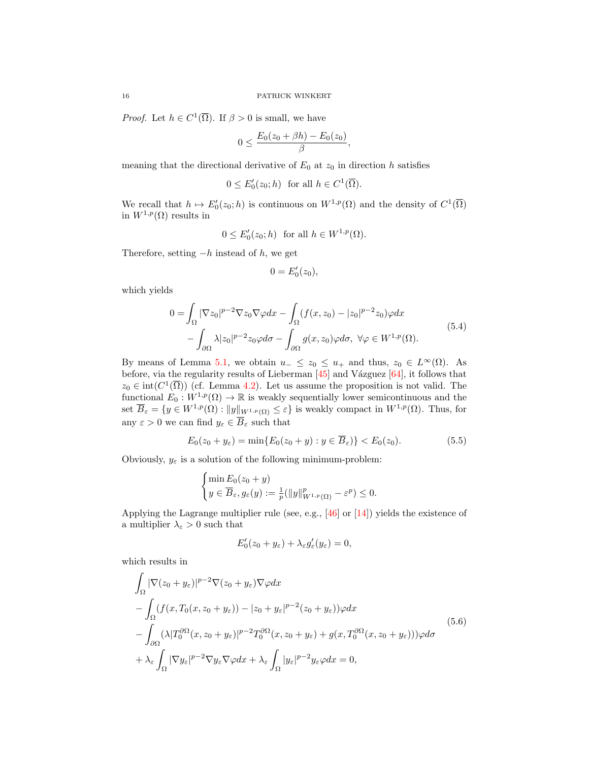*Proof.* Let $h \in C^1(\overline{\Omega})$. If $\beta > 0$ is small, we have

$$0 \leq \frac{E_0(z_0 + \beta h) - E_0(z_0)}{\beta},$$

meaning that the directional derivative of $E_0$ at $z_0$ in direction $h$ satisfies

$$0 \leq E_0'(z_0; h) \quad \text{for all } h \in C^1(\overline{\Omega}).$$

We recall that $h \mapsto E_0'(z_0; h)$ is continuous on $W^{1,p}(\Omega)$ and the density of $C^1(\overline{\Omega})$ in $W^{1,p}(\Omega)$ results in

$$0 \leq E_0'(z_0; h) \quad \text{for all } h \in W^{1,p}(\Omega).$$

Therefore, setting $-h$ instead of $h$, we get

$$0 = E_0'(z_0),$$

which yields

$$\begin{aligned} 0 = &\int_\Omega |\nabla z_0|^{p-2} \nabla z_0 \nabla \varphi dx - \int_\Omega (f(x, z_0) - |z_0|^{p-2} z_0) \varphi dx \\ &- \int_{\partial\Omega} \lambda |z_0|^{p-2} z_0 \varphi d\sigma - \int_{\partial\Omega} g(x, z_0) \varphi d\sigma, \ \forall \varphi \in W^{1,p}(\Omega). \end{aligned} \tag{5.4}$$

By means of Lemma 5.1, we obtain $u_- \leq z_0 \leq u_+$ and thus, $z_0 \in L^\infty(\Omega)$. As before, via the regularity results of Lieberman [45] and Vázguez [64], it follows that $z_0 \in \operatorname{int}(C^1(\overline{\Omega}))$ (cf. Lemma 4.2). Let us assume the proposition is not valid. The functional $E_0 : W^{1,p}(\Omega) \to \mathbb{R}$ is weakly sequentially lower semicontinuous and the set $\overline{B}_\varepsilon = \{y \in W^{1,p}(\Omega) : \|y\|_{W^{1,p}(\Omega)} \leq \varepsilon\}$ is weakly compact in $W^{1,p}(\Omega)$. Thus, for any $\varepsilon > 0$ we can find $y_\varepsilon \in \overline{B}_\varepsilon$ such that

$$E_0(z_0 + y_\varepsilon) = \min\{E_0(z_0 + y) : y \in \overline{B}_\varepsilon)\} < E_0(z_0). \tag{5.5}$$

Obviously, $y_\varepsilon$ is a solution of the following minimum-problem:

$$\begin{cases} \min E_0(z_0 + y) \\ y \in \overline{B}_\varepsilon, g_\varepsilon(y) := \frac{1}{p}(\|y\|^p_{W^{1,p}(\Omega)} - \varepsilon^p) \leq 0. \end{cases}$$

Applying the Lagrange multiplier rule (see, e.g., [46] or [14]) yields the existence of a multiplier $\lambda_\varepsilon > 0$ such that

$$E_0'(z_0 + y_\varepsilon) + \lambda_\varepsilon g_\varepsilon'(y_\varepsilon) = 0,$$

which results in

$$\begin{aligned} &\int_\Omega |\nabla(z_0 + y_\varepsilon)|^{p-2} \nabla(z_0 + y_\varepsilon) \nabla \varphi dx \\ &- \int_\Omega (f(x, T_0(x, z_0 + y_\varepsilon)) - |z_0 + y_\varepsilon|^{p-2}(z_0 + y_\varepsilon)) \varphi dx \\ &- \int_{\partial\Omega} (\lambda |T_0^{\partial\Omega}(x, z_0 + y_\varepsilon)|^{p-2} T_0^{\partial\Omega}(x, z_0 + y_\varepsilon) + g(x, T_0^{\partial\Omega}(x, z_0 + y_\varepsilon))) \varphi d\sigma \\ &+ \lambda_\varepsilon \int_\Omega |\nabla y_\varepsilon|^{p-2} \nabla y_\varepsilon \nabla \varphi dx + \lambda_\varepsilon \int_\Omega |y_\varepsilon|^{p-2} y_\varepsilon \varphi dx = 0, \end{aligned} \tag{5.6}$$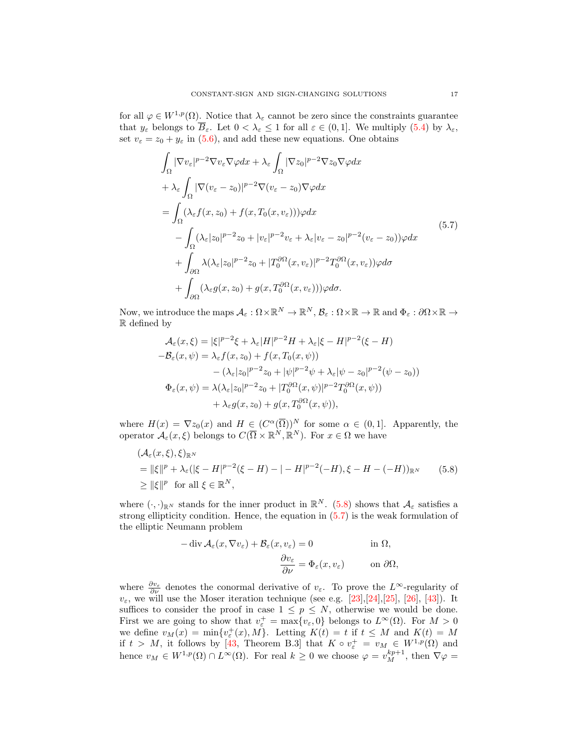for all $\varphi \in W^{1,p}(\Omega)$. Notice that $\lambda_\varepsilon$ cannot be zero since the constraints guarantee that $y_\varepsilon$ belongs to $\overline{B}_\varepsilon$. Let $0 < \lambda_\varepsilon \leq 1$ for all $\varepsilon \in (0,1]$. We multiply (5.4) by $\lambda_\varepsilon$, set $v_\varepsilon = z_0 + y_\varepsilon$ in (5.6), and add these new equations. One obtains

$$
\begin{aligned}
&\int_\Omega |\nabla v_\varepsilon|^{p-2}\nabla v_\varepsilon \nabla\varphi dx + \lambda_\varepsilon \int_\Omega |\nabla z_0|^{p-2}\nabla z_0 \nabla \varphi dx \\
&+ \lambda_\varepsilon \int_\Omega |\nabla (v_\varepsilon - z_0)|^{p-2}\nabla (v_\varepsilon - z_0)\nabla\varphi dx \\
&= \int_\Omega (\lambda_\varepsilon f(x,z_0) + f(x, T_0(x,v_\varepsilon)))\varphi dx \\
&\quad - \int_\Omega (\lambda_\varepsilon |z_0|^{p-2}z_0 + |v_\varepsilon|^{p-2}v_\varepsilon + \lambda_\varepsilon |v_\varepsilon - z_0|^{p-2}(v_\varepsilon - z_0))\varphi dx \\
&\quad + \int_{\partial\Omega} \lambda(\lambda_\varepsilon |z_0|^{p-2}z_0 + |T_0^{\partial\Omega}(x,v_\varepsilon)|^{p-2}T_0^{\partial\Omega}(x,v_\varepsilon))\varphi d\sigma \\
&\quad + \int_{\partial\Omega} (\lambda_\varepsilon g(x,z_0) + g(x, T_0^{\partial\Omega}(x,v_\varepsilon)))\varphi d\sigma.
\end{aligned}
\tag{5.7}
$$

Now, we introduce the maps $\mathcal{A}_\varepsilon : \Omega \times \mathbb{R}^N \to \mathbb{R}^N$, $\mathcal{B}_\varepsilon : \Omega \times \mathbb{R} \to \mathbb{R}$ and $\Phi_\varepsilon : \partial\Omega \times \mathbb{R} \to \mathbb{R}$ defined by

$$
\begin{aligned}
\mathcal{A}_\varepsilon(x,\xi) &= |\xi|^{p-2}\xi + \lambda_\varepsilon |H|^{p-2}H + \lambda_\varepsilon |\xi - H|^{p-2}(\xi - H) \\
-\mathcal{B}_\varepsilon(x,\psi) &= \lambda_\varepsilon f(x,z_0) + f(x,T_0(x,\psi)) \\
&\quad - (\lambda_\varepsilon |z_0|^{p-2}z_0 + |\psi|^{p-2}\psi + \lambda_\varepsilon |\psi - z_0|^{p-2}(\psi - z_0)) \\
\Phi_\varepsilon(x,\psi) &= \lambda(\lambda_\varepsilon |z_0|^{p-2}z_0 + |T_0^{\partial\Omega}(x,\psi)|^{p-2}T_0^{\partial\Omega}(x,\psi)) \\
&\quad + \lambda_\varepsilon g(x,z_0) + g(x,T_0^{\partial\Omega}(x,\psi)),
\end{aligned}
$$

where $H(x) = \nabla z_0(x)$ and $H \in (C^\alpha(\overline{\Omega}))^N$ for some $\alpha \in (0,1]$. Apparently, the operator $\mathcal{A}_\varepsilon(x,\xi)$ belongs to $C(\overline{\Omega} \times \mathbb{R}^N, \mathbb{R}^N)$. For $x \in \Omega$ we have

$$
\begin{aligned}
&(\mathcal{A}_\varepsilon(x,\xi),\xi)_{\mathbb{R}^N} \\
&= \|\xi\|^p + \lambda_\varepsilon(|\xi - H|^{p-2}(\xi - H) - |-H|^{p-2}(-H), \xi - H - (-H))_{\mathbb{R}^N} \\
&\geq \|\xi\|^p \quad \text{for all } \xi \in \mathbb{R}^N,
\end{aligned}
\tag{5.8}
$$

where $(\cdot,\cdot)_{\mathbb{R}^N}$ stands for the inner product in $\mathbb{R}^N$. (5.8) shows that $\mathcal{A}_\varepsilon$ satisfies a strong ellipticity condition. Hence, the equation in (5.7) is the weak formulation of the elliptic Neumann problem

$$
\begin{aligned}
-\operatorname{div} \mathcal{A}_\varepsilon(x,\nabla v_\varepsilon) + \mathcal{B}_\varepsilon(x,v_\varepsilon) &= 0 \qquad && \text{in } \Omega, \\
\frac{\partial v_\varepsilon}{\partial \nu} &= \Phi_\varepsilon(x,v_\varepsilon) \qquad && \text{on } \partial\Omega,
\end{aligned}
$$

where $\frac{\partial v_\varepsilon}{\partial \nu}$ denotes the conormal derivative of $v_\varepsilon$. To prove the $L^\infty$-regularity of $v_\varepsilon$, we will use the Moser iteration technique (see e.g. [23],[24],[25], [26], [43]). It suffices to consider the proof in case $1 \leq p \leq N$, otherwise we would be done. First we are going to show that $v_\varepsilon^+ = \max\{v_\varepsilon, 0\}$ belongs to $L^\infty(\Omega)$. For $M > 0$ we define $v_M(x) = \min\{v_\varepsilon^+(x), M\}$. Letting $K(t) = t$ if $t \leq M$ and $K(t) = M$ if $t > M$, it follows by [43, Theorem B.3] that $K \circ v_\varepsilon^+ = v_M \in W^{1,p}(\Omega)$ and hence $v_M \in W^{1,p}(\Omega) \cap L^\infty(\Omega)$. For real $k \geq 0$ we choose $\varphi = v_M^{kp+1}$, then $\nabla\varphi =$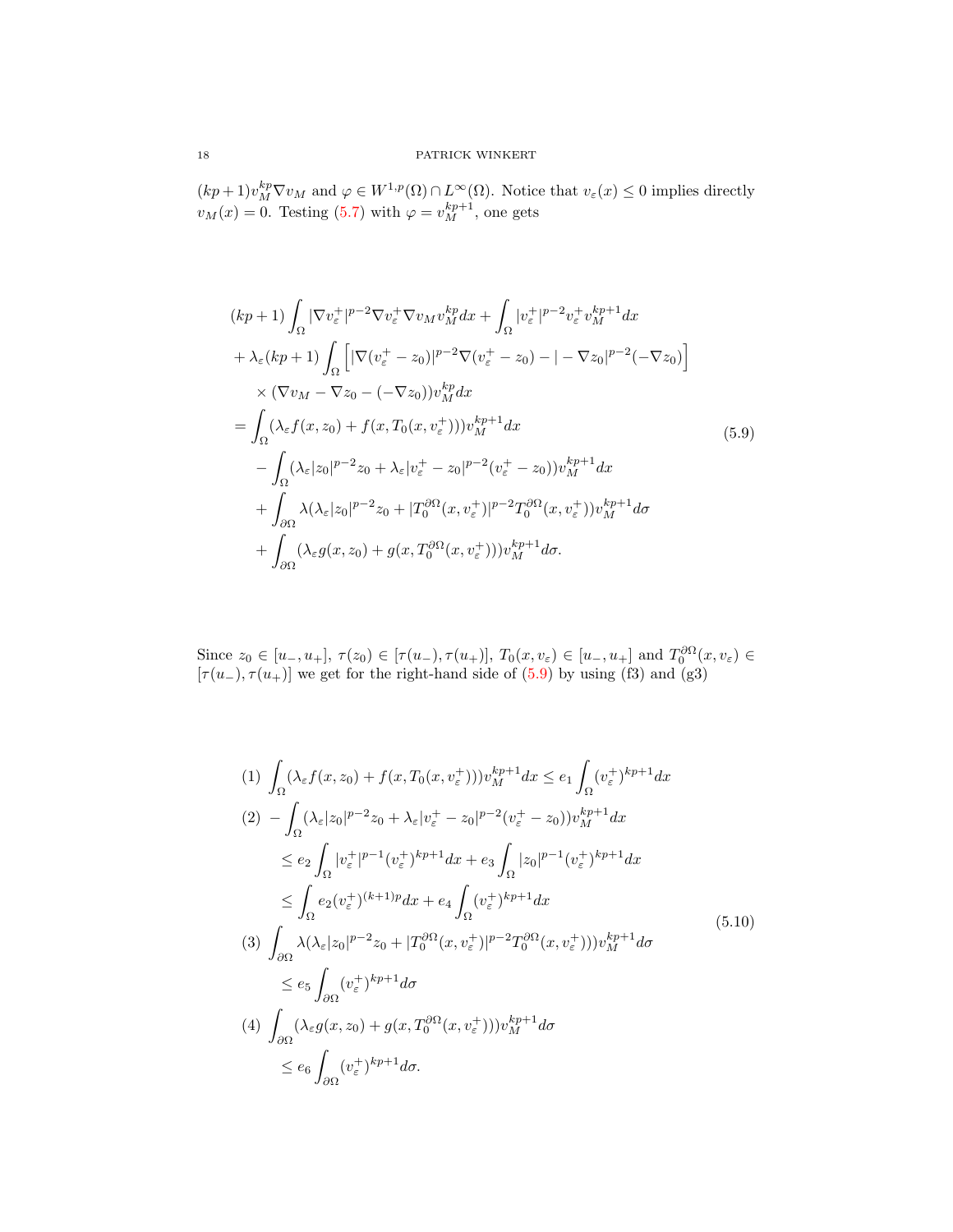$(kp+1)v_M^{kp}\nabla v_M$ and $\varphi \in W^{1,p}(\Omega)\cap L^\infty(\Omega)$. Notice that $v_\varepsilon(x)\le 0$ implies directly $v_M(x)=0$. Testing (5.7) with $\varphi = v_M^{kp+1}$, one gets

$$
\begin{aligned}
&(kp+1)\int_\Omega |\nabla v_\varepsilon^+|^{p-2}\nabla v_\varepsilon^+ \nabla v_M v_M^{kp}dx + \int_\Omega |v_\varepsilon^+|^{p-2}v_\varepsilon^+ v_M^{kp+1}dx \\
&+\lambda_\varepsilon(kp+1)\int_\Omega \Big[|\nabla(v_\varepsilon^+ - z_0)|^{p-2}\nabla(v_\varepsilon^+ - z_0) - |-\nabla z_0|^{p-2}(-\nabla z_0)\Big] \\
&\quad \times (\nabla v_M - \nabla z_0 - (-\nabla z_0))v_M^{kp}dx \\
&= \int_\Omega (\lambda_\varepsilon f(x,z_0) + f(x,T_0(x,v_\varepsilon^+)))v_M^{kp+1}dx \\
&\quad - \int_\Omega (\lambda_\varepsilon |z_0|^{p-2}z_0 + \lambda_\varepsilon |v_\varepsilon^+ - z_0|^{p-2}(v_\varepsilon^+ - z_0))v_M^{kp+1}dx \\
&\quad + \int_{\partial\Omega} \lambda(\lambda_\varepsilon |z_0|^{p-2}z_0 + |T_0^{\partial\Omega}(x,v_\varepsilon^+)|^{p-2}T_0^{\partial\Omega}(x,v_\varepsilon^+))v_M^{kp+1}d\sigma \\
&\quad + \int_{\partial\Omega} (\lambda_\varepsilon g(x,z_0) + g(x,T_0^{\partial\Omega}(x,v_\varepsilon^+)))v_M^{kp+1}d\sigma.
\end{aligned}
\tag{5.9}
$$

Since $z_0 \in [u_-,u_+]$, $\tau(z_0)\in[\tau(u_-),\tau(u_+)]$, $T_0(x,v_\varepsilon)\in[u_-,u_+]$ and $T_0^{\partial\Omega}(x,v_\varepsilon)\in[\tau(u_-),\tau(u_+)]$ we get for the right-hand side of (5.9) by using (f3) and (g3)

$$
\begin{aligned}
&(1)\ \int_\Omega (\lambda_\varepsilon f(x,z_0) + f(x,T_0(x,v_\varepsilon^+)))v_M^{kp+1}dx \le e_1 \int_\Omega (v_\varepsilon^+)^{kp+1}dx \\
&(2)\ -\int_\Omega (\lambda_\varepsilon |z_0|^{p-2}z_0 + \lambda_\varepsilon |v_\varepsilon^+ - z_0|^{p-2}(v_\varepsilon^+ - z_0))v_M^{kp+1}dx \\
&\qquad \le e_2 \int_\Omega |v_\varepsilon^+|^{p-1}(v_\varepsilon^+)^{kp+1}dx + e_3\int_\Omega |z_0|^{p-1}(v_\varepsilon^+)^{kp+1}dx \\
&\qquad \le \int_\Omega e_2 (v_\varepsilon^+)^{(k+1)p}dx + e_4 \int_\Omega (v_\varepsilon^+)^{kp+1}dx \\
&(3)\ \int_{\partial\Omega} \lambda(\lambda_\varepsilon |z_0|^{p-2}z_0 + |T_0^{\partial\Omega}(x,v_\varepsilon^+)|^{p-2}T_0^{\partial\Omega}(x,v_\varepsilon^+)))v_M^{kp+1}d\sigma \\
&\qquad \le e_5 \int_{\partial\Omega} (v_\varepsilon^+)^{kp+1}d\sigma \\
&(4)\ \int_{\partial\Omega} (\lambda_\varepsilon g(x,z_0) + g(x,T_0^{\partial\Omega}(x,v_\varepsilon^+)))v_M^{kp+1}d\sigma \\
&\qquad \le e_6 \int_{\partial\Omega} (v_\varepsilon^+)^{kp+1}d\sigma.
\end{aligned}
\tag{5.10}
$$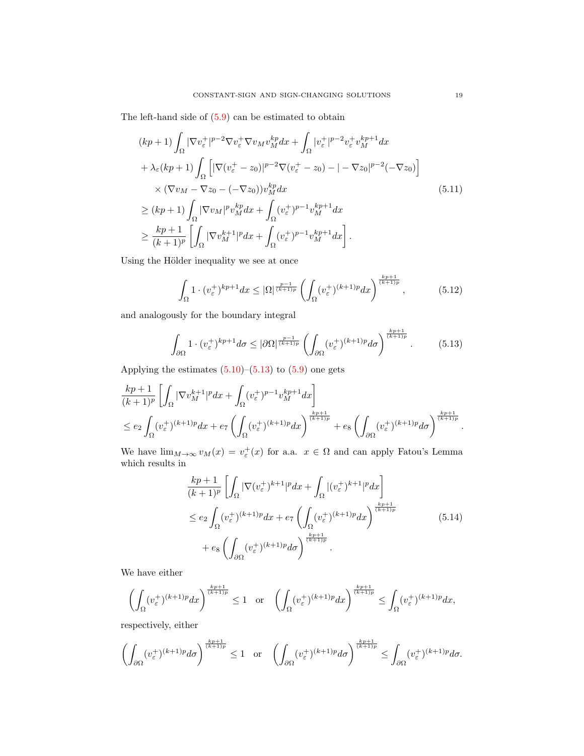The left-hand side of (5.9) can be estimated to obtain

$$
\begin{aligned}
&(kp+1)\int_\Omega |\nabla v_\varepsilon^+|^{p-2}\nabla v_\varepsilon^+ \nabla v_M v_M^{kp}dx + \int_\Omega |v_\varepsilon^+|^{p-2}v_\varepsilon^+ v_M^{kp+1}dx \\
&+ \lambda_\varepsilon (kp+1)\int_\Omega \left[|\nabla(v_\varepsilon^+ - z_0)|^{p-2}\nabla(v_\varepsilon^+ - z_0) - |-\nabla z_0|^{p-2}(-\nabla z_0)\right] \\
&\quad \times (\nabla v_M - \nabla z_0 - (-\nabla z_0))v_M^{kp}dx \\
&\geq (kp+1)\int_\Omega |\nabla v_M|^p v_M^{kp}dx + \int_\Omega (v_\varepsilon^+)^{p-1}v_M^{kp+1}dx \\
&\geq \frac{kp+1}{(k+1)^p}\left[\int_\Omega |\nabla v_M^{k+1}|^p dx + \int_\Omega (v_\varepsilon^+)^{p-1}v_M^{kp+1}dx\right].
\end{aligned}
\tag{5.11}
$$

Using the Hölder inequality we see at once

$$
\int_\Omega 1\cdot (v_\varepsilon^+)^{kp+1}dx \leq |\Omega|^{\frac{p-1}{(k+1)p}}\left(\int_\Omega (v_\varepsilon^+)^{(k+1)p}dx\right)^{\frac{kp+1}{(k+1)p}}, \tag{5.12}
$$

and analogously for the boundary integral

$$
\int_{\partial\Omega} 1\cdot (v_\varepsilon^+)^{kp+1}d\sigma \leq |\partial\Omega|^{\frac{p-1}{(k+1)p}}\left(\int_{\partial\Omega} (v_\varepsilon^+)^{(k+1)p}d\sigma\right)^{\frac{kp+1}{(k+1)p}}. \tag{5.13}
$$

Applying the estimates (5.10)–(5.13) to (5.9) one gets

$$
\begin{aligned}
&\frac{kp+1}{(k+1)^p}\left[\int_\Omega |\nabla v_M^{k+1}|^p dx + \int_\Omega (v_\varepsilon^+)^{p-1}v_M^{kp+1}dx\right] \\
&\leq e_2\int_\Omega (v_\varepsilon^+)^{(k+1)p}dx + e_7\left(\int_\Omega (v_\varepsilon^+)^{(k+1)p}dx\right)^{\frac{kp+1}{(k+1)p}} + e_8\left(\int_{\partial\Omega} (v_\varepsilon^+)^{(k+1)p}d\sigma\right)^{\frac{kp+1}{(k+1)p}}.
\end{aligned}
$$

We have $\lim_{M\to\infty} v_M(x) = v_\varepsilon^+(x)$ for a.a. $x\in\Omega$ and can apply Fatou's Lemma which results in

$$
\begin{aligned}
&\frac{kp+1}{(k+1)^p}\left[\int_\Omega |\nabla (v_\varepsilon^+)^{k+1}|^p dx + \int_\Omega |(v_\varepsilon^+)^{k+1}|^p dx\right] \\
&\leq e_2\int_\Omega (v_\varepsilon^+)^{(k+1)p}dx + e_7\left(\int_\Omega (v_\varepsilon^+)^{(k+1)p}dx\right)^{\frac{kp+1}{(k+1)p}} \\
&\quad + e_8\left(\int_{\partial\Omega} (v_\varepsilon^+)^{(k+1)p}d\sigma\right)^{\frac{kp+1}{(k+1)p}}.
\end{aligned}
\tag{5.14}
$$

We have either

$$
\left(\int_\Omega (v_\varepsilon^+)^{(k+1)p}dx\right)^{\frac{kp+1}{(k+1)p}} \leq 1 \quad \text{or} \quad \left(\int_\Omega (v_\varepsilon^+)^{(k+1)p}dx\right)^{\frac{kp+1}{(k+1)p}} \leq \int_\Omega (v_\varepsilon^+)^{(k+1)p}dx,
$$

respectively, either

$$
\left(\int_{\partial\Omega} (v_\varepsilon^+)^{(k+1)p}d\sigma\right)^{\frac{kp+1}{(k+1)p}} \leq 1 \quad \text{or} \quad \left(\int_{\partial\Omega} (v_\varepsilon^+)^{(k+1)p}d\sigma\right)^{\frac{kp+1}{(k+1)p}} \leq \int_{\partial\Omega} (v_\varepsilon^+)^{(k+1)p}d\sigma.
$$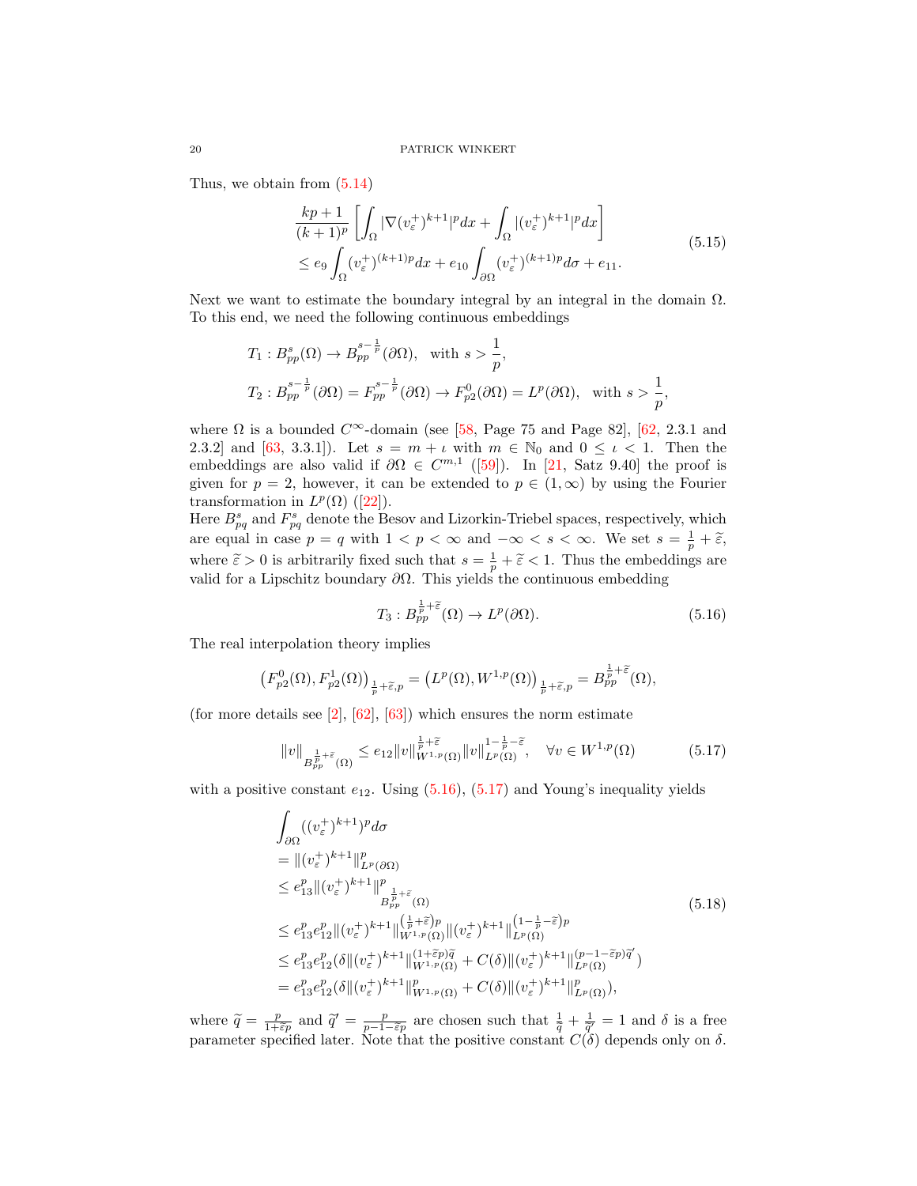Thus, we obtain from (5.14)

$$
\begin{aligned}
&\frac{kp+1}{(k+1)^p}\left[\int_\Omega |\nabla (v_\varepsilon^+)^{k+1}|^p dx + \int_\Omega |(v_\varepsilon^+)^{k+1}|^p dx\right] \\
&\leq e_9 \int_\Omega (v_\varepsilon^+)^{(k+1)p} dx + e_{10}\int_{\partial\Omega} (v_\varepsilon^+)^{(k+1)p} d\sigma + e_{11}.
\end{aligned}
\tag{5.15}
$$

Next we want to estimate the boundary integral by an integral in the domain $\Omega$. To this end, we need the following continuous embeddings

$$
\begin{aligned}
&T_1 : B^s_{pp}(\Omega) \to B^{s-\frac{1}{p}}_{pp}(\partial\Omega), \quad \text{with } s > \frac{1}{p}, \\
&T_2 : B^{s-\frac{1}{p}}_{pp}(\partial\Omega) = F^{s-\frac{1}{p}}_{pp}(\partial\Omega) \to F^0_{p2}(\partial\Omega) = L^p(\partial\Omega), \quad \text{with } s > \frac{1}{p},
\end{aligned}
$$

where $\Omega$ is a bounded $C^\infty$-domain (see [58, Page 75 and Page 82], [62, 2.3.1 and 2.3.2] and [63, 3.3.1]). Let $s = m + \iota$ with $m \in \mathbb{N}_0$ and $0 \leq \iota < 1$. Then the embeddings are also valid if $\partial\Omega \in C^{m,1}$ ([59]). In [21, Satz 9.40] the proof is given for $p = 2$, however, it can be extended to $p \in (1,\infty)$ by using the Fourier transformation in $L^p(\Omega)$ ([22]).
Here $B^s_{pq}$ and $F^s_{pq}$ denote the Besov and Lizorkin-Triebel spaces, respectively, which are equal in case $p = q$ with $1 < p < \infty$ and $-\infty < s < \infty$. We set $s = \frac{1}{p} + \widetilde{\varepsilon}$, where $\widetilde{\varepsilon} > 0$ is arbitrarily fixed such that $s = \frac{1}{p} + \widetilde{\varepsilon} < 1$. Thus the embeddings are valid for a Lipschitz boundary $\partial\Omega$. This yields the continuous embedding

$$
T_3 : B^{\frac{1}{p}+\widetilde{\varepsilon}}_{pp}(\Omega) \to L^p(\partial\Omega). \tag{5.16}
$$

The real interpolation theory implies

$$
\left(F^0_{p2}(\Omega), F^1_{p2}(\Omega)\right)_{\frac{1}{p}+\widetilde{\varepsilon},p} = \left(L^p(\Omega), W^{1,p}(\Omega)\right)_{\frac{1}{p}+\widetilde{\varepsilon},p} = B^{\frac{1}{p}+\widetilde{\varepsilon}}_{pp}(\Omega),
$$

(for more details see [2], [62], [63]) which ensures the norm estimate

$$
\|v\|_{B^{\frac{1}{p}+\widetilde{\varepsilon}}_{pp}(\Omega)} \leq e_{12} \|v\|^{\frac{1}{p}+\widetilde{\varepsilon}}_{W^{1,p}(\Omega)} \|v\|^{1-\frac{1}{p}-\widetilde{\varepsilon}}_{L^p(\Omega)}, \quad \forall v \in W^{1,p}(\Omega) \tag{5.17}
$$

with a positive constant $e_{12}$. Using (5.16), (5.17) and Young's inequality yields

$$
\begin{aligned}
&\int_{\partial\Omega} ((v_\varepsilon^+)^{k+1})^p d\sigma \\
&= \|(v_\varepsilon^+)^{k+1}\|^p_{L^p(\partial\Omega)} \\
&\leq e_{13}^p \|(v_\varepsilon^+)^{k+1}\|^p_{B^{\frac{1}{p}+\widetilde{\varepsilon}}_{pp}(\Omega)} \\
&\leq e_{13}^p e_{12}^p \|(v_\varepsilon^+)^{k+1}\|^{(\frac{1}{p}+\widetilde{\varepsilon})p}_{W^{1,p}(\Omega)} \|(v_\varepsilon^+)^{k+1}\|^{(1-\frac{1}{p}-\widetilde{\varepsilon})p}_{L^p(\Omega)} \\
&\leq e_{13}^p e_{12}^p (\delta \|(v_\varepsilon^+)^{k+1}\|^{(1+\widetilde{\varepsilon}p)\widetilde{q}}_{W^{1,p}(\Omega)} + C(\delta)\|(v_\varepsilon^+)^{k+1}\|^{(p-1-\widetilde{\varepsilon}p)\widetilde{q}'}_{L^p(\Omega)}) \\
&= e_{13}^p e_{12}^p (\delta \|(v_\varepsilon^+)^{k+1}\|^p_{W^{1,p}(\Omega)} + C(\delta)\|(v_\varepsilon^+)^{k+1}\|^p_{L^p(\Omega)}),
\end{aligned}
\tag{5.18}
$$

where $\widetilde{q} = \frac{p}{1+\widetilde{\varepsilon}p}$ and $\widetilde{q}' = \frac{p}{p-1-\widetilde{\varepsilon}p}$ are chosen such that $\frac{1}{\widetilde{q}} + \frac{1}{\widetilde{q}'} = 1$ and $\delta$ is a free parameter specified later. Note that the positive constant $C(\delta)$ depends only on $\delta$.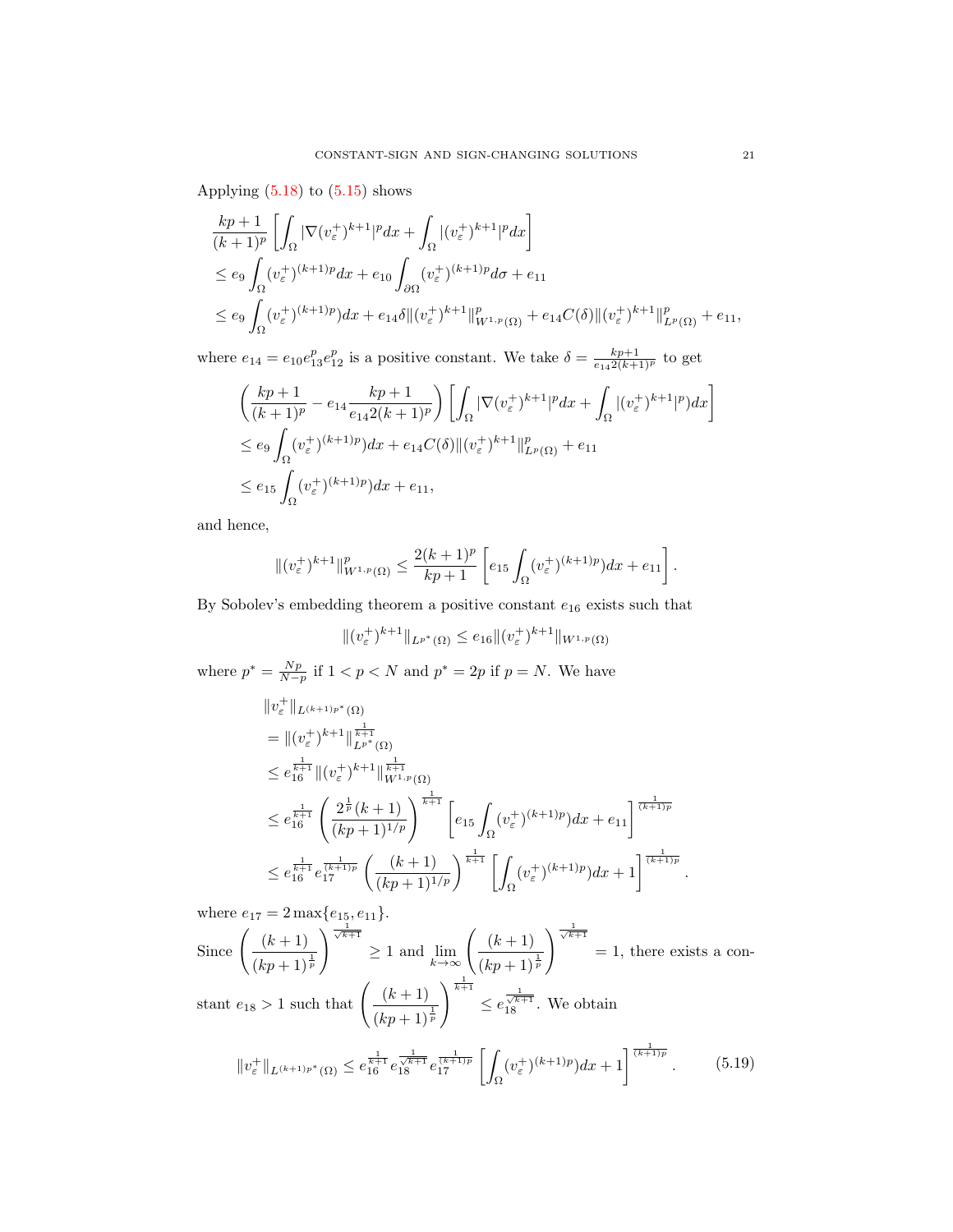Applying (5.18) to (5.15) shows

$$
\begin{aligned}
&\frac{kp+1}{(k+1)^p}\left[\int_\Omega |\nabla (v_\varepsilon^+)^{k+1}|^p dx + \int_\Omega |(v_\varepsilon^+)^{k+1}|^p dx\right] \\
&\le e_9 \int_\Omega (v_\varepsilon^+)^{(k+1)p} dx + e_{10}\int_{\partial\Omega} (v_\varepsilon^+)^{(k+1)p} d\sigma + e_{11} \\
&\le e_9 \int_\Omega (v_\varepsilon^+)^{(k+1)p}) dx + e_{14}\delta \|(v_\varepsilon^+)^{k+1}\|^p_{W^{1,p}(\Omega)} + e_{14}C(\delta)\|(v_\varepsilon^+)^{k+1}\|^p_{L^p(\Omega)} + e_{11},
\end{aligned}
$$

where $e_{14} = e_{10}e_{13}^p e_{12}^p$ is a positive constant. We take $\delta = \frac{kp+1}{e_{14}2(k+1)^p}$ to get

$$
\begin{aligned}
&\left(\frac{kp+1}{(k+1)^p} - e_{14}\frac{kp+1}{e_{14}2(k+1)^p}\right)\left[\int_\Omega |\nabla (v_\varepsilon^+)^{k+1}|^p dx + \int_\Omega |(v_\varepsilon^+)^{k+1}|^p) dx\right] \\
&\le e_9 \int_\Omega (v_\varepsilon^+)^{(k+1)p}) dx + e_{14}C(\delta)\|(v_\varepsilon^+)^{k+1}\|^p_{L^p(\Omega)} + e_{11} \\
&\le e_{15}\int_\Omega (v_\varepsilon^+)^{(k+1)p}) dx + e_{11},
\end{aligned}
$$

and hence,

$$
\|(v_\varepsilon^+)^{k+1}\|^p_{W^{1,p}(\Omega)} \le \frac{2(k+1)^p}{kp+1}\left[e_{15}\int_\Omega (v_\varepsilon^+)^{(k+1)p}) dx + e_{11}\right].
$$

By Sobolev's embedding theorem a positive constant $e_{16}$ exists such that

$$
\|(v_\varepsilon^+)^{k+1}\|_{L^{p^*}(\Omega)} \le e_{16}\|(v_\varepsilon^+)^{k+1}\|_{W^{1,p}(\Omega)}
$$

where $p^* = \frac{Np}{N-p}$ if $1 < p < N$ and $p^* = 2p$ if $p = N$. We have

$$
\begin{aligned}
&\|v_\varepsilon^+\|_{L^{(k+1)p^*}(\Omega)} \\
&= \|(v_\varepsilon^+)^{k+1}\|^{\frac{1}{k+1}}_{L^{p^*}(\Omega)} \\
&\le e_{16}^{\frac{1}{k+1}}\|(v_\varepsilon^+)^{k+1}\|^{\frac{1}{k+1}}_{W^{1,p}(\Omega)} \\
&\le e_{16}^{\frac{1}{k+1}}\left(\frac{2^{\frac{1}{p}}(k+1)}{(kp+1)^{1/p}}\right)^{\frac{1}{k+1}}\left[e_{15}\int_\Omega (v_\varepsilon^+)^{(k+1)p}) dx + e_{11}\right]^{\frac{1}{(k+1)p}} \\
&\le e_{16}^{\frac{1}{k+1}} e_{17}^{\frac{1}{(k+1)p}}\left(\frac{(k+1)}{(kp+1)^{1/p}}\right)^{\frac{1}{k+1}}\left[\int_\Omega (v_\varepsilon^+)^{(k+1)p}) dx + 1\right]^{\frac{1}{(k+1)p}}.
\end{aligned}
$$

where $e_{17} = 2\max\{e_{15}, e_{11}\}$.

Since $\left(\frac{(k+1)}{(kp+1)^{\frac{1}{p}}}\right)^{\frac{1}{\sqrt{k+1}}} \ge 1$ and $\lim_{k\to\infty}\left(\frac{(k+1)}{(kp+1)^{\frac{1}{p}}}\right)^{\frac{1}{\sqrt{k+1}}} = 1$, there exists a constant $e_{18} > 1$ such that $\left(\frac{(k+1)}{(kp+1)^{\frac{1}{p}}}\right)^{\frac{1}{k+1}} \le e_{18}^{\frac{1}{\sqrt{k+1}}}$. We obtain

$$
\|v_\varepsilon^+\|_{L^{(k+1)p^*}(\Omega)} \le e_{16}^{\frac{1}{k+1}} e_{18}^{\frac{1}{\sqrt{k+1}}} e_{17}^{\frac{1}{(k+1)p}}\left[\int_\Omega (v_\varepsilon^+)^{(k+1)p}) dx + 1\right]^{\frac{1}{(k+1)p}}. \tag{5.19}
$$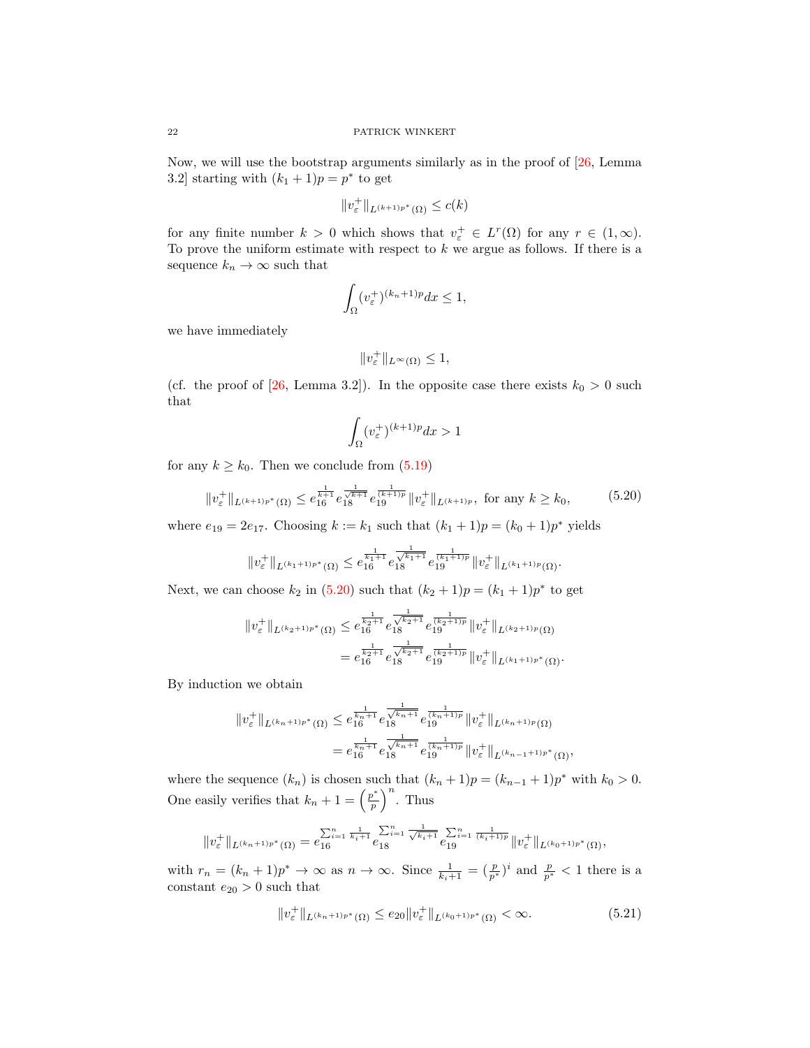Now, we will use the bootstrap arguments similarly as in the proof of [26, Lemma 3.2] starting with $(k_1+1)p = p^*$ to get

$$\|v_\varepsilon^+\|_{L^{(k+1)p^*}(\Omega)} \le c(k)$$

for any finite number $k > 0$ which shows that $v_\varepsilon^+ \in L^r(\Omega)$ for any $r \in (1,\infty)$. To prove the uniform estimate with respect to $k$ we argue as follows. If there is a sequence $k_n \to \infty$ such that

$$\int_\Omega (v_\varepsilon^+)^{(k_n+1)p} dx \le 1,$$

we have immediately

$$\|v_\varepsilon^+\|_{L^\infty(\Omega)} \le 1,$$

(cf. the proof of [26, Lemma 3.2]). In the opposite case there exists $k_0 > 0$ such that

$$\int_\Omega (v_\varepsilon^+)^{(k+1)p} dx > 1$$

for any $k \ge k_0$. Then we conclude from (5.19)

$$\|v_\varepsilon^+\|_{L^{(k+1)p^*}(\Omega)} \le e_{16}^{\frac{1}{k+1}} e_{18}^{\frac{1}{\sqrt{k+1}}} e_{19}^{\frac{1}{(k+1)p}} \|v_\varepsilon^+\|_{L^{(k+1)p}}, \text{ for any } k \ge k_0, \tag{5.20}$$

where $e_{19} = 2e_{17}$. Choosing $k := k_1$ such that $(k_1+1)p = (k_0+1)p^*$ yields

$$\|v_\varepsilon^+\|_{L^{(k_1+1)p^*}(\Omega)} \le e_{16}^{\frac{1}{k_1+1}} e_{18}^{\frac{1}{\sqrt{k_1+1}}} e_{19}^{\frac{1}{(k_1+1)p}} \|v_\varepsilon^+\|_{L^{(k_1+1)p}(\Omega)}.$$

Next, we can choose $k_2$ in (5.20) such that $(k_2+1)p = (k_1+1)p^*$ to get

$$\begin{aligned}
\|v_\varepsilon^+\|_{L^{(k_2+1)p^*}(\Omega)} &\le e_{16}^{\frac{1}{k_2+1}} e_{18}^{\frac{1}{\sqrt{k_2+1}}} e_{19}^{\frac{1}{(k_2+1)p}} \|v_\varepsilon^+\|_{L^{(k_2+1)p}(\Omega)} \\
&= e_{16}^{\frac{1}{k_2+1}} e_{18}^{\frac{1}{\sqrt{k_2+1}}} e_{19}^{\frac{1}{(k_2+1)p}} \|v_\varepsilon^+\|_{L^{(k_1+1)p^*}(\Omega)}.
\end{aligned}$$

By induction we obtain

$$\begin{aligned}
\|v_\varepsilon^+\|_{L^{(k_n+1)p^*}(\Omega)} &\le e_{16}^{\frac{1}{k_n+1}} e_{18}^{\frac{1}{\sqrt{k_n+1}}} e_{19}^{\frac{1}{(k_n+1)p}} \|v_\varepsilon^+\|_{L^{(k_n+1)p}(\Omega)} \\
&= e_{16}^{\frac{1}{k_n+1}} e_{18}^{\frac{1}{\sqrt{k_n+1}}} e_{19}^{\frac{1}{(k_n+1)p}} \|v_\varepsilon^+\|_{L^{(k_{n-1}+1)p^*}(\Omega)},
\end{aligned}$$

where the sequence $(k_n)$ is chosen such that $(k_n+1)p = (k_{n-1}+1)p^*$ with $k_0 > 0$. One easily verifies that $k_n + 1 = \left(\frac{p^*}{p}\right)^n$. Thus

$$\|v_\varepsilon^+\|_{L^{(k_n+1)p^*}(\Omega)} = e_{16}^{\sum_{i=1}^n \frac{1}{k_i+1}} e_{18}^{\sum_{i=1}^n \frac{1}{\sqrt{k_i+1}}} e_{19}^{\sum_{i=1}^n \frac{1}{(k_i+1)p}} \|v_\varepsilon^+\|_{L^{(k_0+1)p^*}(\Omega)},$$

with $r_n = (k_n+1)p^* \to \infty$ as $n \to \infty$. Since $\frac{1}{k_i+1} = (\frac{p}{p^*})^i$ and $\frac{p}{p^*} < 1$ there is a constant $e_{20} > 0$ such that

$$\|v_\varepsilon^+\|_{L^{(k_n+1)p^*}(\Omega)} \le e_{20} \|v_\varepsilon^+\|_{L^{(k_0+1)p^*}(\Omega)} < \infty. \tag{5.21}$$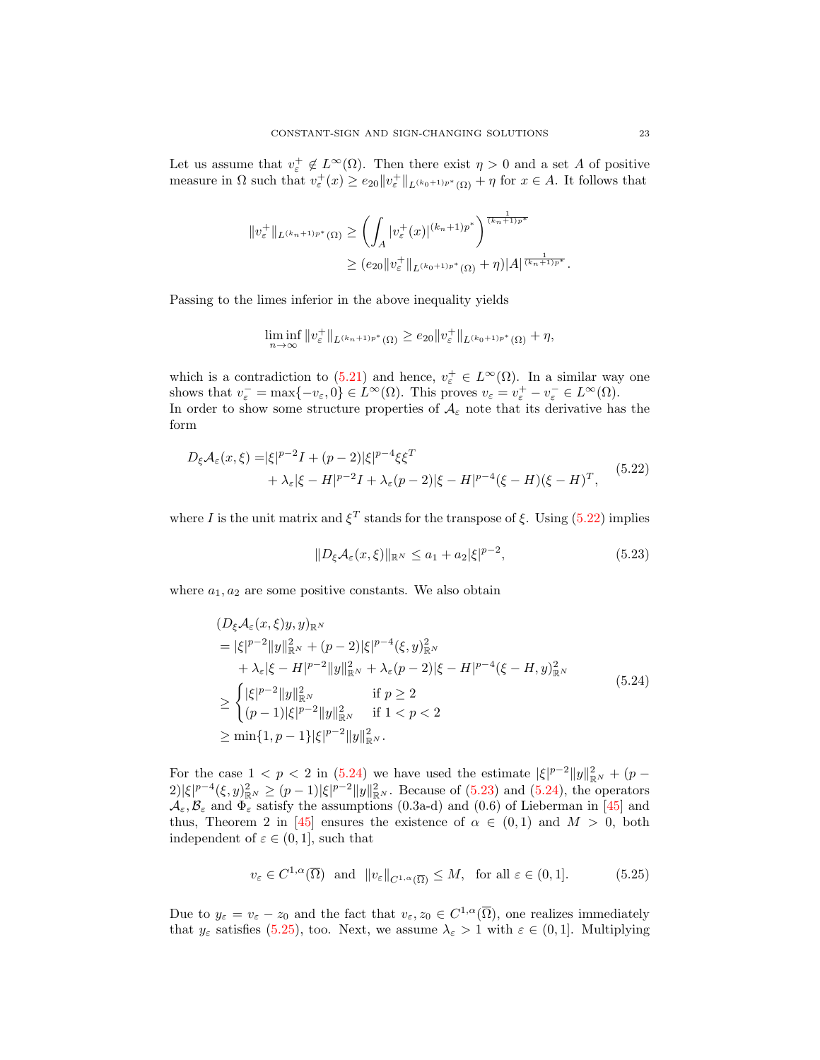Let us assume that $v_\varepsilon^+ \notin L^\infty(\Omega)$. Then there exist $\eta > 0$ and a set $A$ of positive measure in $\Omega$ such that $v_\varepsilon^+(x) \geq e_{20}\|v_\varepsilon^+\|_{L^{(k_0+1)p^*}(\Omega)} + \eta$ for $x \in A$. It follows that

$$
\begin{aligned}
\|v_\varepsilon^+\|_{L^{(k_n+1)p^*}(\Omega)} &\geq \left(\int_A |v_\varepsilon^+(x)|^{(k_n+1)p^*}\right)^{\frac{1}{(k_n+1)p^*}} \\
&\geq (e_{20}\|v_\varepsilon^+\|_{L^{(k_0+1)p^*}(\Omega)} + \eta)|A|^{\frac{1}{(k_n+1)p^*}}.
\end{aligned}
$$

Passing to the limes inferior in the above inequality yields

$$
\liminf_{n\to\infty} \|v_\varepsilon^+\|_{L^{(k_n+1)p^*}(\Omega)} \geq e_{20}\|v_\varepsilon^+\|_{L^{(k_0+1)p^*}(\Omega)} + \eta,
$$

which is a contradiction to (5.21) and hence, $v_\varepsilon^+ \in L^\infty(\Omega)$. In a similar way one shows that $v_\varepsilon^- = \max\{-v_\varepsilon, 0\} \in L^\infty(\Omega)$. This proves $v_\varepsilon = v_\varepsilon^+ - v_\varepsilon^- \in L^\infty(\Omega)$.
In order to show some structure properties of $\mathcal{A}_\varepsilon$ note that its derivative has the form

$$
\begin{aligned}
D_\xi \mathcal{A}_\varepsilon(x,\xi) =& |\xi|^{p-2}I + (p-2)|\xi|^{p-4}\xi\xi^T \\
&+ \lambda_\varepsilon|\xi - H|^{p-2}I + \lambda_\varepsilon(p-2)|\xi - H|^{p-4}(\xi - H)(\xi - H)^T,
\end{aligned}
\tag{5.22}
$$

where $I$ is the unit matrix and $\xi^T$ stands for the transpose of $\xi$. Using (5.22) implies

$$
\|D_\xi \mathcal{A}_\varepsilon(x,\xi)\|_{\mathbb{R}^N} \leq a_1 + a_2|\xi|^{p-2}, \tag{5.23}
$$

where $a_1, a_2$ are some positive constants. We also obtain

$$
\begin{aligned}
&(D_\xi \mathcal{A}_\varepsilon(x,\xi)y, y)_{\mathbb{R}^N} \\
&= |\xi|^{p-2}\|y\|^2_{\mathbb{R}^N} + (p-2)|\xi|^{p-4}(\xi, y)^2_{\mathbb{R}^N} \\
&\quad + \lambda_\varepsilon|\xi - H|^{p-2}\|y\|^2_{\mathbb{R}^N} + \lambda_\varepsilon(p-2)|\xi - H|^{p-4}(\xi - H, y)^2_{\mathbb{R}^N} \\
&\geq \begin{cases} |\xi|^{p-2}\|y\|^2_{\mathbb{R}^N} & \text{if } p \geq 2 \\ (p-1)|\xi|^{p-2}\|y\|^2_{\mathbb{R}^N} & \text{if } 1 < p < 2 \end{cases} \\
&\geq \min\{1, p-1\}|\xi|^{p-2}\|y\|^2_{\mathbb{R}^N}.
\end{aligned}
\tag{5.24}
$$

For the case $1 < p < 2$ in (5.24) we have used the estimate $|\xi|^{p-2}\|y\|^2_{\mathbb{R}^N} + (p-2)|\xi|^{p-4}(\xi, y)^2_{\mathbb{R}^N} \geq (p-1)|\xi|^{p-2}\|y\|^2_{\mathbb{R}^N}$. Because of (5.23) and (5.24), the operators $\mathcal{A}_\varepsilon, \mathcal{B}_\varepsilon$ and $\Phi_\varepsilon$ satisfy the assumptions (0.3a-d) and (0.6) of Lieberman in [45] and thus, Theorem 2 in [45] ensures the existence of $\alpha \in (0,1)$ and $M > 0$, both independent of $\varepsilon \in (0,1]$, such that

$$
v_\varepsilon \in C^{1,\alpha}(\overline{\Omega}) \quad \text{and} \quad \|v_\varepsilon\|_{C^{1,\alpha}(\overline{\Omega})} \leq M, \quad \text{for all } \varepsilon \in (0,1]. \tag{5.25}
$$

Due to $y_\varepsilon = v_\varepsilon - z_0$ and the fact that $v_\varepsilon, z_0 \in C^{1,\alpha}(\overline{\Omega})$, one realizes immediately that $y_\varepsilon$ satisfies (5.25), too. Next, we assume $\lambda_\varepsilon > 1$ with $\varepsilon \in (0,1]$. Multiplying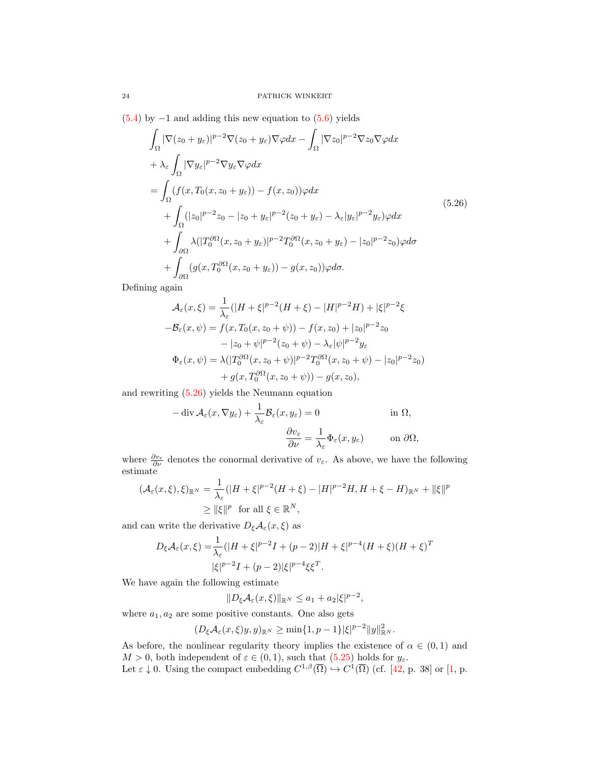(5.4) by $-1$ and adding this new equation to (5.6) yields

$$
\begin{aligned}
&\int_\Omega |\nabla(z_0+y_\varepsilon)|^{p-2}\nabla(z_0+y_\varepsilon)\nabla\varphi dx - \int_\Omega |\nabla z_0|^{p-2}\nabla z_0 \nabla \varphi dx \\
&+ \lambda_\varepsilon \int_\Omega |\nabla y_\varepsilon|^{p-2}\nabla y_\varepsilon \nabla\varphi dx \\
&= \int_\Omega (f(x,T_0(x,z_0+y_\varepsilon)) - f(x,z_0))\varphi dx \\
&\quad + \int_\Omega (|z_0|^{p-2}z_0 - |z_0+y_\varepsilon|^{p-2}(z_0+y_\varepsilon) - \lambda_\varepsilon |y_\varepsilon|^{p-2}y_\varepsilon)\varphi dx \\
&\quad + \int_{\partial\Omega} \lambda(|T_0^{\partial\Omega}(x,z_0+y_\varepsilon)|^{p-2}T_0^{\partial\Omega}(x,z_0+y_\varepsilon) - |z_0|^{p-2}z_0)\varphi d\sigma \\
&\quad + \int_{\partial\Omega} (g(x,T_0^{\partial\Omega}(x,z_0+y_\varepsilon)) - g(x,z_0))\varphi d\sigma.
\end{aligned} \tag{5.26}
$$

Defining again

$$
\begin{aligned}
\mathcal{A}_\varepsilon(x,\xi) &= \frac{1}{\lambda_\varepsilon}(|H+\xi|^{p-2}(H+\xi) - |H|^{p-2}H) + |\xi|^{p-2}\xi \\
-\mathcal{B}_\varepsilon(x,\psi) &= f(x,T_0(x,z_0+\psi)) - f(x,z_0) + |z_0|^{p-2}z_0 \\
&\quad - |z_0+\psi|^{p-2}(z_0+\psi) - \lambda_\varepsilon|\psi|^{p-2}y_\varepsilon \\
\Phi_\varepsilon(x,\psi) &= \lambda(|T_0^{\partial\Omega}(x,z_0+\psi)|^{p-2}T_0^{\partial\Omega}(x,z_0+\psi) - |z_0|^{p-2}z_0) \\
&\quad + g(x,T_0^{\partial\Omega}(x,z_0+\psi)) - g(x,z_0),
\end{aligned}
$$

and rewriting (5.26) yields the Neumann equation

$$
\begin{aligned}
-\operatorname{div}\mathcal{A}_\varepsilon(x,\nabla y_\varepsilon) + \frac{1}{\lambda_\varepsilon}\mathcal{B}_\varepsilon(x,y_\varepsilon) &= 0 && \text{in } \Omega, \\
\frac{\partial v_\varepsilon}{\partial \nu} &= \frac{1}{\lambda_\varepsilon}\Phi_\varepsilon(x,y_\varepsilon) && \text{on } \partial\Omega,
\end{aligned}
$$

where $\frac{\partial v_\varepsilon}{\partial \nu}$ denotes the conormal derivative of $v_\varepsilon$. As above, we have the following estimate

$$
\begin{aligned}
(\mathcal{A}_\varepsilon(x,\xi),\xi)_{\mathbb{R}^N} &= \frac{1}{\lambda_\varepsilon}(|H+\xi|^{p-2}(H+\xi) - |H|^{p-2}H, H+\xi-H)_{\mathbb{R}^N} + \|\xi\|^p \\
&\geq \|\xi\|^p \quad \text{for all } \xi\in\mathbb{R}^N,
\end{aligned}
$$

and can write the derivative $D_\xi\mathcal{A}_\varepsilon(x,\xi)$ as

$$
\begin{aligned}
D_\xi\mathcal{A}_\varepsilon(x,\xi) = &\frac{1}{\lambda_\varepsilon}(|H+\xi|^{p-2}I + (p-2)|H+\xi|^{p-4}(H+\xi)(H+\xi)^T \\
&|\xi|^{p-2}I + (p-2)|\xi|^{p-4}\xi\xi^T.
\end{aligned}
$$

We have again the following estimate

$$
\|D_\xi\mathcal{A}_\varepsilon(x,\xi)\|_{\mathbb{R}^N} \leq a_1 + a_2|\xi|^{p-2},
$$

where $a_1, a_2$ are some positive constants. One also gets

$$
(D_\xi\mathcal{A}_\varepsilon(x,\xi)y,y)_{\mathbb{R}^N} \geq \min\{1,p-1\}|\xi|^{p-2}\|y\|^2_{\mathbb{R}^N}.
$$

As before, the nonlinear regularity theory implies the existence of $\alpha\in(0,1)$ and $M>0$, both independent of $\varepsilon\in(0,1)$, such that (5.25) holds for $y_\varepsilon$.
Let $\varepsilon\downarrow 0$. Using the compact embedding $C^{1,\beta}(\overline{\Omega}) \hookrightarrow C^1(\overline{\Omega})$ (cf. [42, p. 38] or [1, p.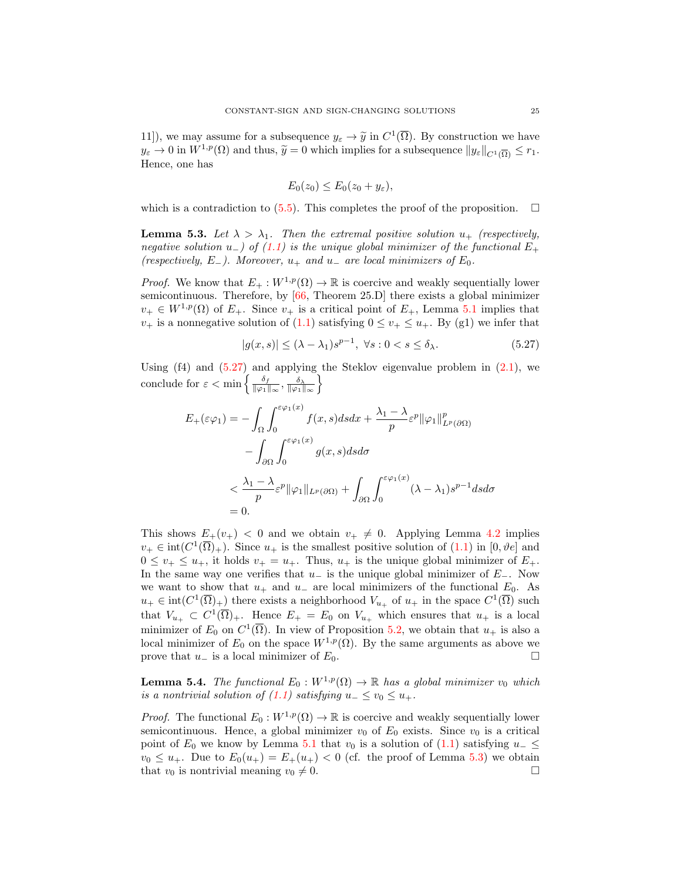11]), we may assume for a subsequence $y_\varepsilon \to \widetilde{y}$ in $C^1(\overline{\Omega})$. By construction we have $y_\varepsilon \to 0$ in $W^{1,p}(\Omega)$ and thus, $\widetilde{y} = 0$ which implies for a subsequence $\|y_\varepsilon\|_{C^1(\overline{\Omega})} \le r_1$. Hence, one has

$$E_0(z_0) \le E_0(z_0 + y_\varepsilon),$$

which is a contradiction to (5.5). This completes the proof of the proposition. $\square$

**Lemma 5.3.** *Let $\lambda > \lambda_1$. Then the extremal positive solution $u_+$ (respectively, negative solution $u_-$) of (1.1) is the unique global minimizer of the functional $E_+$ (respectively, $E_-$). Moreover, $u_+$ and $u_-$ are local minimizers of $E_0$.*

*Proof.* We know that $E_+ : W^{1,p}(\Omega) \to \mathbb{R}$ is coercive and weakly sequentially lower semicontinuous. Therefore, by [66, Theorem 25.D] there exists a global minimizer $v_+ \in W^{1,p}(\Omega)$ of $E_+$. Since $v_+$ is a critical point of $E_+$, Lemma 5.1 implies that $v_+$ is a nonnegative solution of (1.1) satisfying $0 \le v_+ \le u_+$. By (g1) we infer that

$$|g(x,s)| \le (\lambda - \lambda_1)s^{p-1}, \ \forall s : 0 < s \le \delta_\lambda. \tag{5.27}$$

Using (f4) and (5.27) and applying the Steklov eigenvalue problem in (2.1), we conclude for $\varepsilon < \min\left\{\frac{\delta_f}{\|\varphi_1\|_\infty}, \frac{\delta_\lambda}{\|\varphi_1\|_\infty}\right\}$

$$\begin{aligned}
E_+(\varepsilon\varphi_1) &= -\int_\Omega \int_0^{\varepsilon\varphi_1(x)} f(x,s)dsdx + \frac{\lambda_1 - \lambda}{p}\varepsilon^p \|\varphi_1\|^p_{L^p(\partial\Omega)} \\
&\quad - \int_{\partial\Omega}\int_0^{\varepsilon\varphi_1(x)} g(x,s)dsd\sigma \\
&< \frac{\lambda_1 - \lambda}{p}\varepsilon^p \|\varphi_1\|_{L^p(\partial\Omega)} + \int_{\partial\Omega}\int_0^{\varepsilon\varphi_1(x)} (\lambda - \lambda_1)s^{p-1}dsd\sigma \\
&= 0.
\end{aligned}$$

This shows $E_+(v_+) < 0$ and we obtain $v_+ \ne 0$. Applying Lemma 4.2 implies $v_+ \in \operatorname{int}(C^1(\overline{\Omega})_+)$. Since $u_+$ is the smallest positive solution of (1.1) in $[0, \vartheta e]$ and $0 \le v_+ \le u_+$, it holds $v_+ = u_+$. Thus, $u_+$ is the unique global minimizer of $E_+$. In the same way one verifies that $u_-$ is the unique global minimizer of $E_-$. Now we want to show that $u_+$ and $u_-$ are local minimizers of the functional $E_0$. As $u_+ \in \operatorname{int}(C^1(\overline{\Omega})_+)$ there exists a neighborhood $V_{u_+}$ of $u_+$ in the space $C^1(\overline{\Omega})$ such that $V_{u_+} \subset C^1(\overline{\Omega})_+$. Hence $E_+ = E_0$ on $V_{u_+}$ which ensures that $u_+$ is a local minimizer of $E_0$ on $C^1(\overline{\Omega})$. In view of Proposition 5.2, we obtain that $u_+$ is also a local minimizer of $E_0$ on the space $W^{1,p}(\Omega)$. By the same arguments as above we prove that $u_-$ is a local minimizer of $E_0$. $\square$

**Lemma 5.4.** *The functional $E_0 : W^{1,p}(\Omega) \to \mathbb{R}$ has a global minimizer $v_0$ which is a nontrivial solution of (1.1) satisfying $u_- \le v_0 \le u_+$.*

*Proof.* The functional $E_0 : W^{1,p}(\Omega) \to \mathbb{R}$ is coercive and weakly sequentially lower semicontinuous. Hence, a global minimizer $v_0$ of $E_0$ exists. Since $v_0$ is a critical point of $E_0$ we know by Lemma 5.1 that $v_0$ is a solution of (1.1) satisfying $u_- \le v_0 \le u_+$. Due to $E_0(u_+) = E_+(u_+) < 0$ (cf. the proof of Lemma 5.3) we obtain that $v_0$ is nontrivial meaning $v_0 \ne 0$. $\square$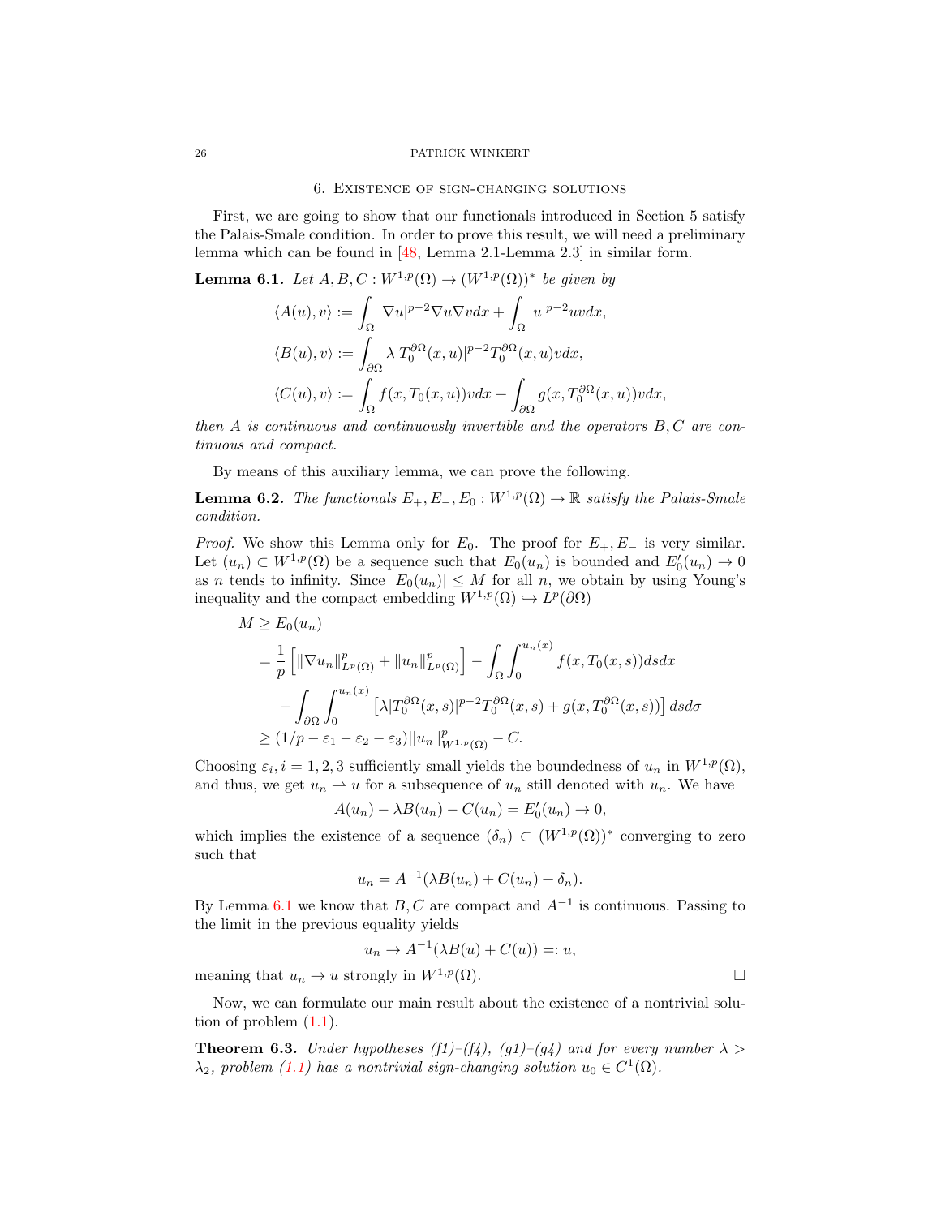## 6. Existence of sign-changing solutions

First, we are going to show that our functionals introduced in Section 5 satisfy the Palais-Smale condition. In order to prove this result, we will need a preliminary lemma which can be found in [48, Lemma 2.1-Lemma 2.3] in similar form.

**Lemma 6.1.** *Let $A, B, C : W^{1,p}(\Omega) \to (W^{1,p}(\Omega))^*$ be given by*

$$\langle A(u), v\rangle := \int_\Omega |\nabla u|^{p-2}\nabla u \nabla v dx + \int_\Omega |u|^{p-2}uv dx,$$

$$\langle B(u), v\rangle := \int_{\partial\Omega} \lambda |T_0^{\partial\Omega}(x,u)|^{p-2}T_0^{\partial\Omega}(x,u)v dx,$$

$$\langle C(u), v\rangle := \int_\Omega f(x, T_0(x,u))v dx + \int_{\partial\Omega} g(x, T_0^{\partial\Omega}(x,u))v dx,$$

*then $A$ is continuous and continuously invertible and the operators $B, C$ are continuous and compact.*

By means of this auxiliary lemma, we can prove the following.

**Lemma 6.2.** *The functionals $E_+, E_-, E_0 : W^{1,p}(\Omega) \to \mathbb{R}$ satisfy the Palais-Smale condition.*

*Proof.* We show this Lemma only for $E_0$. The proof for $E_+, E_-$ is very similar. Let $(u_n) \subset W^{1,p}(\Omega)$ be a sequence such that $E_0(u_n)$ is bounded and $E_0'(u_n) \to 0$ as $n$ tends to infinity. Since $|E_0(u_n)| \leq M$ for all $n$, we obtain by using Young's inequality and the compact embedding $W^{1,p}(\Omega) \hookrightarrow L^p(\partial\Omega)$

$$\begin{aligned}
M &\geq E_0(u_n) \\
&= \frac{1}{p}\left[\|\nabla u_n\|^p_{L^p(\Omega)} + \|u_n\|^p_{L^p(\Omega)}\right] - \int_\Omega \int_0^{u_n(x)} f(x, T_0(x,s)) ds dx \\
&\quad - \int_{\partial\Omega}\int_0^{u_n(x)} \left[\lambda |T_0^{\partial\Omega}(x,s)|^{p-2}T_0^{\partial\Omega}(x,s) + g(x, T_0^{\partial\Omega}(x,s))\right] ds d\sigma \\
&\geq (1/p - \varepsilon_1 - \varepsilon_2 - \varepsilon_3)||u_n||^p_{W^{1,p}(\Omega)} - C.
\end{aligned}$$

Choosing $\varepsilon_i, i = 1, 2, 3$ sufficiently small yields the boundedness of $u_n$ in $W^{1,p}(\Omega)$, and thus, we get $u_n \rightharpoonup u$ for a subsequence of $u_n$ still denoted with $u_n$. We have

$$A(u_n) - \lambda B(u_n) - C(u_n) = E_0'(u_n) \to 0,$$

which implies the existence of a sequence $(\delta_n) \subset (W^{1,p}(\Omega))^*$ converging to zero such that

$$u_n = A^{-1}(\lambda B(u_n) + C(u_n) + \delta_n).$$

By Lemma 6.1 we know that $B, C$ are compact and $A^{-1}$ is continuous. Passing to the limit in the previous equality yields

$$u_n \to A^{-1}(\lambda B(u) + C(u)) =: u,$$

meaning that $u_n \to u$ strongly in $W^{1,p}(\Omega)$. ☐

Now, we can formulate our main result about the existence of a nontrivial solution of problem (1.1).

**Theorem 6.3.** *Under hypotheses (f1)–(f4), (g1)–(g4) and for every number $\lambda > \lambda_2$, problem (1.1) has a nontrivial sign-changing solution $u_0 \in C^1(\overline{\Omega})$.*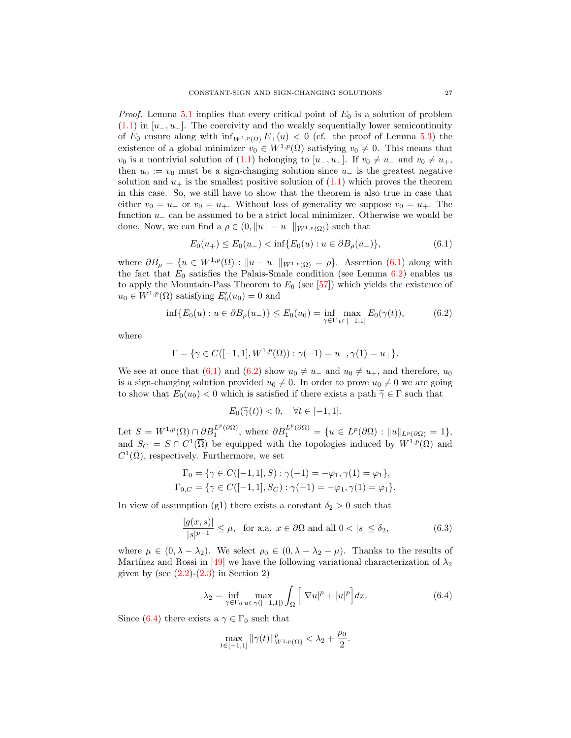*Proof.* Lemma 5.1 implies that every critical point of $E_0$ is a solution of problem (1.1) in $[u_-, u_+]$. The coercivity and the weakly sequentially lower semicontinuity of $E_0$ ensure along with $\inf_{W^{1,p}(\Omega)} E_+(u) < 0$ (cf. the proof of Lemma 5.3) the existence of a global minimizer $v_0 \in W^{1,p}(\Omega)$ satisfying $v_0 \neq 0$. This means that $v_0$ is a nontrivial solution of (1.1) belonging to $[u_-, u_+]$. If $v_0 \neq u_-$ and $v_0 \neq u_+$, then $u_0 := v_0$ must be a sign-changing solution since $u_-$ is the greatest negative solution and $u_+$ is the smallest positive solution of (1.1) which proves the theorem in this case. So, we still have to show that the theorem is also true in case that either $v_0 = u_-$ or $v_0 = u_+$. Without loss of generality we suppose $v_0 = u_+$. The function $u_-$ can be assumed to be a strict local minimizer. Otherwise we would be done. Now, we can find a $\rho \in (0, \|u_+ - u_-\|_{W^{1,p}(\Omega)})$ such that

$$E_0(u_+) \leq E_0(u_-) < \inf\{E_0(u) : u \in \partial B_\rho(u_-)\}, \tag{6.1}$$

where $\partial B_\rho = \{u \in W^{1,p}(\Omega) : \|u - u_-\|_{W^{1,p}(\Omega)} = \rho\}$. Assertion (6.1) along with the fact that $E_0$ satisfies the Palais-Smale condition (see Lemma 6.2) enables us to apply the Mountain-Pass Theorem to $E_0$ (see [57]) which yields the existence of $u_0 \in W^{1,p}(\Omega)$ satisfying $E_0'(u_0) = 0$ and

$$\inf\{E_0(u) : u \in \partial B_\rho(u_-)\} \leq E_0(u_0) = \inf_{\gamma \in \Gamma} \max_{t \in [-1,1]} E_0(\gamma(t)), \tag{6.2}$$

where

$$\Gamma = \{\gamma \in C([-1,1], W^{1,p}(\Omega)) : \gamma(-1) = u_-, \gamma(1) = u_+\}.$$

We see at once that (6.1) and (6.2) show $u_0 \neq u_-$ and $u_0 \neq u_+$, and therefore, $u_0$ is a sign-changing solution provided $u_0 \neq 0$. In order to prove $u_0 \neq 0$ we are going to show that $E_0(u_0) < 0$ which is satisfied if there exists a path $\widetilde{\gamma} \in \Gamma$ such that

$$E_0(\widetilde{\gamma}(t)) < 0, \quad \forall t \in [-1,1].$$

Let $S = W^{1,p}(\Omega) \cap \partial B_1^{L^p(\partial\Omega)}$, where $\partial B_1^{L^p(\partial\Omega)} = \{u \in L^p(\partial\Omega) : \|u\|_{L^p(\partial\Omega)} = 1\}$, and $S_C = S \cap C^1(\overline{\Omega})$ be equipped with the topologies induced by $W^{1,p}(\Omega)$ and $C^1(\overline{\Omega})$, respectively. Furthermore, we set

$$\Gamma_0 = \{\gamma \in C([-1,1], S) : \gamma(-1) = -\varphi_1, \gamma(1) = \varphi_1\},$$
$$\Gamma_{0,C} = \{\gamma \in C([-1,1], S_C) : \gamma(-1) = -\varphi_1, \gamma(1) = \varphi_1\}.$$

In view of assumption (g1) there exists a constant $\delta_2 > 0$ such that

$$\frac{|g(x,s)|}{|s|^{p-1}} \leq \mu, \quad \text{for a.a. } x \in \partial\Omega \text{ and all } 0 < |s| \leq \delta_2, \tag{6.3}$$

where $\mu \in (0, \lambda - \lambda_2)$. We select $\rho_0 \in (0, \lambda - \lambda_2 - \mu)$. Thanks to the results of Martínez and Rossi in [49] we have the following variational characterization of $\lambda_2$ given by (see (2.2)-(2.3) in Section 2)

$$\lambda_2 = \inf_{\gamma \in \Gamma_0} \max_{u \in \gamma([-1,1])} \int_\Omega \Big[|\nabla u|^p + |u|^p\Big] dx. \tag{6.4}$$

Since (6.4) there exists a $\gamma \in \Gamma_0$ such that

$$\max_{t \in [-1,1]} \|\gamma(t)\|^p_{W^{1,p}(\Omega)} < \lambda_2 + \frac{\rho_0}{2}.$$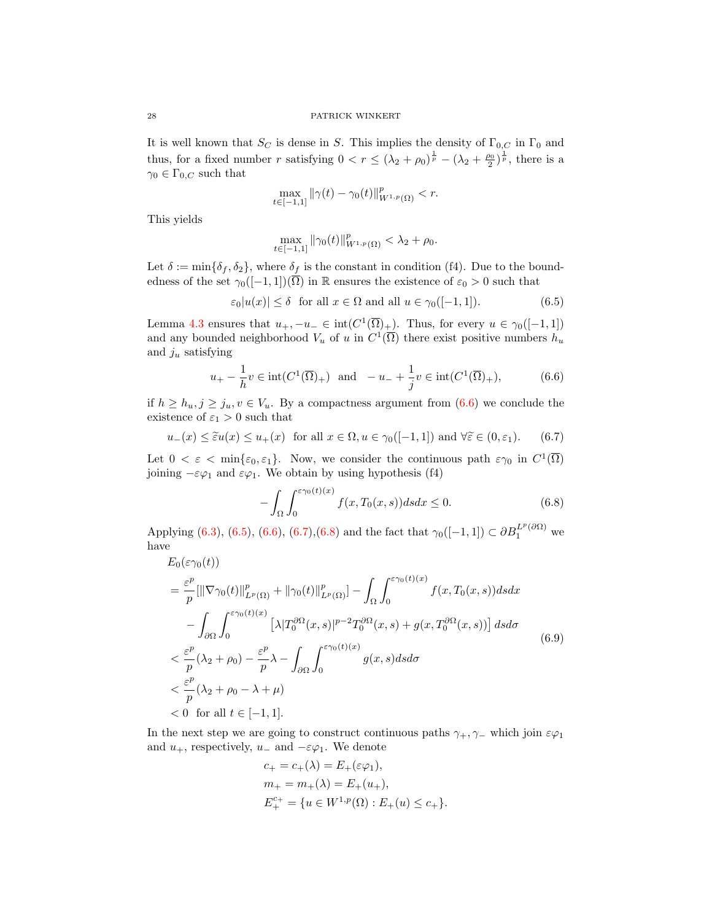It is well known that $S_C$ is dense in $S$. This implies the density of $\Gamma_{0,C}$ in $\Gamma_0$ and thus, for a fixed number $r$ satisfying $0 < r \leq (\lambda_2+\rho_0)^{\frac{1}{p}} - (\lambda_2 + \frac{\rho_0}{2})^{\frac{1}{p}}$, there is a $\gamma_0 \in \Gamma_{0,C}$ such that

$$\max_{t\in[-1,1]} \|\gamma(t)-\gamma_0(t)\|^p_{W^{1,p}(\Omega)} < r.$$

This yields

$$\max_{t\in[-1,1]} \|\gamma_0(t)\|^p_{W^{1,p}(\Omega)} < \lambda_2+\rho_0.$$

Let $\delta := \min\{\delta_f, \delta_2\}$, where $\delta_f$ is the constant in condition (f4). Due to the boundedness of the set $\gamma_0([-1,1])(\overline{\Omega})$ in $\mathbb{R}$ ensures the existence of $\varepsilon_0 > 0$ such that

$$\varepsilon_0 |u(x)| \leq \delta \quad \text{for all } x \in \Omega \text{ and all } u \in \gamma_0([-1,1]). \tag{6.5}$$

Lemma 4.3 ensures that $u_+, -u_- \in \operatorname{int}(C^1(\overline{\Omega})_+)$. Thus, for every $u \in \gamma_0([-1,1])$ and any bounded neighborhood $V_u$ of $u$ in $C^1(\overline{\Omega})$ there exist positive numbers $h_u$ and $j_u$ satisfying

$$u_+ - \frac{1}{h}v \in \operatorname{int}(C^1(\overline{\Omega})_+) \quad \text{and} \quad -u_- + \frac{1}{j}v \in \operatorname{int}(C^1(\overline{\Omega})_+), \tag{6.6}$$

if $h \geq h_u, j \geq j_u, v \in V_u$. By a compactness argument from (6.6) we conclude the existence of $\varepsilon_1 > 0$ such that

$$u_-(x) \leq \widetilde{\varepsilon} u(x) \leq u_+(x) \quad \text{for all } x \in \Omega, u \in \gamma_0([-1,1]) \text{ and } \forall \widetilde{\varepsilon} \in (0,\varepsilon_1). \tag{6.7}$$

Let $0 < \varepsilon < \min\{\varepsilon_0, \varepsilon_1\}$. Now, we consider the continuous path $\varepsilon\gamma_0$ in $C^1(\overline{\Omega})$ joining $-\varepsilon\varphi_1$ and $\varepsilon\varphi_1$. We obtain by using hypothesis (f4)

$$-\int_\Omega \int_0^{\varepsilon\gamma_0(t)(x)} f(x, T_0(x,s))dsdx \leq 0. \tag{6.8}$$

Applying (6.3), (6.5), (6.6), (6.7),(6.8) and the fact that $\gamma_0([-1,1]) \subset \partial B_1^{L^p(\partial\Omega)}$ we have

$$\begin{aligned}
&E_0(\varepsilon\gamma_0(t))\\
&= \frac{\varepsilon^p}{p}[\|\nabla\gamma_0(t)\|^p_{L^p(\Omega)} + \|\gamma_0(t)\|^p_{L^p(\Omega)}] - \int_\Omega \int_0^{\varepsilon\gamma_0(t)(x)} f(x, T_0(x,s))dsdx\\
&\quad - \int_{\partial\Omega}\int_0^{\varepsilon\gamma_0(t)(x)} \left[\lambda |T_0^{\partial\Omega}(x,s)|^{p-2}T_0^{\partial\Omega}(x,s) + g(x, T_0^{\partial\Omega}(x,s))\right] dsd\sigma\\
&< \frac{\varepsilon^p}{p}(\lambda_2+\rho_0) - \frac{\varepsilon^p}{p}\lambda - \int_{\partial\Omega}\int_0^{\varepsilon\gamma_0(t)(x)} g(x,s)dsd\sigma\\
&< \frac{\varepsilon^p}{p}(\lambda_2 + \rho_0 - \lambda + \mu)\\
&< 0 \quad \text{for all } t \in [-1,1].
\end{aligned} \tag{6.9}$$

In the next step we are going to construct continuous paths $\gamma_+, \gamma_-$ which join $\varepsilon\varphi_1$ and $u_+$, respectively, $u_-$ and $-\varepsilon\varphi_1$. We denote

$$\begin{aligned}
c_+ &= c_+(\lambda) = E_+(\varepsilon\varphi_1),\\
m_+ &= m_+(\lambda) = E_+(u_+),\\
E_+^{c_+} &= \{u \in W^{1,p}(\Omega) : E_+(u) \leq c_+\}.
\end{aligned}$$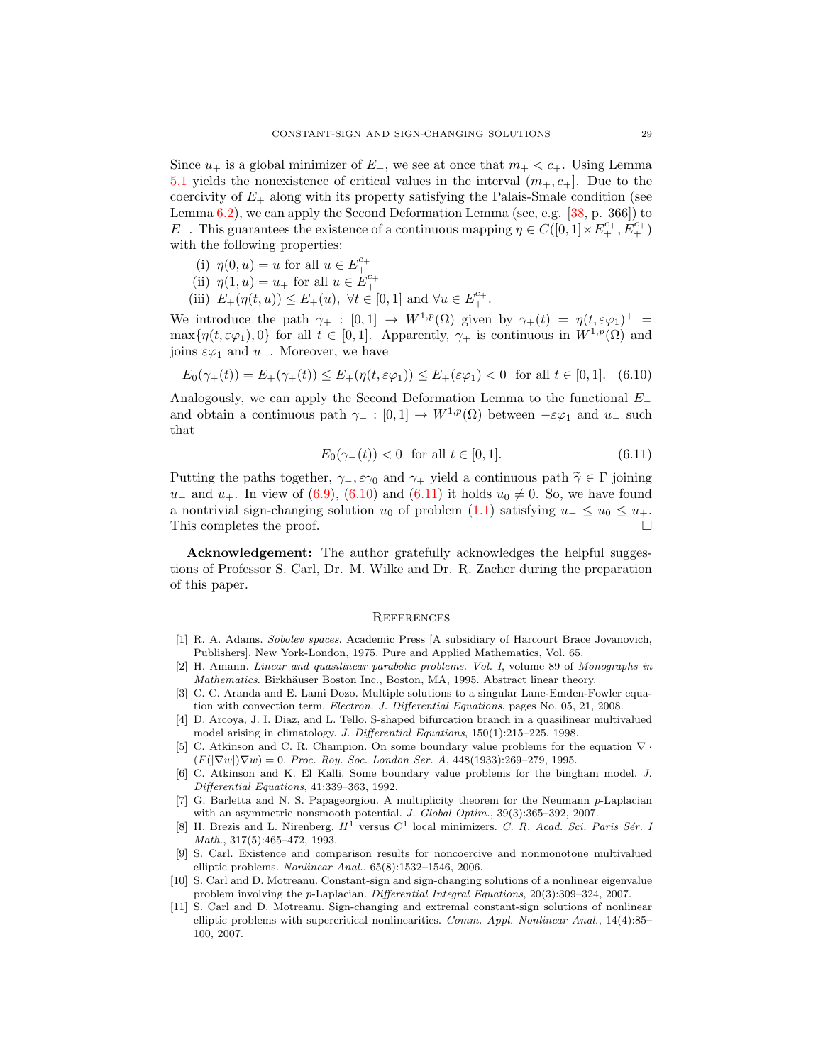Since $u_+$ is a global minimizer of $E_+$, we see at once that $m_+ < c_+$. Using Lemma 5.1 yields the nonexistence of critical values in the interval $(m_+, c_+]$. Due to the coercivity of $E_+$ along with its property satisfying the Palais-Smale condition (see Lemma 6.2), we can apply the Second Deformation Lemma (see, e.g. [38, p. 366]) to $E_+$. This guarantees the existence of a continuous mapping $\eta \in C([0,1] \times E_+^{c_+}, E_+^{c_+})$ with the following properties:

(i) $\eta(0,u) = u$ for all $u \in E_+^{c_+}$

(ii) $\eta(1,u) = u_+$ for all $u \in E_+^{c_+}$

(iii) $E_+(\eta(t,u)) \le E_+(u)$, $\forall t \in [0,1]$ and $\forall u \in E_+^{c_+}$.

We introduce the path $\gamma_+ : [0,1] \to W^{1,p}(\Omega)$ given by $\gamma_+(t) = \eta(t, \varepsilon\varphi_1)^+ = \max\{\eta(t,\varepsilon\varphi_1), 0\}$ for all $t \in [0,1]$. Apparently, $\gamma_+$ is continuous in $W^{1,p}(\Omega)$ and joins $\varepsilon\varphi_1$ and $u_+$. Moreover, we have

$$E_0(\gamma_+(t)) = E_+(\gamma_+(t)) \le E_+(\eta(t,\varepsilon\varphi_1)) \le E_+(\varepsilon\varphi_1) < 0 \quad \text{for all } t \in [0,1]. \tag{6.10}$$

Analogously, we can apply the Second Deformation Lemma to the functional $E_-$ and obtain a continuous path $\gamma_- : [0,1] \to W^{1,p}(\Omega)$ between $-\varepsilon\varphi_1$ and $u_-$ such that

$$E_0(\gamma_-(t)) < 0 \quad \text{for all } t \in [0,1]. \tag{6.11}$$

Putting the paths together, $\gamma_-, \varepsilon\gamma_0$ and $\gamma_+$ yield a continuous path $\tilde{\gamma} \in \Gamma$ joining $u_-$ and $u_+$. In view of (6.9), (6.10) and (6.11) it holds $u_0 \neq 0$. So, we have found a nontrivial sign-changing solution $u_0$ of problem (1.1) satisfying $u_- \le u_0 \le u_+$. This completes the proof. □

**Acknowledgement:** The author gratefully acknowledges the helpful suggestions of Professor S. Carl, Dr. M. Wilke and Dr. R. Zacher during the preparation of this paper.

## References

[1] R. A. Adams. *Sobolev spaces*. Academic Press [A subsidiary of Harcourt Brace Jovanovich, Publishers], New York-London, 1975. Pure and Applied Mathematics, Vol. 65.

[2] H. Amann. *Linear and quasilinear parabolic problems. Vol. I*, volume 89 of *Monographs in Mathematics*. Birkhäuser Boston Inc., Boston, MA, 1995. Abstract linear theory.

[3] C. C. Aranda and E. Lami Dozo. Multiple solutions to a singular Lane-Emden-Fowler equation with convection term. *Electron. J. Differential Equations*, pages No. 05, 21, 2008.

[4] D. Arcoya, J. I. Diaz, and L. Tello. S-shaped bifurcation branch in a quasilinear multivalued model arising in climatology. *J. Differential Equations*, 150(1):215–225, 1998.

[5] C. Atkinson and C. R. Champion. On some boundary value problems for the equation $\nabla \cdot (F(|\nabla w|)\nabla w) = 0$. *Proc. Roy. Soc. London Ser. A*, 448(1933):269–279, 1995.

[6] C. Atkinson and K. El Kalli. Some boundary value problems for the bingham model. *J. Differential Equations*, 41:339–363, 1992.

[7] G. Barletta and N. S. Papageorgiou. A multiplicity theorem for the Neumann $p$-Laplacian with an asymmetric nonsmooth potential. *J. Global Optim.*, 39(3):365–392, 2007.

[8] H. Brezis and L. Nirenberg. $H^1$ versus $C^1$ local minimizers. *C. R. Acad. Sci. Paris Sér. I Math.*, 317(5):465–472, 1993.

[9] S. Carl. Existence and comparison results for noncoercive and nonmonotone multivalued elliptic problems. *Nonlinear Anal.*, 65(8):1532–1546, 2006.

[10] S. Carl and D. Motreanu. Constant-sign and sign-changing solutions of a nonlinear eigenvalue problem involving the $p$-Laplacian. *Differential Integral Equations*, 20(3):309–324, 2007.

[11] S. Carl and D. Motreanu. Sign-changing and extremal constant-sign solutions of nonlinear elliptic problems with supercritical nonlinearities. *Comm. Appl. Nonlinear Anal.*, 14(4):85–100, 2007.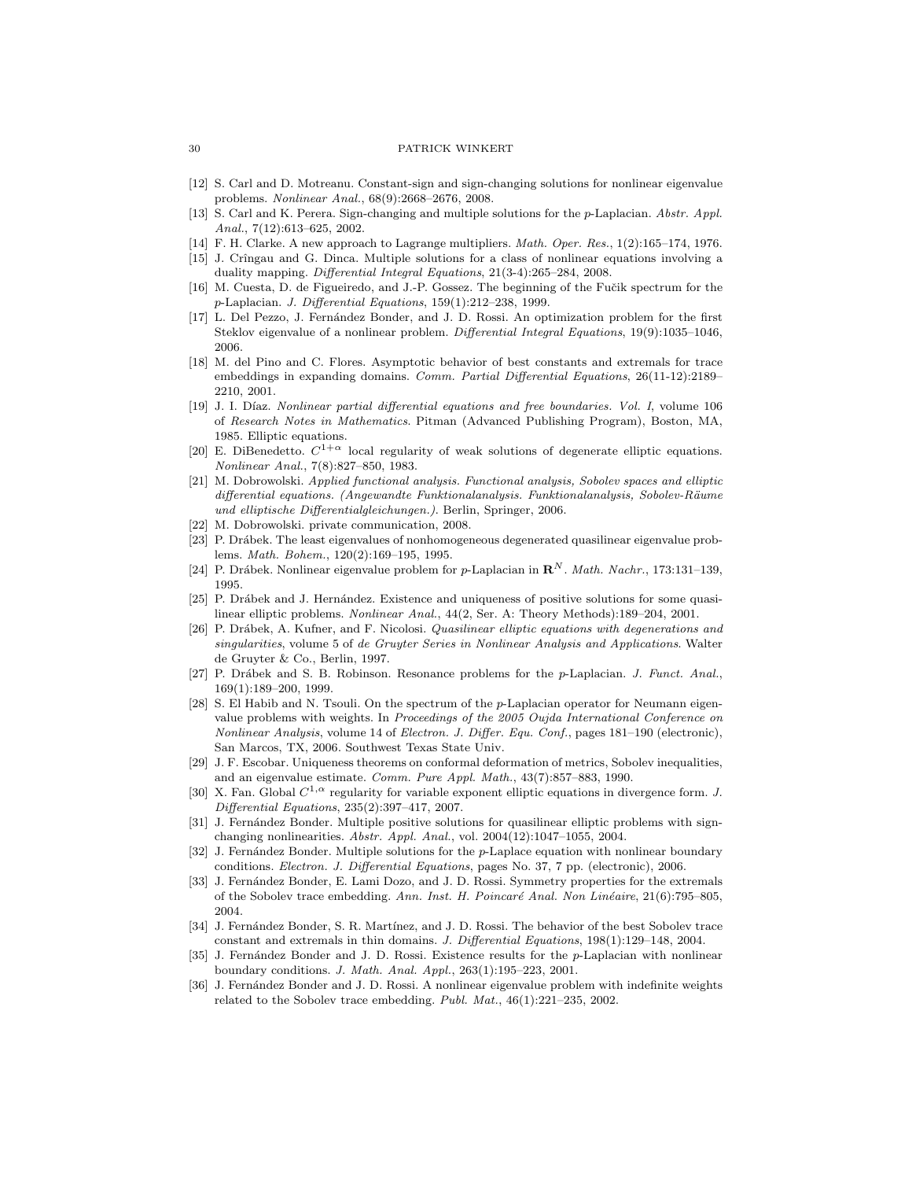[12] S. Carl and D. Motreanu. Constant-sign and sign-changing solutions for nonlinear eigenvalue problems. *Nonlinear Anal.*, 68(9):2668–2676, 2008.

[13] S. Carl and K. Perera. Sign-changing and multiple solutions for the $p$-Laplacian. *Abstr. Appl. Anal.*, 7(12):613–625, 2002.

[14] F. H. Clarke. A new approach to Lagrange multipliers. *Math. Oper. Res.*, 1(2):165–174, 1976.

[15] J. Crîngau and G. Dinca. Multiple solutions for a class of nonlinear equations involving a duality mapping. *Differential Integral Equations*, 21(3-4):265–284, 2008.

[16] M. Cuesta, D. de Figueiredo, and J.-P. Gossez. The beginning of the Fučik spectrum for the $p$-Laplacian. *J. Differential Equations*, 159(1):212–238, 1999.

[17] L. Del Pezzo, J. Fernández Bonder, and J. D. Rossi. An optimization problem for the first Steklov eigenvalue of a nonlinear problem. *Differential Integral Equations*, 19(9):1035–1046, 2006.

[18] M. del Pino and C. Flores. Asymptotic behavior of best constants and extremals for trace embeddings in expanding domains. *Comm. Partial Differential Equations*, 26(11-12):2189–2210, 2001.

[19] J. I. Díaz. *Nonlinear partial differential equations and free boundaries. Vol. I*, volume 106 of *Research Notes in Mathematics*. Pitman (Advanced Publishing Program), Boston, MA, 1985. Elliptic equations.

[20] E. DiBenedetto. $C^{1+\alpha}$ local regularity of weak solutions of degenerate elliptic equations. *Nonlinear Anal.*, 7(8):827–850, 1983.

[21] M. Dobrowolski. *Applied functional analysis. Functional analysis, Sobolev spaces and elliptic differential equations. (Angewandte Funktionalanalysis. Funktionalanalysis, Sobolev-Räume und elliptische Differentialgleichungen.)*. Berlin, Springer, 2006.

[22] M. Dobrowolski. private communication, 2008.

[23] P. Drábek. The least eigenvalues of nonhomogeneous degenerated quasilinear eigenvalue problems. *Math. Bohem.*, 120(2):169–195, 1995.

[24] P. Drábek. Nonlinear eigenvalue problem for $p$-Laplacian in $\mathbf{R}^N$. *Math. Nachr.*, 173:131–139, 1995.

[25] P. Drábek and J. Hernández. Existence and uniqueness of positive solutions for some quasilinear elliptic problems. *Nonlinear Anal.*, 44(2, Ser. A: Theory Methods):189–204, 2001.

[26] P. Drábek, A. Kufner, and F. Nicolosi. *Quasilinear elliptic equations with degenerations and singularities*, volume 5 of *de Gruyter Series in Nonlinear Analysis and Applications*. Walter de Gruyter & Co., Berlin, 1997.

[27] P. Drábek and S. B. Robinson. Resonance problems for the $p$-Laplacian. *J. Funct. Anal.*, 169(1):189–200, 1999.

[28] S. El Habib and N. Tsouli. On the spectrum of the $p$-Laplacian operator for Neumann eigenvalue problems with weights. In *Proceedings of the 2005 Oujda International Conference on Nonlinear Analysis*, volume 14 of *Electron. J. Differ. Equ. Conf.*, pages 181–190 (electronic), San Marcos, TX, 2006. Southwest Texas State Univ.

[29] J. F. Escobar. Uniqueness theorems on conformal deformation of metrics, Sobolev inequalities, and an eigenvalue estimate. *Comm. Pure Appl. Math.*, 43(7):857–883, 1990.

[30] X. Fan. Global $C^{1,\alpha}$ regularity for variable exponent elliptic equations in divergence form. *J. Differential Equations*, 235(2):397–417, 2007.

[31] J. Fernández Bonder. Multiple positive solutions for quasilinear elliptic problems with sign-changing nonlinearities. *Abstr. Appl. Anal.*, vol. 2004(12):1047–1055, 2004.

[32] J. Fernández Bonder. Multiple solutions for the $p$-Laplace equation with nonlinear boundary conditions. *Electron. J. Differential Equations*, pages No. 37, 7 pp. (electronic), 2006.

[33] J. Fernández Bonder, E. Lami Dozo, and J. D. Rossi. Symmetry properties for the extremals of the Sobolev trace embedding. *Ann. Inst. H. Poincaré Anal. Non Linéaire*, 21(6):795–805, 2004.

[34] J. Fernández Bonder, S. R. Martínez, and J. D. Rossi. The behavior of the best Sobolev trace constant and extremals in thin domains. *J. Differential Equations*, 198(1):129–148, 2004.

[35] J. Fernández Bonder and J. D. Rossi. Existence results for the $p$-Laplacian with nonlinear boundary conditions. *J. Math. Anal. Appl.*, 263(1):195–223, 2001.

[36] J. Fernández Bonder and J. D. Rossi. A nonlinear eigenvalue problem with indefinite weights related to the Sobolev trace embedding. *Publ. Mat.*, 46(1):221–235, 2002.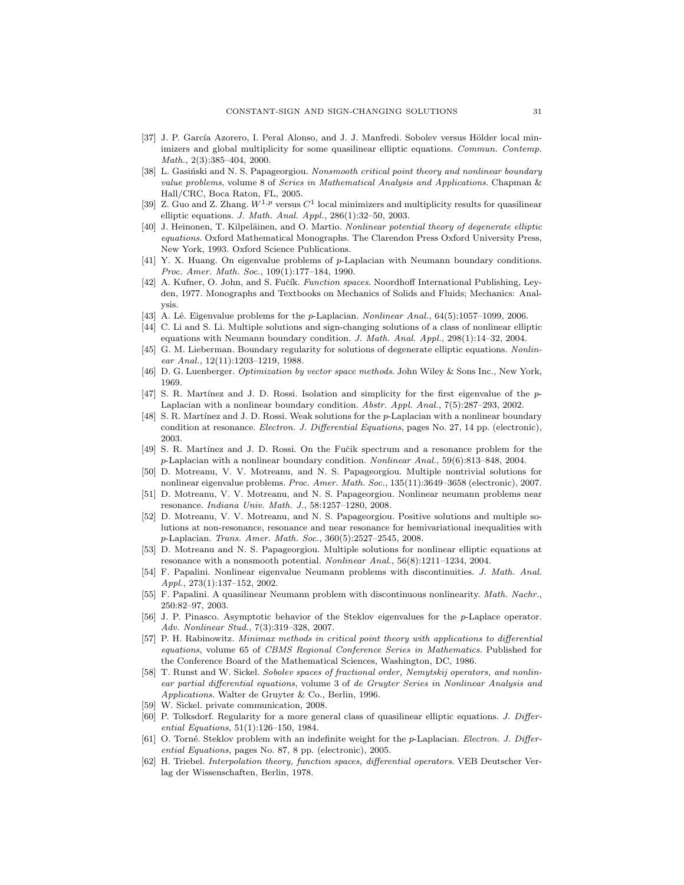[37] J. P. García Azorero, I. Peral Alonso, and J. J. Manfredi. Sobolev versus Hölder local minimizers and global multiplicity for some quasilinear elliptic equations. *Commun. Contemp. Math.*, 2(3):385–404, 2000.

[38] L. Gasiński and N. S. Papageorgiou. *Nonsmooth critical point theory and nonlinear boundary value problems*, volume 8 of *Series in Mathematical Analysis and Applications*. Chapman & Hall/CRC, Boca Raton, FL, 2005.

[39] Z. Guo and Z. Zhang. $W^{1,p}$ versus $C^1$ local minimizers and multiplicity results for quasilinear elliptic equations. *J. Math. Anal. Appl.*, 286(1):32–50, 2003.

[40] J. Heinonen, T. Kilpeläinen, and O. Martio. *Nonlinear potential theory of degenerate elliptic equations*. Oxford Mathematical Monographs. The Clarendon Press Oxford University Press, New York, 1993. Oxford Science Publications.

[41] Y. X. Huang. On eigenvalue problems of $p$-Laplacian with Neumann boundary conditions. *Proc. Amer. Math. Soc.*, 109(1):177–184, 1990.

[42] A. Kufner, O. John, and S. Fučík. *Function spaces*. Noordhoff International Publishing, Leyden, 1977. Monographs and Textbooks on Mechanics of Solids and Fluids; Mechanics: Analysis.

[43] A. Lê. Eigenvalue problems for the $p$-Laplacian. *Nonlinear Anal.*, 64(5):1057–1099, 2006.

[44] C. Li and S. Li. Multiple solutions and sign-changing solutions of a class of nonlinear elliptic equations with Neumann boundary condition. *J. Math. Anal. Appl.*, 298(1):14–32, 2004.

[45] G. M. Lieberman. Boundary regularity for solutions of degenerate elliptic equations. *Nonlinear Anal.*, 12(11):1203–1219, 1988.

[46] D. G. Luenberger. *Optimization by vector space methods*. John Wiley & Sons Inc., New York, 1969.

[47] S. R. Martínez and J. D. Rossi. Isolation and simplicity for the first eigenvalue of the $p$-Laplacian with a nonlinear boundary condition. *Abstr. Appl. Anal.*, 7(5):287–293, 2002.

[48] S. R. Martínez and J. D. Rossi. Weak solutions for the $p$-Laplacian with a nonlinear boundary condition at resonance. *Electron. J. Differential Equations*, pages No. 27, 14 pp. (electronic), 2003.

[49] S. R. Martínez and J. D. Rossi. On the Fučik spectrum and a resonance problem for the $p$-Laplacian with a nonlinear boundary condition. *Nonlinear Anal.*, 59(6):813–848, 2004.

[50] D. Motreanu, V. V. Motreanu, and N. S. Papageorgiou. Multiple nontrivial solutions for nonlinear eigenvalue problems. *Proc. Amer. Math. Soc.*, 135(11):3649–3658 (electronic), 2007.

[51] D. Motreanu, V. V. Motreanu, and N. S. Papageorgiou. Nonlinear neumann problems near resonance. *Indiana Univ. Math. J.*, 58:1257–1280, 2008.

[52] D. Motreanu, V. V. Motreanu, and N. S. Papageorgiou. Positive solutions and multiple solutions at non-resonance, resonance and near resonance for hemivariational inequalities with $p$-Laplacian. *Trans. Amer. Math. Soc.*, 360(5):2527–2545, 2008.

[53] D. Motreanu and N. S. Papageorgiou. Multiple solutions for nonlinear elliptic equations at resonance with a nonsmooth potential. *Nonlinear Anal.*, 56(8):1211–1234, 2004.

[54] F. Papalini. Nonlinear eigenvalue Neumann problems with discontinuities. *J. Math. Anal. Appl.*, 273(1):137–152, 2002.

[55] F. Papalini. A quasilinear Neumann problem with discontinuous nonlinearity. *Math. Nachr.*, 250:82–97, 2003.

[56] J. P. Pinasco. Asymptotic behavior of the Steklov eigenvalues for the $p$-Laplace operator. *Adv. Nonlinear Stud.*, 7(3):319–328, 2007.

[57] P. H. Rabinowitz. *Minimax methods in critical point theory with applications to differential equations*, volume 65 of *CBMS Regional Conference Series in Mathematics*. Published for the Conference Board of the Mathematical Sciences, Washington, DC, 1986.

[58] T. Runst and W. Sickel. *Sobolev spaces of fractional order, Nemytskij operators, and nonlinear partial differential equations*, volume 3 of *de Gruyter Series in Nonlinear Analysis and Applications*. Walter de Gruyter & Co., Berlin, 1996.

[59] W. Sickel. private communication, 2008.

[60] P. Tolksdorf. Regularity for a more general class of quasilinear elliptic equations. *J. Differential Equations*, 51(1):126–150, 1984.

[61] O. Torné. Steklov problem with an indefinite weight for the $p$-Laplacian. *Electron. J. Differential Equations*, pages No. 87, 8 pp. (electronic), 2005.

[62] H. Triebel. *Interpolation theory, function spaces, differential operators*. VEB Deutscher Verlag der Wissenschaften, Berlin, 1978.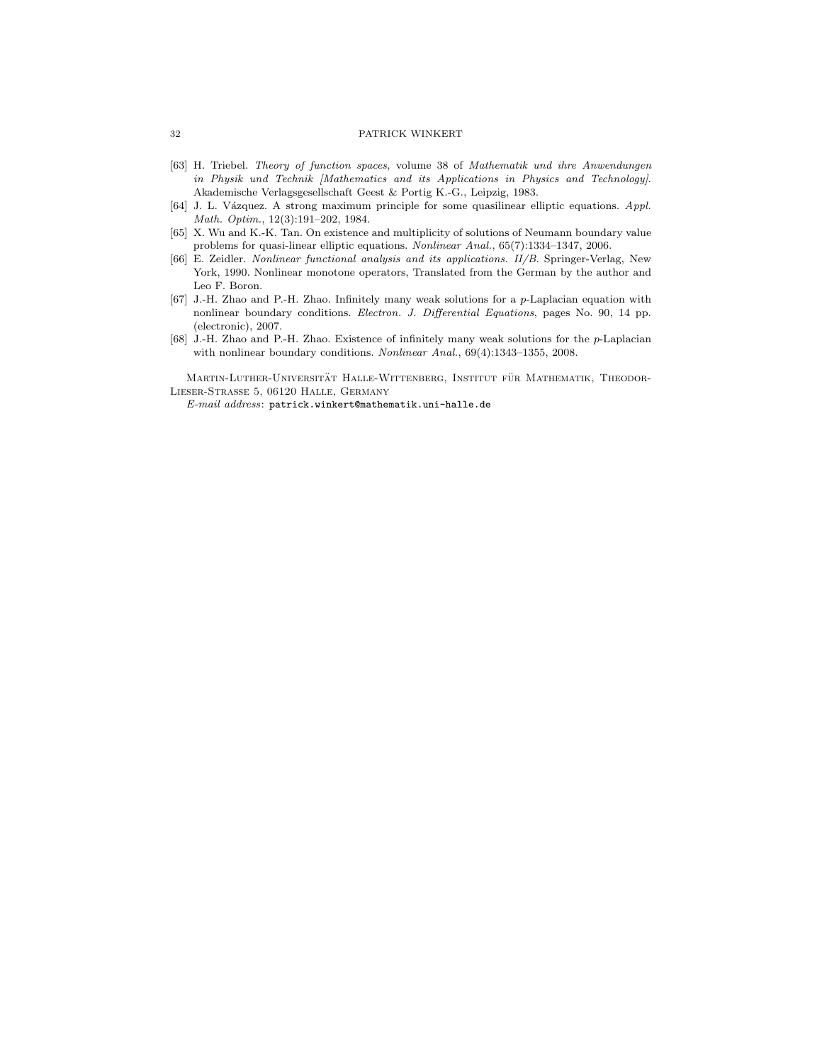[63] H. Triebel. *Theory of function spaces*, volume 38 of *Mathematik und ihre Anwendungen in Physik und Technik [Mathematics and its Applications in Physics and Technology]*. Akademische Verlagsgesellschaft Geest & Portig K.-G., Leipzig, 1983.

[64] J. L. Vázquez. A strong maximum principle for some quasilinear elliptic equations. *Appl. Math. Optim.*, 12(3):191–202, 1984.

[65] X. Wu and K.-K. Tan. On existence and multiplicity of solutions of Neumann boundary value problems for quasi-linear elliptic equations. *Nonlinear Anal.*, 65(7):1334–1347, 2006.

[66] E. Zeidler. *Nonlinear functional analysis and its applications. II/B*. Springer-Verlag, New York, 1990. Nonlinear monotone operators, Translated from the German by the author and Leo F. Boron.

[67] J.-H. Zhao and P.-H. Zhao. Infinitely many weak solutions for a $p$-Laplacian equation with nonlinear boundary conditions. *Electron. J. Differential Equations*, pages No. 90, 14 pp. (electronic), 2007.

[68] J.-H. Zhao and P.-H. Zhao. Existence of infinitely many weak solutions for the $p$-Laplacian with nonlinear boundary conditions. *Nonlinear Anal.*, 69(4):1343–1355, 2008.

Martin-Luther-Universität Halle-Wittenberg, Institut für Mathematik, Theodor-Lieser-Strasse 5, 06120 Halle, Germany

*E-mail address*: `patrick.winkert@mathematik.uni-halle.de`